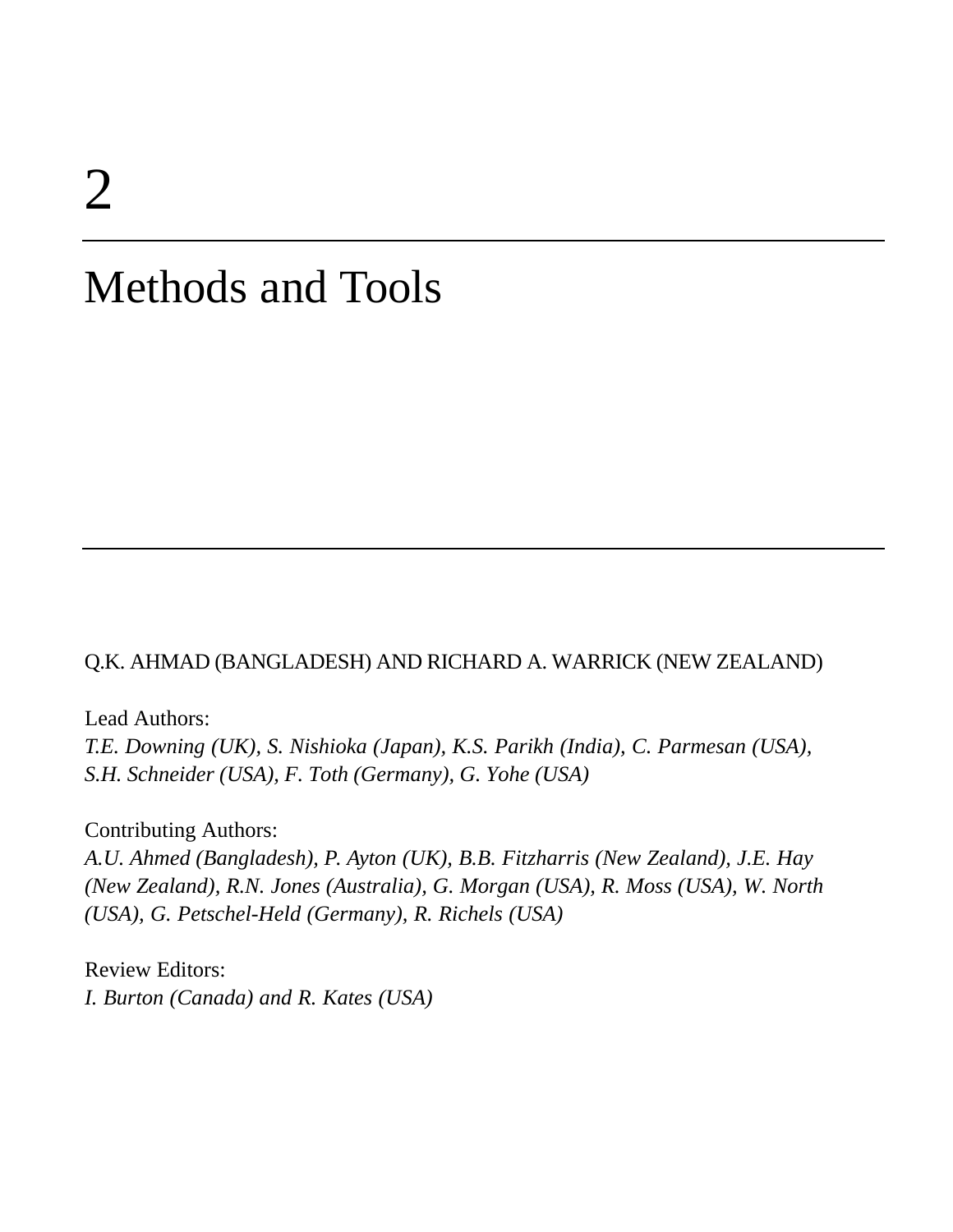# 2

# Methods and Tools

Q.K. AHMAD (BANGLADESH) AND RICHARD A. WARRICK (NEW ZEALAND)

Lead Authors:
*T.E. Downing (UK), S. Nishioka (Japan), K.S. Parikh (India), C. Parmesan (USA), S.H. Schneider (USA), F. Toth (Germany), G. Yohe (USA)*

Contributing Authors:
*A.U. Ahmed (Bangladesh), P. Ayton (UK), B.B. Fitzharris (New Zealand), J.E. Hay (New Zealand), R.N. Jones (Australia), G. Morgan (USA), R. Moss (USA), W. North (USA), G. Petschel-Held (Germany), R. Richels (USA)*

Review Editors:
*I. Burton (Canada) and R. Kates (USA)*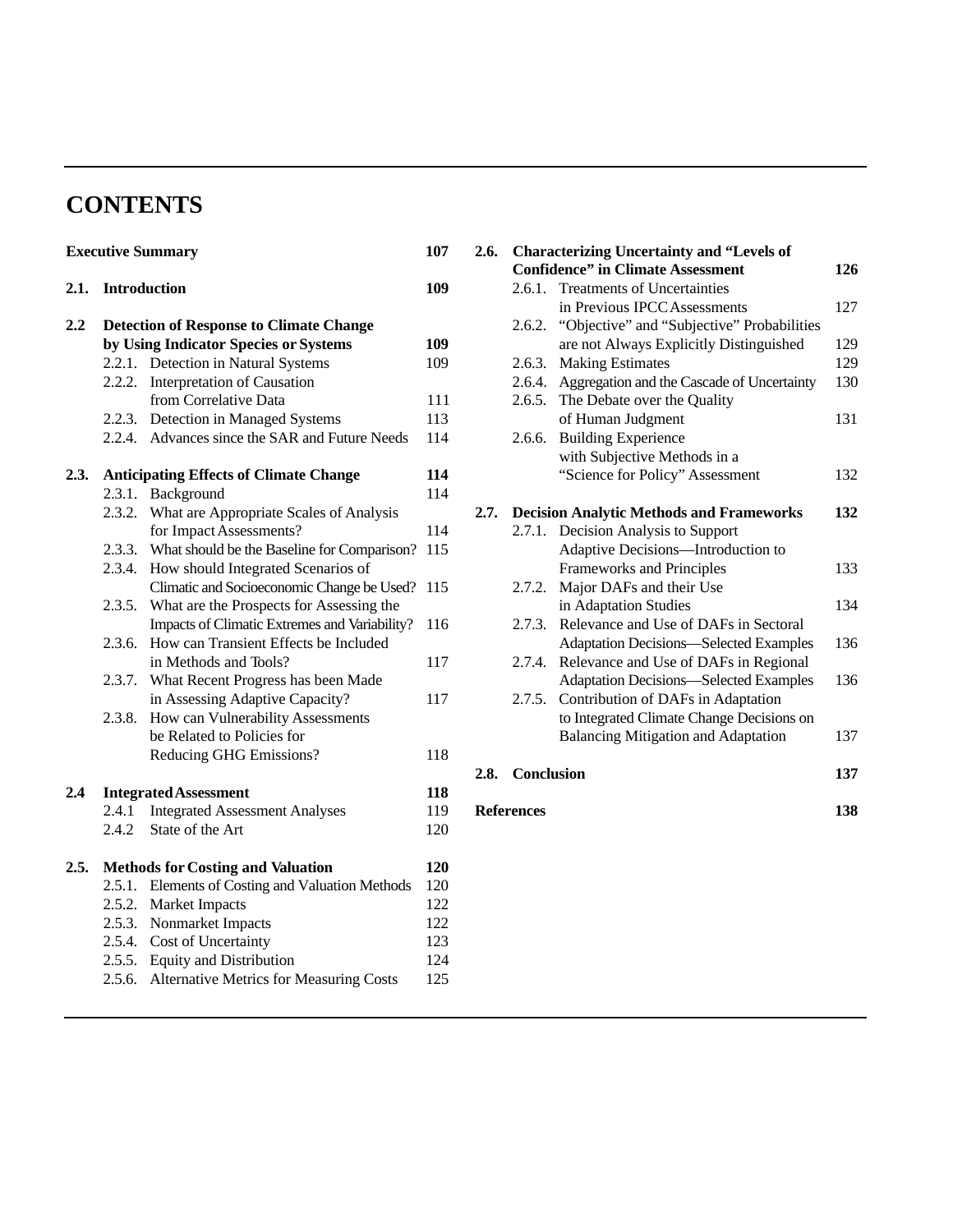# CONTENTS

**Executive Summary** **107**

**2.1. Introduction** **109**

**2.2 Detection of Response to Climate Change by Using Indicator Species or Systems** **109**

- 2.2.1. Detection in Natural Systems 109
- 2.2.2. Interpretation of Causation from Correlative Data 111
- 2.2.3. Detection in Managed Systems 113
- 2.2.4. Advances since the SAR and Future Needs 114

**2.3. Anticipating Effects of Climate Change** **114**

- 2.3.1. Background 114
- 2.3.2. What are Appropriate Scales of Analysis for Impact Assessments? 114
- 2.3.3. What should be the Baseline for Comparison? 115
- 2.3.4. How should Integrated Scenarios of Climatic and Socioeconomic Change be Used? 115
- 2.3.5. What are the Prospects for Assessing the Impacts of Climatic Extremes and Variability? 116
- 2.3.6. How can Transient Effects be Included in Methods and Tools? 117
- 2.3.7. What Recent Progress has been Made in Assessing Adaptive Capacity? 117
- 2.3.8. How can Vulnerability Assessments be Related to Policies for Reducing GHG Emissions? 118

**2.4 Integrated Assessment** **118**

- 2.4.1 Integrated Assessment Analyses 119
- 2.4.2 State of the Art 120

**2.5. Methods for Costing and Valuation** **120**

- 2.5.1. Elements of Costing and Valuation Methods 120
- 2.5.2. Market Impacts 122
- 2.5.3. Nonmarket Impacts 122
- 2.5.4. Cost of Uncertainty 123
- 2.5.5. Equity and Distribution 124
- 2.5.6. Alternative Metrics for Measuring Costs 125

**2.6. Characterizing Uncertainty and "Levels of Confidence" in Climate Assessment** **126**

- 2.6.1. Treatments of Uncertainties in Previous IPCC Assessments 127
- 2.6.2. "Objective" and "Subjective" Probabilities are not Always Explicitly Distinguished 129
- 2.6.3. Making Estimates 129
- 2.6.4. Aggregation and the Cascade of Uncertainty 130
- 2.6.5. The Debate over the Quality of Human Judgment 131
- 2.6.6. Building Experience with Subjective Methods in a "Science for Policy" Assessment 132

**2.7. Decision Analytic Methods and Frameworks** **132**

- 2.7.1. Decision Analysis to Support Adaptive Decisions—Introduction to Frameworks and Principles 133
- 2.7.2. Major DAFs and their Use in Adaptation Studies 134
- 2.7.3. Relevance and Use of DAFs in Sectoral Adaptation Decisions—Selected Examples 136
- 2.7.4. Relevance and Use of DAFs in Regional Adaptation Decisions—Selected Examples 136
- 2.7.5. Contribution of DAFs in Adaptation to Integrated Climate Change Decisions on Balancing Mitigation and Adaptation 137

**2.8. Conclusion** **137**

**References** **138**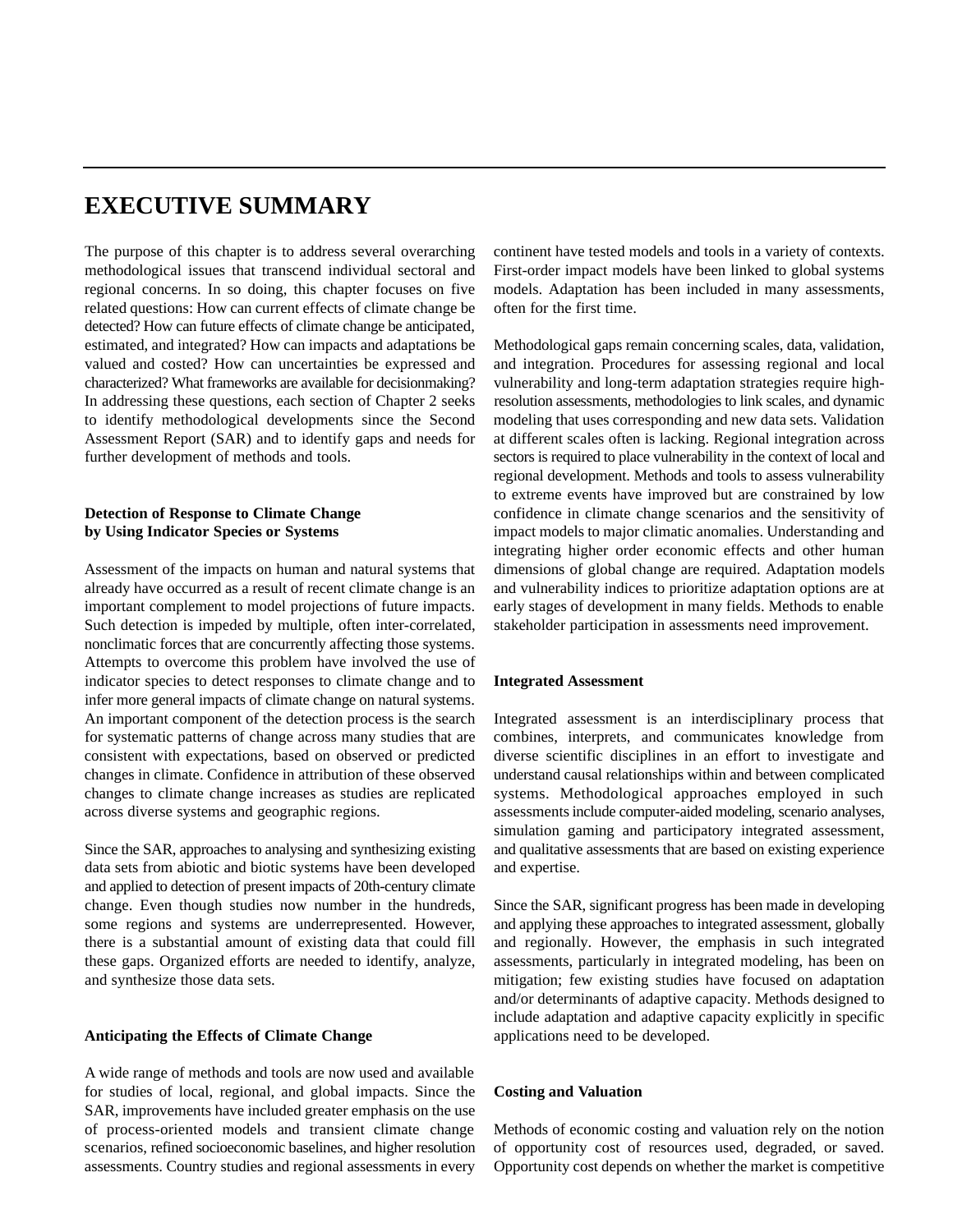# EXECUTIVE SUMMARY

The purpose of this chapter is to address several overarching methodological issues that transcend individual sectoral and regional concerns. In so doing, this chapter focuses on five related questions: How can current effects of climate change be detected? How can future effects of climate change be anticipated, estimated, and integrated? How can impacts and adaptations be valued and costed? How can uncertainties be expressed and characterized? What frameworks are available for decisionmaking? In addressing these questions, each section of Chapter 2 seeks to identify methodological developments since the Second Assessment Report (SAR) and to identify gaps and needs for further development of methods and tools.

**Detection of Response to Climate Change by Using Indicator Species or Systems**

Assessment of the impacts on human and natural systems that already have occurred as a result of recent climate change is an important complement to model projections of future impacts. Such detection is impeded by multiple, often inter-correlated, nonclimatic forces that are concurrently affecting those systems. Attempts to overcome this problem have involved the use of indicator species to detect responses to climate change and to infer more general impacts of climate change on natural systems. An important component of the detection process is the search for systematic patterns of change across many studies that are consistent with expectations, based on observed or predicted changes in climate. Confidence in attribution of these observed changes to climate change increases as studies are replicated across diverse systems and geographic regions.

Since the SAR, approaches to analysing and synthesizing existing data sets from abiotic and biotic systems have been developed and applied to detection of present impacts of 20th-century climate change. Even though studies now number in the hundreds, some regions and systems are underrepresented. However, there is a substantial amount of existing data that could fill these gaps. Organized efforts are needed to identify, analyze, and synthesize those data sets.

**Anticipating the Effects of Climate Change**

A wide range of methods and tools are now used and available for studies of local, regional, and global impacts. Since the SAR, improvements have included greater emphasis on the use of process-oriented models and transient climate change scenarios, refined socioeconomic baselines, and higher resolution assessments. Country studies and regional assessments in every continent have tested models and tools in a variety of contexts. First-order impact models have been linked to global systems models. Adaptation has been included in many assessments, often for the first time.

Methodological gaps remain concerning scales, data, validation, and integration. Procedures for assessing regional and local vulnerability and long-term adaptation strategies require high-resolution assessments, methodologies to link scales, and dynamic modeling that uses corresponding and new data sets. Validation at different scales often is lacking. Regional integration across sectors is required to place vulnerability in the context of local and regional development. Methods and tools to assess vulnerability to extreme events have improved but are constrained by low confidence in climate change scenarios and the sensitivity of impact models to major climatic anomalies. Understanding and integrating higher order economic effects and other human dimensions of global change are required. Adaptation models and vulnerability indices to prioritize adaptation options are at early stages of development in many fields. Methods to enable stakeholder participation in assessments need improvement.

**Integrated Assessment**

Integrated assessment is an interdisciplinary process that combines, interprets, and communicates knowledge from diverse scientific disciplines in an effort to investigate and understand causal relationships within and between complicated systems. Methodological approaches employed in such assessments include computer-aided modeling, scenario analyses, simulation gaming and participatory integrated assessment, and qualitative assessments that are based on existing experience and expertise.

Since the SAR, significant progress has been made in developing and applying these approaches to integrated assessment, globally and regionally. However, the emphasis in such integrated assessments, particularly in integrated modeling, has been on mitigation; few existing studies have focused on adaptation and/or determinants of adaptive capacity. Methods designed to include adaptation and adaptive capacity explicitly in specific applications need to be developed.

**Costing and Valuation**

Methods of economic costing and valuation rely on the notion of opportunity cost of resources used, degraded, or saved. Opportunity cost depends on whether the market is competitive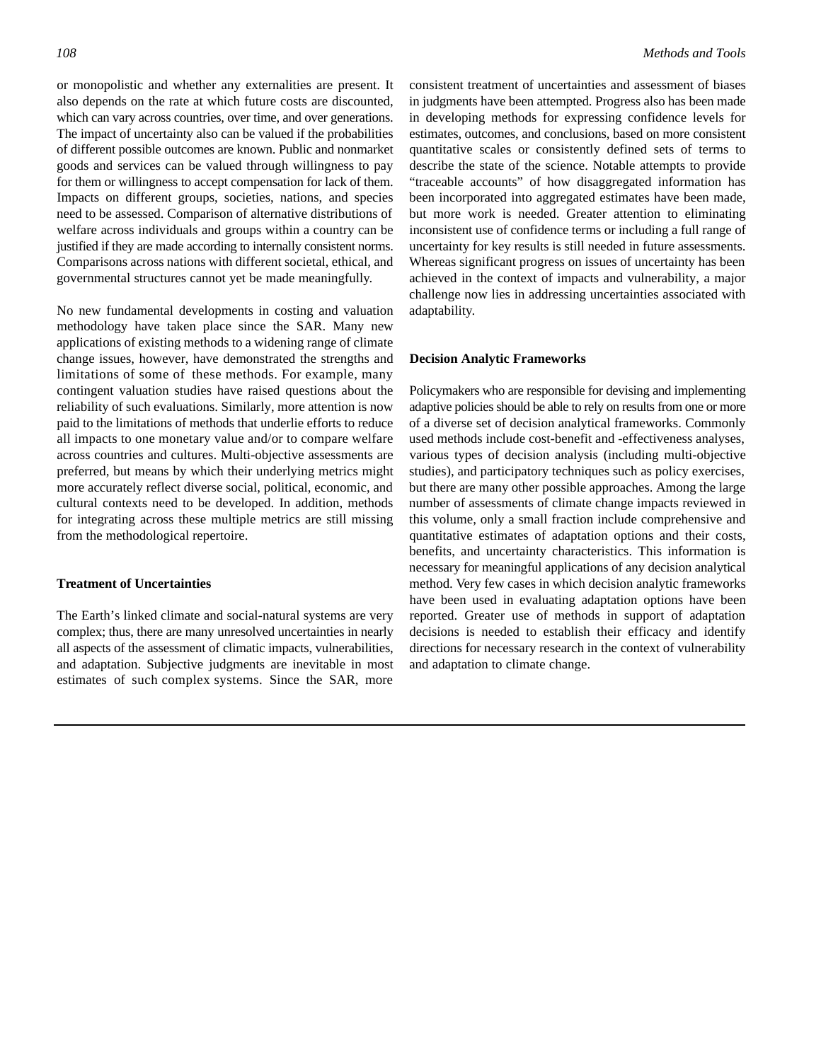or monopolistic and whether any externalities are present. It also depends on the rate at which future costs are discounted, which can vary across countries, over time, and over generations. The impact of uncertainty also can be valued if the probabilities of different possible outcomes are known. Public and nonmarket goods and services can be valued through willingness to pay for them or willingness to accept compensation for lack of them. Impacts on different groups, societies, nations, and species need to be assessed. Comparison of alternative distributions of welfare across individuals and groups within a country can be justified if they are made according to internally consistent norms. Comparisons across nations with different societal, ethical, and governmental structures cannot yet be made meaningfully.

No new fundamental developments in costing and valuation methodology have taken place since the SAR. Many new applications of existing methods to a widening range of climate change issues, however, have demonstrated the strengths and limitations of some of these methods. For example, many contingent valuation studies have raised questions about the reliability of such evaluations. Similarly, more attention is now paid to the limitations of methods that underlie efforts to reduce all impacts to one monetary value and/or to compare welfare across countries and cultures. Multi-objective assessments are preferred, but means by which their underlying metrics might more accurately reflect diverse social, political, economic, and cultural contexts need to be developed. In addition, methods for integrating across these multiple metrics are still missing from the methodological repertoire.

#### Treatment of Uncertainties

The Earth's linked climate and social-natural systems are very complex; thus, there are many unresolved uncertainties in nearly all aspects of the assessment of climatic impacts, vulnerabilities, and adaptation. Subjective judgments are inevitable in most estimates of such complex systems. Since the SAR, more consistent treatment of uncertainties and assessment of biases in judgments have been attempted. Progress also has been made in developing methods for expressing confidence levels for estimates, outcomes, and conclusions, based on more consistent quantitative scales or consistently defined sets of terms to describe the state of the science. Notable attempts to provide "traceable accounts" of how disaggregated information has been incorporated into aggregated estimates have been made, but more work is needed. Greater attention to eliminating inconsistent use of confidence terms or including a full range of uncertainty for key results is still needed in future assessments. Whereas significant progress on issues of uncertainty has been achieved in the context of impacts and vulnerability, a major challenge now lies in addressing uncertainties associated with adaptability.

#### Decision Analytic Frameworks

Policymakers who are responsible for devising and implementing adaptive policies should be able to rely on results from one or more of a diverse set of decision analytical frameworks. Commonly used methods include cost-benefit and -effectiveness analyses, various types of decision analysis (including multi-objective studies), and participatory techniques such as policy exercises, but there are many other possible approaches. Among the large number of assessments of climate change impacts reviewed in this volume, only a small fraction include comprehensive and quantitative estimates of adaptation options and their costs, benefits, and uncertainty characteristics. This information is necessary for meaningful applications of any decision analytical method. Very few cases in which decision analytic frameworks have been used in evaluating adaptation options have been reported. Greater use of methods in support of adaptation decisions is needed to establish their efficacy and identify directions for necessary research in the context of vulnerability and adaptation to climate change.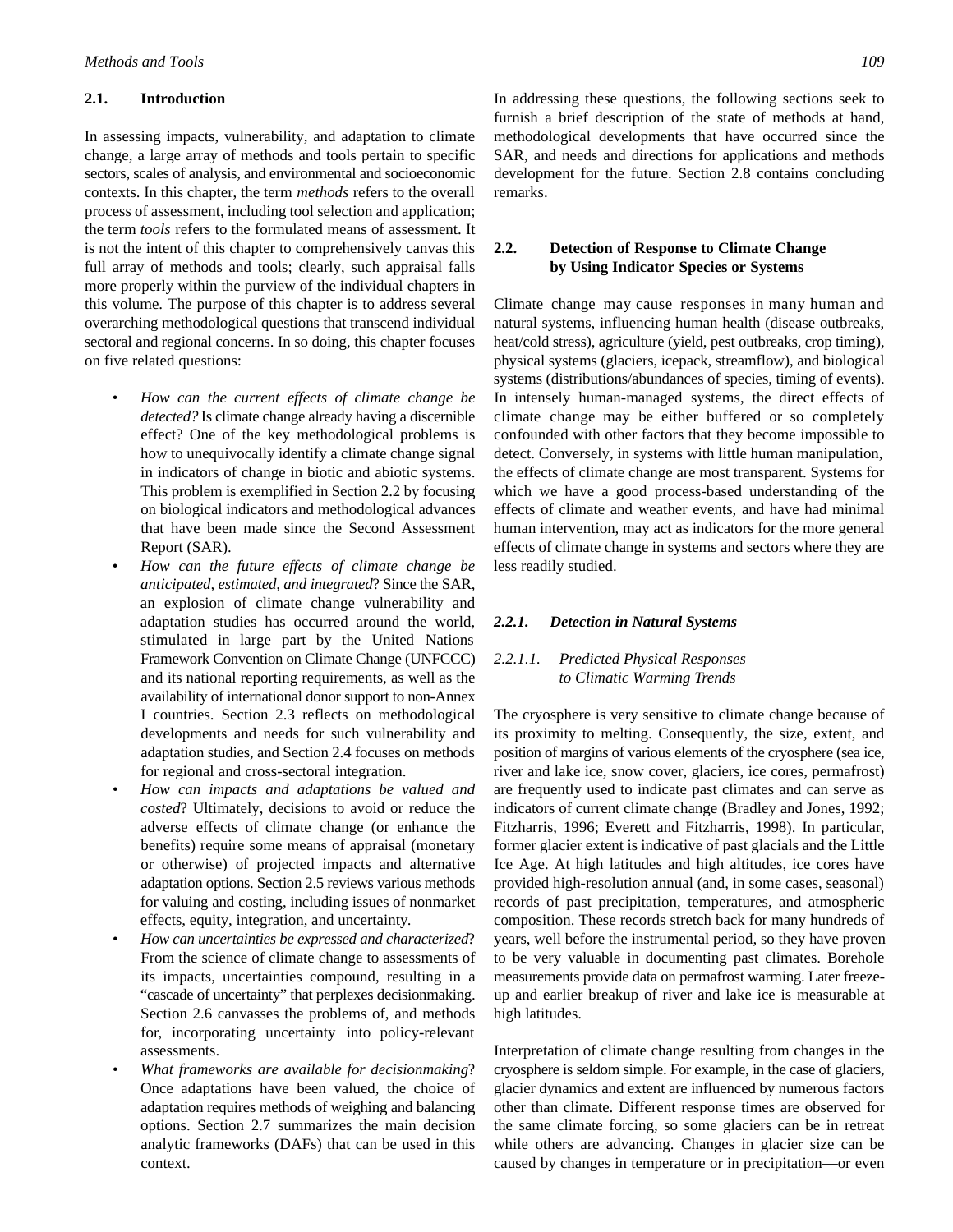## 2.1. Introduction

In assessing impacts, vulnerability, and adaptation to climate change, a large array of methods and tools pertain to specific sectors, scales of analysis, and environmental and socioeconomic contexts. In this chapter, the term *methods* refers to the overall process of assessment, including tool selection and application; the term *tools* refers to the formulated means of assessment. It is not the intent of this chapter to comprehensively canvas this full array of methods and tools; clearly, such appraisal falls more properly within the purview of the individual chapters in this volume. The purpose of this chapter is to address several overarching methodological questions that transcend individual sectoral and regional concerns. In so doing, this chapter focuses on five related questions:

- *How can the current effects of climate change be detected?* Is climate change already having a discernible effect? One of the key methodological problems is how to unequivocally identify a climate change signal in indicators of change in biotic and abiotic systems. This problem is exemplified in Section 2.2 by focusing on biological indicators and methodological advances that have been made since the Second Assessment Report (SAR).
- *How can the future effects of climate change be anticipated, estimated, and integrated*? Since the SAR, an explosion of climate change vulnerability and adaptation studies has occurred around the world, stimulated in large part by the United Nations Framework Convention on Climate Change (UNFCCC) and its national reporting requirements, as well as the availability of international donor support to non-Annex I countries. Section 2.3 reflects on methodological developments and needs for such vulnerability and adaptation studies, and Section 2.4 focuses on methods for regional and cross-sectoral integration.
- *How can impacts and adaptations be valued and costed*? Ultimately, decisions to avoid or reduce the adverse effects of climate change (or enhance the benefits) require some means of appraisal (monetary or otherwise) of projected impacts and alternative adaptation options. Section 2.5 reviews various methods for valuing and costing, including issues of nonmarket effects, equity, integration, and uncertainty.
- *How can uncertainties be expressed and characterized*? From the science of climate change to assessments of its impacts, uncertainties compound, resulting in a "cascade of uncertainty" that perplexes decisionmaking. Section 2.6 canvasses the problems of, and methods for, incorporating uncertainty into policy-relevant assessments.
- *What frameworks are available for decisionmaking*? Once adaptations have been valued, the choice of adaptation requires methods of weighing and balancing options. Section 2.7 summarizes the main decision analytic frameworks (DAFs) that can be used in this context.

In addressing these questions, the following sections seek to furnish a brief description of the state of methods at hand, methodological developments that have occurred since the SAR, and needs and directions for applications and methods development for the future. Section 2.8 contains concluding remarks.

## 2.2. Detection of Response to Climate Change by Using Indicator Species or Systems

Climate change may cause responses in many human and natural systems, influencing human health (disease outbreaks, heat/cold stress), agriculture (yield, pest outbreaks, crop timing), physical systems (glaciers, icepack, streamflow), and biological systems (distributions/abundances of species, timing of events). In intensely human-managed systems, the direct effects of climate change may be either buffered or so completely confounded with other factors that they become impossible to detect. Conversely, in systems with little human manipulation, the effects of climate change are most transparent. Systems for which we have a good process-based understanding of the effects of climate and weather events, and have had minimal human intervention, may act as indicators for the more general effects of climate change in systems and sectors where they are less readily studied.

### *2.2.1. Detection in Natural Systems*

#### *2.2.1.1. Predicted Physical Responses to Climatic Warming Trends*

The cryosphere is very sensitive to climate change because of its proximity to melting. Consequently, the size, extent, and position of margins of various elements of the cryosphere (sea ice, river and lake ice, snow cover, glaciers, ice cores, permafrost) are frequently used to indicate past climates and can serve as indicators of current climate change (Bradley and Jones, 1992; Fitzharris, 1996; Everett and Fitzharris, 1998). In particular, former glacier extent is indicative of past glacials and the Little Ice Age. At high latitudes and high altitudes, ice cores have provided high-resolution annual (and, in some cases, seasonal) records of past precipitation, temperatures, and atmospheric composition. These records stretch back for many hundreds of years, well before the instrumental period, so they have proven to be very valuable in documenting past climates. Borehole measurements provide data on permafrost warming. Later freeze-up and earlier breakup of river and lake ice is measurable at high latitudes.

Interpretation of climate change resulting from changes in the cryosphere is seldom simple. For example, in the case of glaciers, glacier dynamics and extent are influenced by numerous factors other than climate. Different response times are observed for the same climate forcing, so some glaciers can be in retreat while others are advancing. Changes in glacier size can be caused by changes in temperature or in precipitation—or even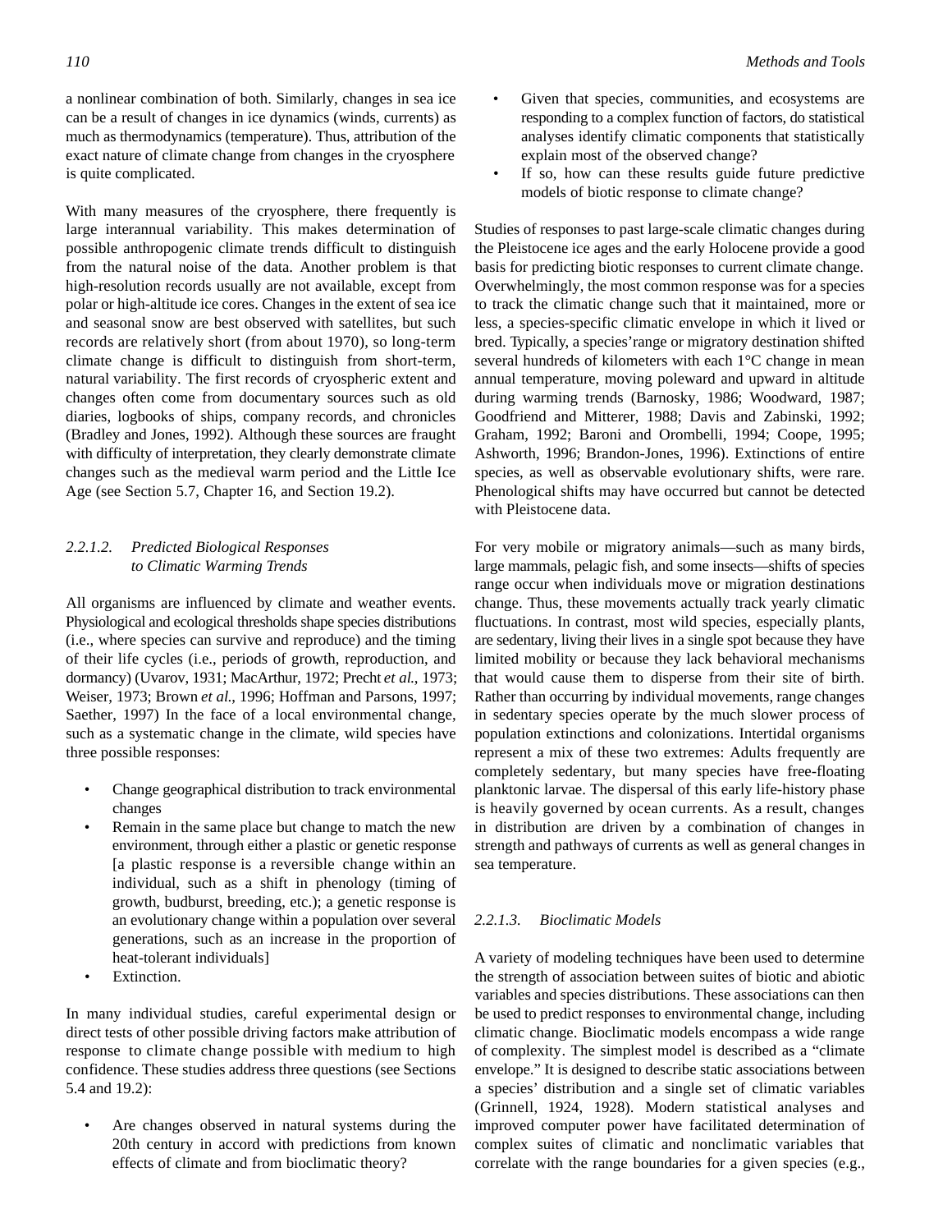a nonlinear combination of both. Similarly, changes in sea ice can be a result of changes in ice dynamics (winds, currents) as much as thermodynamics (temperature). Thus, attribution of the exact nature of climate change from changes in the cryosphere is quite complicated.

With many measures of the cryosphere, there frequently is large interannual variability. This makes determination of possible anthropogenic climate trends difficult to distinguish from the natural noise of the data. Another problem is that high-resolution records usually are not available, except from polar or high-altitude ice cores. Changes in the extent of sea ice and seasonal snow are best observed with satellites, but such records are relatively short (from about 1970), so long-term climate change is difficult to distinguish from short-term, natural variability. The first records of cryospheric extent and changes often come from documentary sources such as old diaries, logbooks of ships, company records, and chronicles (Bradley and Jones, 1992). Although these sources are fraught with difficulty of interpretation, they clearly demonstrate climate changes such as the medieval warm period and the Little Ice Age (see Section 5.7, Chapter 16, and Section 19.2).

#### *2.2.1.2. Predicted Biological Responses to Climatic Warming Trends*

All organisms are influenced by climate and weather events. Physiological and ecological thresholds shape species distributions (i.e., where species can survive and reproduce) and the timing of their life cycles (i.e., periods of growth, reproduction, and dormancy) (Uvarov, 1931; MacArthur, 1972; Precht *et al.*, 1973; Weiser, 1973; Brown *et al.*, 1996; Hoffman and Parsons, 1997; Saether, 1997) In the face of a local environmental change, such as a systematic change in the climate, wild species have three possible responses:

- Change geographical distribution to track environmental changes
- Remain in the same place but change to match the new environment, through either a plastic or genetic response [a plastic response is a reversible change within an individual, such as a shift in phenology (timing of growth, budburst, breeding, etc.); a genetic response is an evolutionary change within a population over several generations, such as an increase in the proportion of heat-tolerant individuals]
- Extinction.

In many individual studies, careful experimental design or direct tests of other possible driving factors make attribution of response to climate change possible with medium to high confidence. These studies address three questions (see Sections 5.4 and 19.2):

- Are changes observed in natural systems during the 20th century in accord with predictions from known effects of climate and from bioclimatic theory?
- Given that species, communities, and ecosystems are responding to a complex function of factors, do statistical analyses identify climatic components that statistically explain most of the observed change?
- If so, how can these results guide future predictive models of biotic response to climate change?

Studies of responses to past large-scale climatic changes during the Pleistocene ice ages and the early Holocene provide a good basis for predicting biotic responses to current climate change. Overwhelmingly, the most common response was for a species to track the climatic change such that it maintained, more or less, a species-specific climatic envelope in which it lived or bred. Typically, a species' range or migratory destination shifted several hundreds of kilometers with each 1°C change in mean annual temperature, moving poleward and upward in altitude during warming trends (Barnosky, 1986; Woodward, 1987; Goodfriend and Mitterer, 1988; Davis and Zabinski, 1992; Graham, 1992; Baroni and Orombelli, 1994; Coope, 1995; Ashworth, 1996; Brandon-Jones, 1996). Extinctions of entire species, as well as observable evolutionary shifts, were rare. Phenological shifts may have occurred but cannot be detected with Pleistocene data.

For very mobile or migratory animals—such as many birds, large mammals, pelagic fish, and some insects—shifts of species range occur when individuals move or migration destinations change. Thus, these movements actually track yearly climatic fluctuations. In contrast, most wild species, especially plants, are sedentary, living their lives in a single spot because they have limited mobility or because they lack behavioral mechanisms that would cause them to disperse from their site of birth. Rather than occurring by individual movements, range changes in sedentary species operate by the much slower process of population extinctions and colonizations. Intertidal organisms represent a mix of these two extremes: Adults frequently are completely sedentary, but many species have free-floating planktonic larvae. The dispersal of this early life-history phase is heavily governed by ocean currents. As a result, changes in distribution are driven by a combination of changes in strength and pathways of currents as well as general changes in sea temperature.

#### *2.2.1.3. Bioclimatic Models*

A variety of modeling techniques have been used to determine the strength of association between suites of biotic and abiotic variables and species distributions. These associations can then be used to predict responses to environmental change, including climatic change. Bioclimatic models encompass a wide range of complexity. The simplest model is described as a "climate envelope." It is designed to describe static associations between a species' distribution and a single set of climatic variables (Grinnell, 1924, 1928). Modern statistical analyses and improved computer power have facilitated determination of complex suites of climatic and nonclimatic variables that correlate with the range boundaries for a given species (e.g.,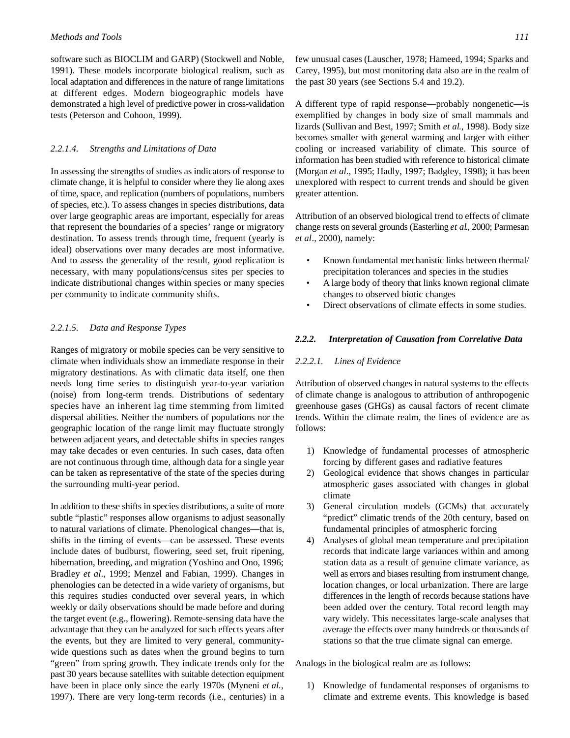software such as BIOCLIM and GARP) (Stockwell and Noble, 1991). These models incorporate biological realism, such as local adaptation and differences in the nature of range limitations at different edges. Modern biogeographic models have demonstrated a high level of predictive power in cross-validation tests (Peterson and Cohoon, 1999).

#### *2.2.1.4. Strengths and Limitations of Data*

In assessing the strengths of studies as indicators of response to climate change, it is helpful to consider where they lie along axes of time, space, and replication (numbers of populations, numbers of species, etc.). To assess changes in species distributions, data over large geographic areas are important, especially for areas that represent the boundaries of a species' range or migratory destination. To assess trends through time, frequent (yearly is ideal) observations over many decades are most informative. And to assess the generality of the result, good replication is necessary, with many populations/census sites per species to indicate distributional changes within species or many species per community to indicate community shifts.

#### *2.2.1.5. Data and Response Types*

Ranges of migratory or mobile species can be very sensitive to climate when individuals show an immediate response in their migratory destinations. As with climatic data itself, one then needs long time series to distinguish year-to-year variation (noise) from long-term trends. Distributions of sedentary species have an inherent lag time stemming from limited dispersal abilities. Neither the numbers of populations nor the geographic location of the range limit may fluctuate strongly between adjacent years, and detectable shifts in species ranges may take decades or even centuries. In such cases, data often are not continuous through time, although data for a single year can be taken as representative of the state of the species during the surrounding multi-year period.

In addition to these shifts in species distributions, a suite of more subtle "plastic" responses allow organisms to adjust seasonally to natural variations of climate. Phenological changes—that is, shifts in the timing of events—can be assessed. These events include dates of budburst, flowering, seed set, fruit ripening, hibernation, breeding, and migration (Yoshino and Ono, 1996; Bradley *et al*., 1999; Menzel and Fabian, 1999). Changes in phenologies can be detected in a wide variety of organisms, but this requires studies conducted over several years, in which weekly or daily observations should be made before and during the target event (e.g., flowering). Remote-sensing data have the advantage that they can be analyzed for such effects years after the events, but they are limited to very general, community-wide questions such as dates when the ground begins to turn "green" from spring growth. They indicate trends only for the past 30 years because satellites with suitable detection equipment have been in place only since the early 1970s (Myneni *et al.,* 1997). There are very long-term records (i.e., centuries) in a few unusual cases (Lauscher, 1978; Hameed, 1994; Sparks and Carey, 1995), but most monitoring data also are in the realm of the past 30 years (see Sections 5.4 and 19.2).

A different type of rapid response—probably nongenetic—is exemplified by changes in body size of small mammals and lizards (Sullivan and Best, 1997; Smith *et al*., 1998). Body size becomes smaller with general warming and larger with either cooling or increased variability of climate. This source of information has been studied with reference to historical climate (Morgan *et al*., 1995; Hadly, 1997; Badgley, 1998); it has been unexplored with respect to current trends and should be given greater attention.

Attribution of an observed biological trend to effects of climate change rests on several grounds (Easterling *et al*., 2000; Parmesan *et al*., 2000), namely:

- Known fundamental mechanistic links between thermal/precipitation tolerances and species in the studies
- A large body of theory that links known regional climate changes to observed biotic changes
- Direct observations of climate effects in some studies.

### ***2.2.2. Interpretation of Causation from Correlative Data***

#### *2.2.2.1. Lines of Evidence*

Attribution of observed changes in natural systems to the effects of climate change is analogous to attribution of anthropogenic greenhouse gases (GHGs) as causal factors of recent climate trends. Within the climate realm, the lines of evidence are as follows:

1) Knowledge of fundamental processes of atmospheric forcing by different gases and radiative features
2) Geological evidence that shows changes in particular atmospheric gases associated with changes in global climate
3) General circulation models (GCMs) that accurately "predict" climatic trends of the 20th century, based on fundamental principles of atmospheric forcing
4) Analyses of global mean temperature and precipitation records that indicate large variances within and among station data as a result of genuine climate variance, as well as errors and biases resulting from instrument change, location changes, or local urbanization. There are large differences in the length of records because stations have been added over the century. Total record length may vary widely. This necessitates large-scale analyses that average the effects over many hundreds or thousands of stations so that the true climate signal can emerge.

Analogs in the biological realm are as follows:

1) Knowledge of fundamental responses of organisms to climate and extreme events. This knowledge is based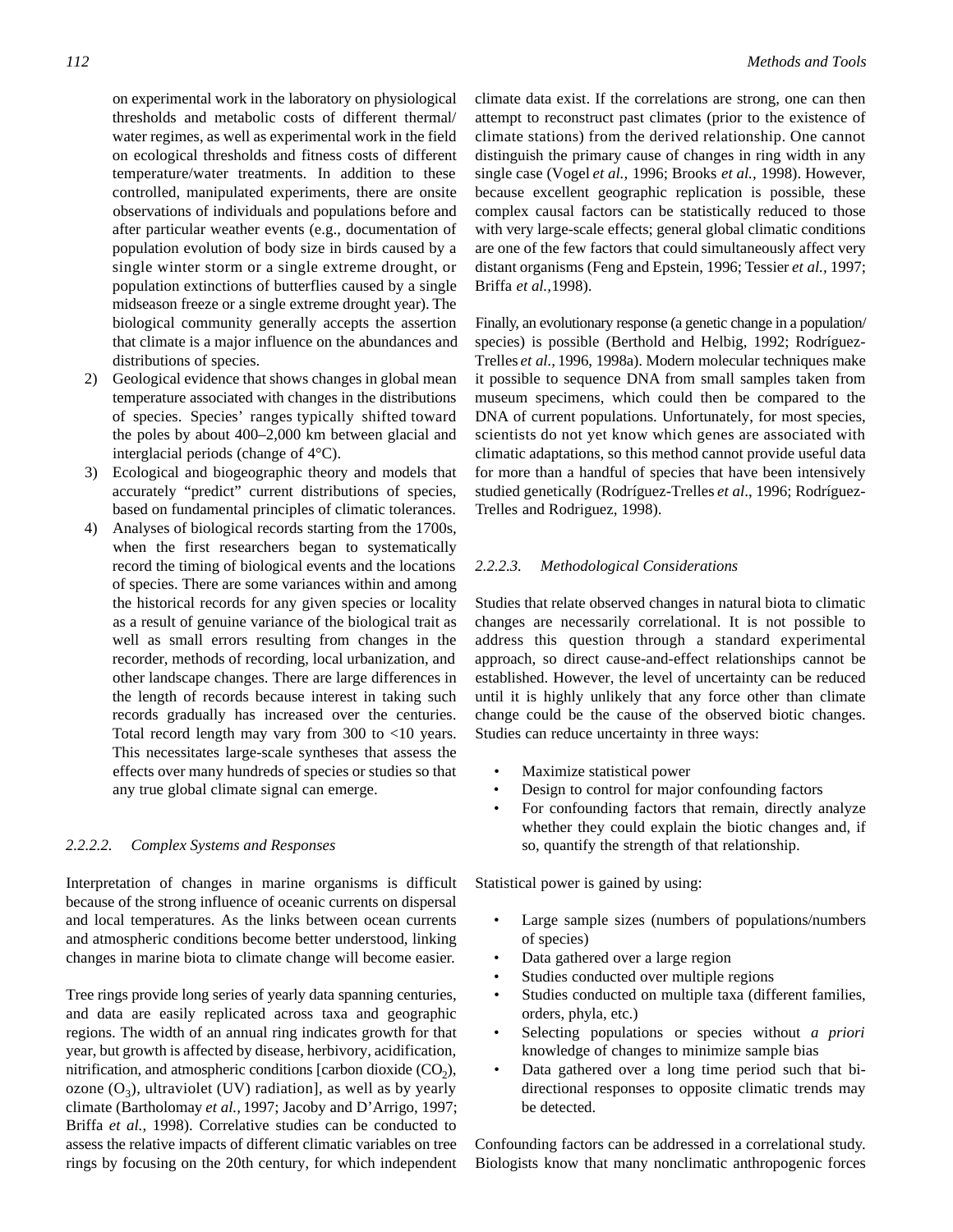on experimental work in the laboratory on physiological thresholds and metabolic costs of different thermal/ water regimes, as well as experimental work in the field on ecological thresholds and fitness costs of different temperature/water treatments. In addition to these controlled, manipulated experiments, there are onsite observations of individuals and populations before and after particular weather events (e.g., documentation of population evolution of body size in birds caused by a single winter storm or a single extreme drought, or population extinctions of butterflies caused by a single midseason freeze or a single extreme drought year). The biological community generally accepts the assertion that climate is a major influence on the abundances and distributions of species.

2) Geological evidence that shows changes in global mean temperature associated with changes in the distributions of species. Species' ranges typically shifted toward the poles by about 400–2,000 km between glacial and interglacial periods (change of 4°C).
3) Ecological and biogeographic theory and models that accurately "predict" current distributions of species, based on fundamental principles of climatic tolerances.
4) Analyses of biological records starting from the 1700s, when the first researchers began to systematically record the timing of biological events and the locations of species. There are some variances within and among the historical records for any given species or locality as a result of genuine variance of the biological trait as well as small errors resulting from changes in the recorder, methods of recording, local urbanization, and other landscape changes. There are large differences in the length of records because interest in taking such records gradually has increased over the centuries. Total record length may vary from 300 to <10 years. This necessitates large-scale syntheses that assess the effects over many hundreds of species or studies so that any true global climate signal can emerge.

#### 2.2.2.2. Complex Systems and Responses

Interpretation of changes in marine organisms is difficult because of the strong influence of oceanic currents on dispersal and local temperatures. As the links between ocean currents and atmospheric conditions become better understood, linking changes in marine biota to climate change will become easier.

Tree rings provide long series of yearly data spanning centuries, and data are easily replicated across taxa and geographic regions. The width of an annual ring indicates growth for that year, but growth is affected by disease, herbivory, acidification, nitrification, and atmospheric conditions [carbon dioxide ($CO_2$), ozone ($O_3$), ultraviolet (UV) radiation], as well as by yearly climate (Bartholomay *et al.,* 1997; Jacoby and D'Arrigo, 1997; Briffa *et al.,* 1998). Correlative studies can be conducted to assess the relative impacts of different climatic variables on tree rings by focusing on the 20th century, for which independent climate data exist. If the correlations are strong, one can then attempt to reconstruct past climates (prior to the existence of climate stations) from the derived relationship. One cannot distinguish the primary cause of changes in ring width in any single case (Vogel *et al.,* 1996; Brooks *et al.,* 1998). However, because excellent geographic replication is possible, these complex causal factors can be statistically reduced to those with very large-scale effects; general global climatic conditions are one of the few factors that could simultaneously affect very distant organisms (Feng and Epstein, 1996; Tessier *et al.,* 1997; Briffa *et al.,*1998).

Finally, an evolutionary response (a genetic change in a population/ species) is possible (Berthold and Helbig, 1992; Rodríguez-Trelles *et al*., 1996, 1998a). Modern molecular techniques make it possible to sequence DNA from small samples taken from museum specimens, which could then be compared to the DNA of current populations. Unfortunately, for most species, scientists do not yet know which genes are associated with climatic adaptations, so this method cannot provide useful data for more than a handful of species that have been intensively studied genetically (Rodríguez-Trelles *et al*., 1996; Rodríguez-Trelles and Rodriguez, 1998).

#### 2.2.2.3. Methodological Considerations

Studies that relate observed changes in natural biota to climatic changes are necessarily correlational. It is not possible to address this question through a standard experimental approach, so direct cause-and-effect relationships cannot be established. However, the level of uncertainty can be reduced until it is highly unlikely that any force other than climate change could be the cause of the observed biotic changes. Studies can reduce uncertainty in three ways:

- Maximize statistical power
- Design to control for major confounding factors
- For confounding factors that remain, directly analyze whether they could explain the biotic changes and, if so, quantify the strength of that relationship.

Statistical power is gained by using:

- Large sample sizes (numbers of populations/numbers of species)
- Data gathered over a large region
- Studies conducted over multiple regions
- Studies conducted on multiple taxa (different families, orders, phyla, etc.)
- Selecting populations or species without *a priori* knowledge of changes to minimize sample bias
- Data gathered over a long time period such that bi-directional responses to opposite climatic trends may be detected.

Confounding factors can be addressed in a correlational study. Biologists know that many nonclimatic anthropogenic forces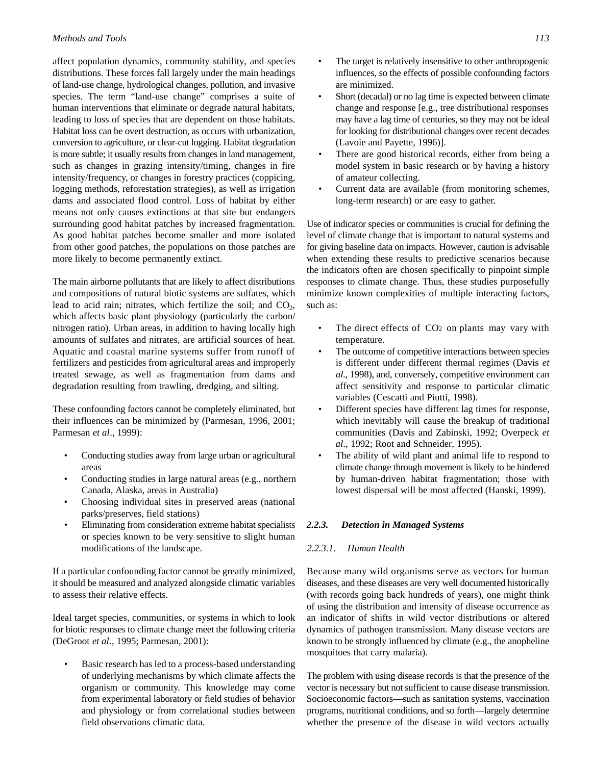affect population dynamics, community stability, and species distributions. These forces fall largely under the main headings of land-use change, hydrological changes, pollution, and invasive species. The term "land-use change" comprises a suite of human interventions that eliminate or degrade natural habitats, leading to loss of species that are dependent on those habitats. Habitat loss can be overt destruction, as occurs with urbanization, conversion to agriculture, or clear-cut logging. Habitat degradation is more subtle; it usually results from changes in land management, such as changes in grazing intensity/timing, changes in fire intensity/frequency, or changes in forestry practices (coppicing, logging methods, reforestation strategies), as well as irrigation dams and associated flood control. Loss of habitat by either means not only causes extinctions at that site but endangers surrounding good habitat patches by increased fragmentation. As good habitat patches become smaller and more isolated from other good patches, the populations on those patches are more likely to become permanently extinct.

The main airborne pollutants that are likely to affect distributions and compositions of natural biotic systems are sulfates, which lead to acid rain; nitrates, which fertilize the soil; and $CO_2$, which affects basic plant physiology (particularly the carbon/nitrogen ratio). Urban areas, in addition to having locally high amounts of sulfates and nitrates, are artificial sources of heat. Aquatic and coastal marine systems suffer from runoff of fertilizers and pesticides from agricultural areas and improperly treated sewage, as well as fragmentation from dams and degradation resulting from trawling, dredging, and silting.

These confounding factors cannot be completely eliminated, but their influences can be minimized by (Parmesan, 1996, 2001; Parmesan *et al*., 1999):

- Conducting studies away from large urban or agricultural areas
- Conducting studies in large natural areas (e.g., northern Canada, Alaska, areas in Australia)
- Choosing individual sites in preserved areas (national parks/preserves, field stations)
- Eliminating from consideration extreme habitat specialists or species known to be very sensitive to slight human modifications of the landscape.

If a particular confounding factor cannot be greatly minimized, it should be measured and analyzed alongside climatic variables to assess their relative effects.

Ideal target species, communities, or systems in which to look for biotic responses to climate change meet the following criteria (DeGroot *et al*., 1995; Parmesan, 2001):

- Basic research has led to a process-based understanding of underlying mechanisms by which climate affects the organism or community. This knowledge may come from experimental laboratory or field studies of behavior and physiology or from correlational studies between field observations climatic data.
- The target is relatively insensitive to other anthropogenic influences, so the effects of possible confounding factors are minimized.
- Short (decadal) or no lag time is expected between climate change and response [e.g., tree distributional responses may have a lag time of centuries, so they may not be ideal for looking for distributional changes over recent decades (Lavoie and Payette, 1996)].
- There are good historical records, either from being a model system in basic research or by having a history of amateur collecting.
- Current data are available (from monitoring schemes, long-term research) or are easy to gather.

Use of indicator species or communities is crucial for defining the level of climate change that is important to natural systems and for giving baseline data on impacts. However, caution is advisable when extending these results to predictive scenarios because the indicators often are chosen specifically to pinpoint simple responses to climate change. Thus, these studies purposefully minimize known complexities of multiple interacting factors, such as:

- The direct effects of $CO_2$ on plants may vary with temperature.
- The outcome of competitive interactions between species is different under different thermal regimes (Davis *et al*., 1998), and, conversely, competitive environment can affect sensitivity and response to particular climatic variables (Cescatti and Piutti, 1998).
- Different species have different lag times for response, which inevitably will cause the breakup of traditional communities (Davis and Zabinski, 1992; Overpeck *et al*., 1992; Root and Schneider, 1995).
- The ability of wild plant and animal life to respond to climate change through movement is likely to be hindered by human-driven habitat fragmentation; those with lowest dispersal will be most affected (Hanski, 1999).

### 2.2.3. Detection in Managed Systems

#### 2.2.3.1. Human Health

Because many wild organisms serve as vectors for human diseases, and these diseases are very well documented historically (with records going back hundreds of years), one might think of using the distribution and intensity of disease occurrence as an indicator of shifts in wild vector distributions or altered dynamics of pathogen transmission. Many disease vectors are known to be strongly influenced by climate (e.g., the anopheline mosquitoes that carry malaria).

The problem with using disease records is that the presence of the vector is necessary but not sufficient to cause disease transmission. Socioeconomic factors—such as sanitation systems, vaccination programs, nutritional conditions, and so forth—largely determine whether the presence of the disease in wild vectors actually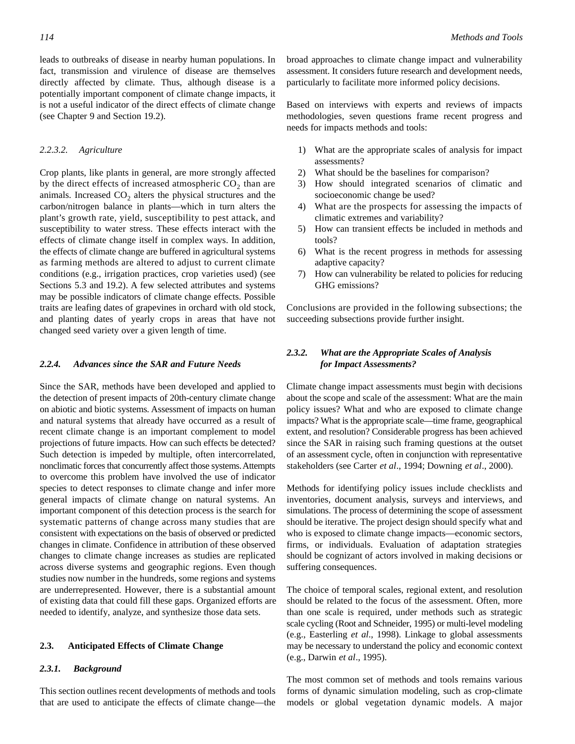leads to outbreaks of disease in nearby human populations. In fact, transmission and virulence of disease are themselves directly affected by climate. Thus, although disease is a potentially important component of climate change impacts, it is not a useful indicator of the direct effects of climate change (see Chapter 9 and Section 19.2).

#### *2.2.3.2. Agriculture*

Crop plants, like plants in general, are more strongly affected by the direct effects of increased atmospheric $CO_2$ than are animals. Increased $CO_2$ alters the physical structures and the carbon/nitrogen balance in plants—which in turn alters the plant's growth rate, yield, susceptibility to pest attack, and susceptibility to water stress. These effects interact with the effects of climate change itself in complex ways. In addition, the effects of climate change are buffered in agricultural systems as farming methods are altered to adjust to current climate conditions (e.g., irrigation practices, crop varieties used) (see Sections 5.3 and 19.2). A few selected attributes and systems may be possible indicators of climate change effects. Possible traits are leafing dates of grapevines in orchard with old stock, and planting dates of yearly crops in areas that have not changed seed variety over a given length of time.

### *2.2.4. Advances since the SAR and Future Needs*

Since the SAR, methods have been developed and applied to the detection of present impacts of 20th-century climate change on abiotic and biotic systems. Assessment of impacts on human and natural systems that already have occurred as a result of recent climate change is an important complement to model projections of future impacts. How can such effects be detected? Such detection is impeded by multiple, often intercorrelated, nonclimatic forces that concurrently affect those systems. Attempts to overcome this problem have involved the use of indicator species to detect responses to climate change and infer more general impacts of climate change on natural systems. An important component of this detection process is the search for systematic patterns of change across many studies that are consistent with expectations on the basis of observed or predicted changes in climate. Confidence in attribution of these observed changes to climate change increases as studies are replicated across diverse systems and geographic regions. Even though studies now number in the hundreds, some regions and systems are underrepresented. However, there is a substantial amount of existing data that could fill these gaps. Organized efforts are needed to identify, analyze, and synthesize those data sets.

## 2.3. Anticipated Effects of Climate Change

### *2.3.1. Background*

This section outlines recent developments of methods and tools that are used to anticipate the effects of climate change—the broad approaches to climate change impact and vulnerability assessment. It considers future research and development needs, particularly to facilitate more informed policy decisions.

Based on interviews with experts and reviews of impacts methodologies, seven questions frame recent progress and needs for impacts methods and tools:

1) What are the appropriate scales of analysis for impact assessments?
2) What should be the baselines for comparison?
3) How should integrated scenarios of climatic and socioeconomic change be used?
4) What are the prospects for assessing the impacts of climatic extremes and variability?
5) How can transient effects be included in methods and tools?
6) What is the recent progress in methods for assessing adaptive capacity?
7) How can vulnerability be related to policies for reducing GHG emissions?

Conclusions are provided in the following subsections; the succeeding subsections provide further insight.

### *2.3.2. What are the Appropriate Scales of Analysis for Impact Assessments?*

Climate change impact assessments must begin with decisions about the scope and scale of the assessment: What are the main policy issues? What and who are exposed to climate change impacts? What is the appropriate scale—time frame, geographical extent, and resolution? Considerable progress has been achieved since the SAR in raising such framing questions at the outset of an assessment cycle, often in conjunction with representative stakeholders (see Carter *et al*., 1994; Downing *et al*., 2000).

Methods for identifying policy issues include checklists and inventories, document analysis, surveys and interviews, and simulations. The process of determining the scope of assessment should be iterative. The project design should specify what and who is exposed to climate change impacts—economic sectors, firms, or individuals. Evaluation of adaptation strategies should be cognizant of actors involved in making decisions or suffering consequences.

The choice of temporal scales, regional extent, and resolution should be related to the focus of the assessment. Often, more than one scale is required, under methods such as strategic scale cycling (Root and Schneider, 1995) or multi-level modeling (e.g., Easterling *et al*., 1998). Linkage to global assessments may be necessary to understand the policy and economic context (e.g., Darwin *et al*., 1995).

The most common set of methods and tools remains various forms of dynamic simulation modeling, such as crop-climate models or global vegetation dynamic models. A major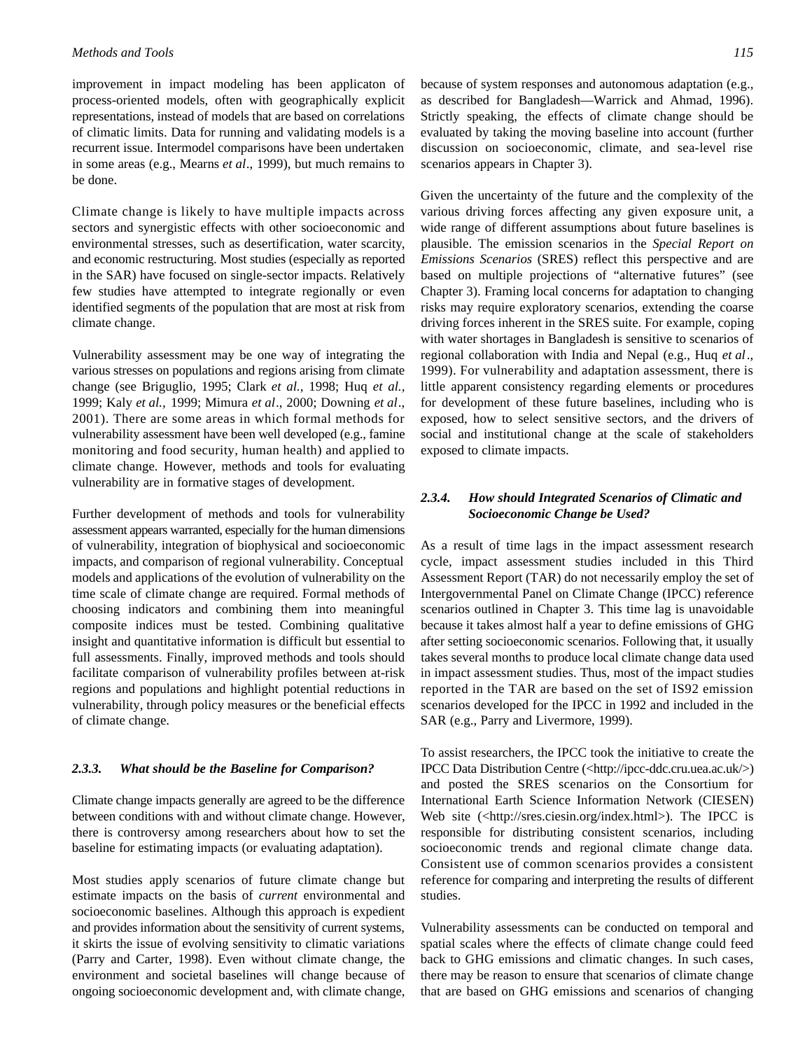improvement in impact modeling has been applicaton of process-oriented models, often with geographically explicit representations, instead of models that are based on correlations of climatic limits. Data for running and validating models is a recurrent issue. Intermodel comparisons have been undertaken in some areas (e.g., Mearns *et al*., 1999), but much remains to be done.

Climate change is likely to have multiple impacts across sectors and synergistic effects with other socioeconomic and environmental stresses, such as desertification, water scarcity, and economic restructuring. Most studies (especially as reported in the SAR) have focused on single-sector impacts. Relatively few studies have attempted to integrate regionally or even identified segments of the population that are most at risk from climate change.

Vulnerability assessment may be one way of integrating the various stresses on populations and regions arising from climate change (see Briguglio, 1995; Clark *et al.,* 1998; Huq *et al.,* 1999; Kaly *et al.,* 1999; Mimura *et al*., 2000; Downing *et al*., 2001). There are some areas in which formal methods for vulnerability assessment have been well developed (e.g., famine monitoring and food security, human health) and applied to climate change. However, methods and tools for evaluating vulnerability are in formative stages of development.

Further development of methods and tools for vulnerability assessment appears warranted, especially for the human dimensions of vulnerability, integration of biophysical and socioeconomic impacts, and comparison of regional vulnerability. Conceptual models and applications of the evolution of vulnerability on the time scale of climate change are required. Formal methods of choosing indicators and combining them into meaningful composite indices must be tested. Combining qualitative insight and quantitative information is difficult but essential to full assessments. Finally, improved methods and tools should facilitate comparison of vulnerability profiles between at-risk regions and populations and highlight potential reductions in vulnerability, through policy measures or the beneficial effects of climate change.

#### *2.3.3. What should be the Baseline for Comparison?*

Climate change impacts generally are agreed to be the difference between conditions with and without climate change. However, there is controversy among researchers about how to set the baseline for estimating impacts (or evaluating adaptation).

Most studies apply scenarios of future climate change but estimate impacts on the basis of *current* environmental and socioeconomic baselines. Although this approach is expedient and provides information about the sensitivity of current systems, it skirts the issue of evolving sensitivity to climatic variations (Parry and Carter, 1998). Even without climate change, the environment and societal baselines will change because of ongoing socioeconomic development and, with climate change, because of system responses and autonomous adaptation (e.g., as described for Bangladesh—Warrick and Ahmad, 1996). Strictly speaking, the effects of climate change should be evaluated by taking the moving baseline into account (further discussion on socioeconomic, climate, and sea-level rise scenarios appears in Chapter 3).

Given the uncertainty of the future and the complexity of the various driving forces affecting any given exposure unit, a wide range of different assumptions about future baselines is plausible. The emission scenarios in the *Special Report on Emissions Scenarios* (SRES) reflect this perspective and are based on multiple projections of "alternative futures" (see Chapter 3). Framing local concerns for adaptation to changing risks may require exploratory scenarios, extending the coarse driving forces inherent in the SRES suite. For example, coping with water shortages in Bangladesh is sensitive to scenarios of regional collaboration with India and Nepal (e.g., Huq *et al*., 1999). For vulnerability and adaptation assessment, there is little apparent consistency regarding elements or procedures for development of these future baselines, including who is exposed, how to select sensitive sectors, and the drivers of social and institutional change at the scale of stakeholders exposed to climate impacts.

#### *2.3.4. How should Integrated Scenarios of Climatic and Socioeconomic Change be Used?*

As a result of time lags in the impact assessment research cycle, impact assessment studies included in this Third Assessment Report (TAR) do not necessarily employ the set of Intergovernmental Panel on Climate Change (IPCC) reference scenarios outlined in Chapter 3. This time lag is unavoidable because it takes almost half a year to define emissions of GHG after setting socioeconomic scenarios. Following that, it usually takes several months to produce local climate change data used in impact assessment studies. Thus, most of the impact studies reported in the TAR are based on the set of IS92 emission scenarios developed for the IPCC in 1992 and included in the SAR (e.g., Parry and Livermore, 1999).

To assist researchers, the IPCC took the initiative to create the IPCC Data Distribution Centre (<http://ipcc-ddc.cru.uea.ac.uk/>) and posted the SRES scenarios on the Consortium for International Earth Science Information Network (CIESEN) Web site (<http://sres.ciesin.org/index.html>). The IPCC is responsible for distributing consistent scenarios, including socioeconomic trends and regional climate change data. Consistent use of common scenarios provides a consistent reference for comparing and interpreting the results of different studies.

Vulnerability assessments can be conducted on temporal and spatial scales where the effects of climate change could feed back to GHG emissions and climatic changes. In such cases, there may be reason to ensure that scenarios of climate change that are based on GHG emissions and scenarios of changing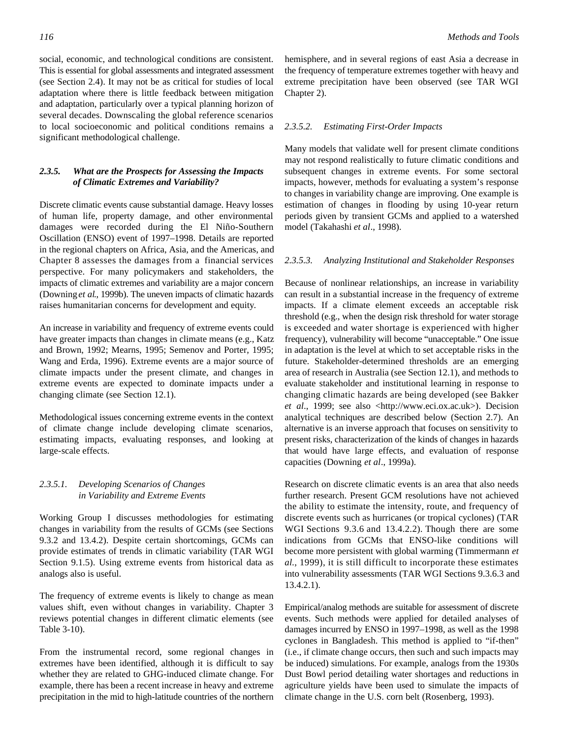social, economic, and technological conditions are consistent. This is essential for global assessments and integrated assessment (see Section 2.4). It may not be as critical for studies of local adaptation where there is little feedback between mitigation and adaptation, particularly over a typical planning horizon of several decades. Downscaling the global reference scenarios to local socioeconomic and political conditions remains a significant methodological challenge.

### *2.3.5. What are the Prospects for Assessing the Impacts of Climatic Extremes and Variability?*

Discrete climatic events cause substantial damage. Heavy losses of human life, property damage, and other environmental damages were recorded during the El Niño-Southern Oscillation (ENSO) event of 1997–1998. Details are reported in the regional chapters on Africa, Asia, and the Americas, and Chapter 8 assesses the damages from a financial services perspective. For many policymakers and stakeholders, the impacts of climatic extremes and variability are a major concern (Downing *et al*., 1999b). The uneven impacts of climatic hazards raises humanitarian concerns for development and equity.

An increase in variability and frequency of extreme events could have greater impacts than changes in climate means (e.g., Katz and Brown, 1992; Mearns, 1995; Semenov and Porter, 1995; Wang and Erda, 1996). Extreme events are a major source of climate impacts under the present climate, and changes in extreme events are expected to dominate impacts under a changing climate (see Section 12.1).

Methodological issues concerning extreme events in the context of climate change include developing climate scenarios, estimating impacts, evaluating responses, and looking at large-scale effects.

#### *2.3.5.1. Developing Scenarios of Changes in Variability and Extreme Events*

Working Group I discusses methodologies for estimating changes in variability from the results of GCMs (see Sections 9.3.2 and 13.4.2). Despite certain shortcomings, GCMs can provide estimates of trends in climatic variability (TAR WGI Section 9.1.5). Using extreme events from historical data as analogs also is useful.

The frequency of extreme events is likely to change as mean values shift, even without changes in variability. Chapter 3 reviews potential changes in different climatic elements (see Table 3-10).

From the instrumental record, some regional changes in extremes have been identified, although it is difficult to say whether they are related to GHG-induced climate change. For example, there has been a recent increase in heavy and extreme precipitation in the mid to high-latitude countries of the northern hemisphere, and in several regions of east Asia a decrease in the frequency of temperature extremes together with heavy and extreme precipitation have been observed (see TAR WGI Chapter 2).

#### *2.3.5.2. Estimating First-Order Impacts*

Many models that validate well for present climate conditions may not respond realistically to future climatic conditions and subsequent changes in extreme events. For some sectoral impacts, however, methods for evaluating a system's response to changes in variability change are improving. One example is estimation of changes in flooding by using 10-year return periods given by transient GCMs and applied to a watershed model (Takahashi *et al*., 1998).

#### *2.3.5.3. Analyzing Institutional and Stakeholder Responses*

Because of nonlinear relationships, an increase in variability can result in a substantial increase in the frequency of extreme impacts. If a climate element exceeds an acceptable risk threshold (e.g., when the design risk threshold for water storage is exceeded and water shortage is experienced with higher frequency), vulnerability will become "unacceptable." One issue in adaptation is the level at which to set acceptable risks in the future. Stakeholder-determined thresholds are an emerging area of research in Australia (see Section 12.1), and methods to evaluate stakeholder and institutional learning in response to changing climatic hazards are being developed (see Bakker *et al*., 1999; see also <http://www.eci.ox.ac.uk>). Decision analytical techniques are described below (Section 2.7). An alternative is an inverse approach that focuses on sensitivity to present risks, characterization of the kinds of changes in hazards that would have large effects, and evaluation of response capacities (Downing *et al*., 1999a).

Research on discrete climatic events is an area that also needs further research. Present GCM resolutions have not achieved the ability to estimate the intensity, route, and frequency of discrete events such as hurricanes (or tropical cyclones) (TAR WGI Sections 9.3.6 and 13.4.2.2). Though there are some indications from GCMs that ENSO-like conditions will become more persistent with global warming (Timmermann *et al*., 1999), it is still difficult to incorporate these estimates into vulnerability assessments (TAR WGI Sections 9.3.6.3 and 13.4.2.1).

Empirical/analog methods are suitable for assessment of discrete events. Such methods were applied for detailed analyses of damages incurred by ENSO in 1997–1998, as well as the 1998 cyclones in Bangladesh. This method is applied to "if-then" (i.e., if climate change occurs, then such and such impacts may be induced) simulations. For example, analogs from the 1930s Dust Bowl period detailing water shortages and reductions in agriculture yields have been used to simulate the impacts of climate change in the U.S. corn belt (Rosenberg, 1993).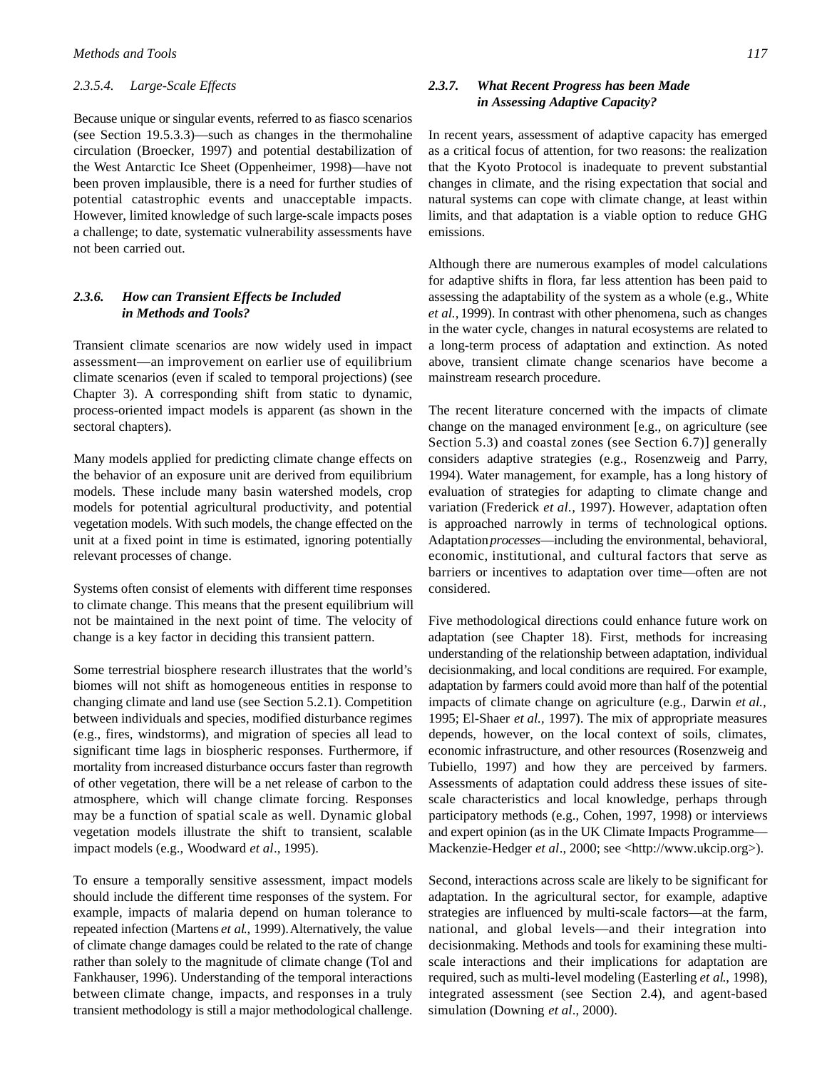#### 2.3.5.4. Large-Scale Effects

Because unique or singular events, referred to as fiasco scenarios (see Section 19.5.3.3)—such as changes in the thermohaline circulation (Broecker, 1997) and potential destabilization of the West Antarctic Ice Sheet (Oppenheimer, 1998)—have not been proven implausible, there is a need for further studies of potential catastrophic events and unacceptable impacts. However, limited knowledge of such large-scale impacts poses a challenge; to date, systematic vulnerability assessments have not been carried out.

### 2.3.6. How can Transient Effects be Included in Methods and Tools?

Transient climate scenarios are now widely used in impact assessment—an improvement on earlier use of equilibrium climate scenarios (even if scaled to temporal projections) (see Chapter 3). A corresponding shift from static to dynamic, process-oriented impact models is apparent (as shown in the sectoral chapters).

Many models applied for predicting climate change effects on the behavior of an exposure unit are derived from equilibrium models. These include many basin watershed models, crop models for potential agricultural productivity, and potential vegetation models. With such models, the change effected on the unit at a fixed point in time is estimated, ignoring potentially relevant processes of change.

Systems often consist of elements with different time responses to climate change. This means that the present equilibrium will not be maintained in the next point of time. The velocity of change is a key factor in deciding this transient pattern.

Some terrestrial biosphere research illustrates that the world's biomes will not shift as homogeneous entities in response to changing climate and land use (see Section 5.2.1). Competition between individuals and species, modified disturbance regimes (e.g., fires, windstorms), and migration of species all lead to significant time lags in biospheric responses. Furthermore, if mortality from increased disturbance occurs faster than regrowth of other vegetation, there will be a net release of carbon to the atmosphere, which will change climate forcing. Responses may be a function of spatial scale as well. Dynamic global vegetation models illustrate the shift to transient, scalable impact models (e.g., Woodward *et al*., 1995).

To ensure a temporally sensitive assessment, impact models should include the different time responses of the system. For example, impacts of malaria depend on human tolerance to repeated infection (Martens *et al.*, 1999). Alternatively, the value of climate change damages could be related to the rate of change rather than solely to the magnitude of climate change (Tol and Fankhauser, 1996). Understanding of the temporal interactions between climate change, impacts, and responses in a truly transient methodology is still a major methodological challenge.

### 2.3.7. What Recent Progress has been Made in Assessing Adaptive Capacity?

In recent years, assessment of adaptive capacity has emerged as a critical focus of attention, for two reasons: the realization that the Kyoto Protocol is inadequate to prevent substantial changes in climate, and the rising expectation that social and natural systems can cope with climate change, at least within limits, and that adaptation is a viable option to reduce GHG emissions.

Although there are numerous examples of model calculations for adaptive shifts in flora, far less attention has been paid to assessing the adaptability of the system as a whole (e.g., White *et al.*, 1999). In contrast with other phenomena, such as changes in the water cycle, changes in natural ecosystems are related to a long-term process of adaptation and extinction. As noted above, transient climate change scenarios have become a mainstream research procedure.

The recent literature concerned with the impacts of climate change on the managed environment [e.g., on agriculture (see Section 5.3) and coastal zones (see Section 6.7)] generally considers adaptive strategies (e.g., Rosenzweig and Parry, 1994). Water management, for example, has a long history of evaluation of strategies for adapting to climate change and variation (Frederick *et al.,* 1997). However, adaptation often is approached narrowly in terms of technological options. Adaptation *processes*—including the environmental, behavioral, economic, institutional, and cultural factors that serve as barriers or incentives to adaptation over time—often are not considered.

Five methodological directions could enhance future work on adaptation (see Chapter 18). First, methods for increasing understanding of the relationship between adaptation, individual decisionmaking, and local conditions are required. For example, adaptation by farmers could avoid more than half of the potential impacts of climate change on agriculture (e.g., Darwin *et al.,* 1995; El-Shaer *et al.,* 1997). The mix of appropriate measures depends, however, on the local context of soils, climates, economic infrastructure, and other resources (Rosenzweig and Tubiello, 1997) and how they are perceived by farmers. Assessments of adaptation could address these issues of site-scale characteristics and local knowledge, perhaps through participatory methods (e.g., Cohen, 1997, 1998) or interviews and expert opinion (as in the UK Climate Impacts Programme—Mackenzie-Hedger *et al*., 2000; see <http://www.ukcip.org>).

Second, interactions across scale are likely to be significant for adaptation. In the agricultural sector, for example, adaptive strategies are influenced by multi-scale factors—at the farm, national, and global levels—and their integration into decisionmaking. Methods and tools for examining these multi-scale interactions and their implications for adaptation are required, such as multi-level modeling (Easterling *et al.*, 1998), integrated assessment (see Section 2.4), and agent-based simulation (Downing *et al*., 2000).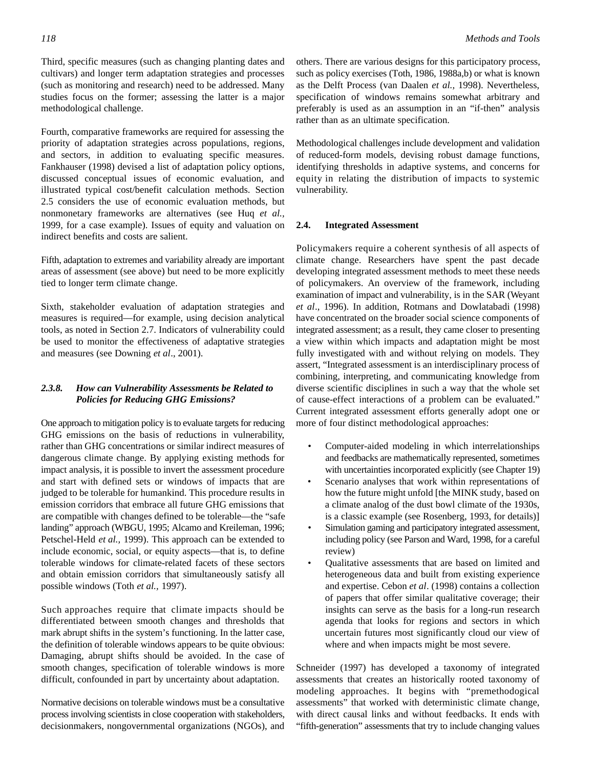Third, specific measures (such as changing planting dates and cultivars) and longer term adaptation strategies and processes (such as monitoring and research) need to be addressed. Many studies focus on the former; assessing the latter is a major methodological challenge.

Fourth, comparative frameworks are required for assessing the priority of adaptation strategies across populations, regions, and sectors, in addition to evaluating specific measures. Fankhauser (1998) devised a list of adaptation policy options, discussed conceptual issues of economic evaluation, and illustrated typical cost/benefit calculation methods. Section 2.5 considers the use of economic evaluation methods, but nonmonetary frameworks are alternatives (see Huq *et al.,* 1999, for a case example). Issues of equity and valuation on indirect benefits and costs are salient.

Fifth, adaptation to extremes and variability already are important areas of assessment (see above) but need to be more explicitly tied to longer term climate change.

Sixth, stakeholder evaluation of adaptation strategies and measures is required—for example, using decision analytical tools, as noted in Section 2.7. Indicators of vulnerability could be used to monitor the effectiveness of adaptative strategies and measures (see Downing *et al*., 2001).

### *2.3.8. How can Vulnerability Assessments be Related to Policies for Reducing GHG Emissions?*

One approach to mitigation policy is to evaluate targets for reducing GHG emissions on the basis of reductions in vulnerability, rather than GHG concentrations or similar indirect measures of dangerous climate change. By applying existing methods for impact analysis, it is possible to invert the assessment procedure and start with defined sets or windows of impacts that are judged to be tolerable for humankind. This procedure results in emission corridors that embrace all future GHG emissions that are compatible with changes defined to be tolerable—the "safe landing" approach (WBGU, 1995; Alcamo and Kreileman, 1996; Petschel-Held *et al.,* 1999). This approach can be extended to include economic, social, or equity aspects—that is, to define tolerable windows for climate-related facets of these sectors and obtain emission corridors that simultaneously satisfy all possible windows (Toth *et al.,* 1997).

Such approaches require that climate impacts should be differentiated between smooth changes and thresholds that mark abrupt shifts in the system's functioning. In the latter case, the definition of tolerable windows appears to be quite obvious: Damaging, abrupt shifts should be avoided. In the case of smooth changes, specification of tolerable windows is more difficult, confounded in part by uncertainty about adaptation.

Normative decisions on tolerable windows must be a consultative process involving scientists in close cooperation with stakeholders, decisionmakers, nongovernmental organizations (NGOs), and others. There are various designs for this participatory process, such as policy exercises (Toth, 1986, 1988a,b) or what is known as the Delft Process (van Daalen *et al.,* 1998). Nevertheless, specification of windows remains somewhat arbitrary and preferably is used as an assumption in an "if-then" analysis rather than as an ultimate specification.

Methodological challenges include development and validation of reduced-form models, devising robust damage functions, identifying thresholds in adaptive systems, and concerns for equity in relating the distribution of impacts to systemic vulnerability.

## 2.4. Integrated Assessment

Policymakers require a coherent synthesis of all aspects of climate change. Researchers have spent the past decade developing integrated assessment methods to meet these needs of policymakers. An overview of the framework, including examination of impact and vulnerability, is in the SAR (Weyant *et al*., 1996). In addition, Rotmans and Dowlatabadi (1998) have concentrated on the broader social science components of integrated assessment; as a result, they came closer to presenting a view within which impacts and adaptation might be most fully investigated with and without relying on models. They assert, "Integrated assessment is an interdisciplinary process of combining, interpreting, and communicating knowledge from diverse scientific disciplines in such a way that the whole set of cause-effect interactions of a problem can be evaluated." Current integrated assessment efforts generally adopt one or more of four distinct methodological approaches:

- Computer-aided modeling in which interrelationships and feedbacks are mathematically represented, sometimes with uncertainties incorporated explicitly (see Chapter 19)
- Scenario analyses that work within representations of how the future might unfold [the MINK study, based on a climate analog of the dust bowl climate of the 1930s, is a classic example (see Rosenberg, 1993, for details)]
- Simulation gaming and participatory integrated assessment, including policy (see Parson and Ward, 1998, for a careful review)
- Qualitative assessments that are based on limited and heterogeneous data and built from existing experience and expertise. Cebon *et al*. (1998) contains a collection of papers that offer similar qualitative coverage; their insights can serve as the basis for a long-run research agenda that looks for regions and sectors in which uncertain futures most significantly cloud our view of where and when impacts might be most severe.

Schneider (1997) has developed a taxonomy of integrated assessments that creates an historically rooted taxonomy of modeling approaches. It begins with "premethodological assessments" that worked with deterministic climate change, with direct causal links and without feedbacks. It ends with "fifth-generation" assessments that try to include changing values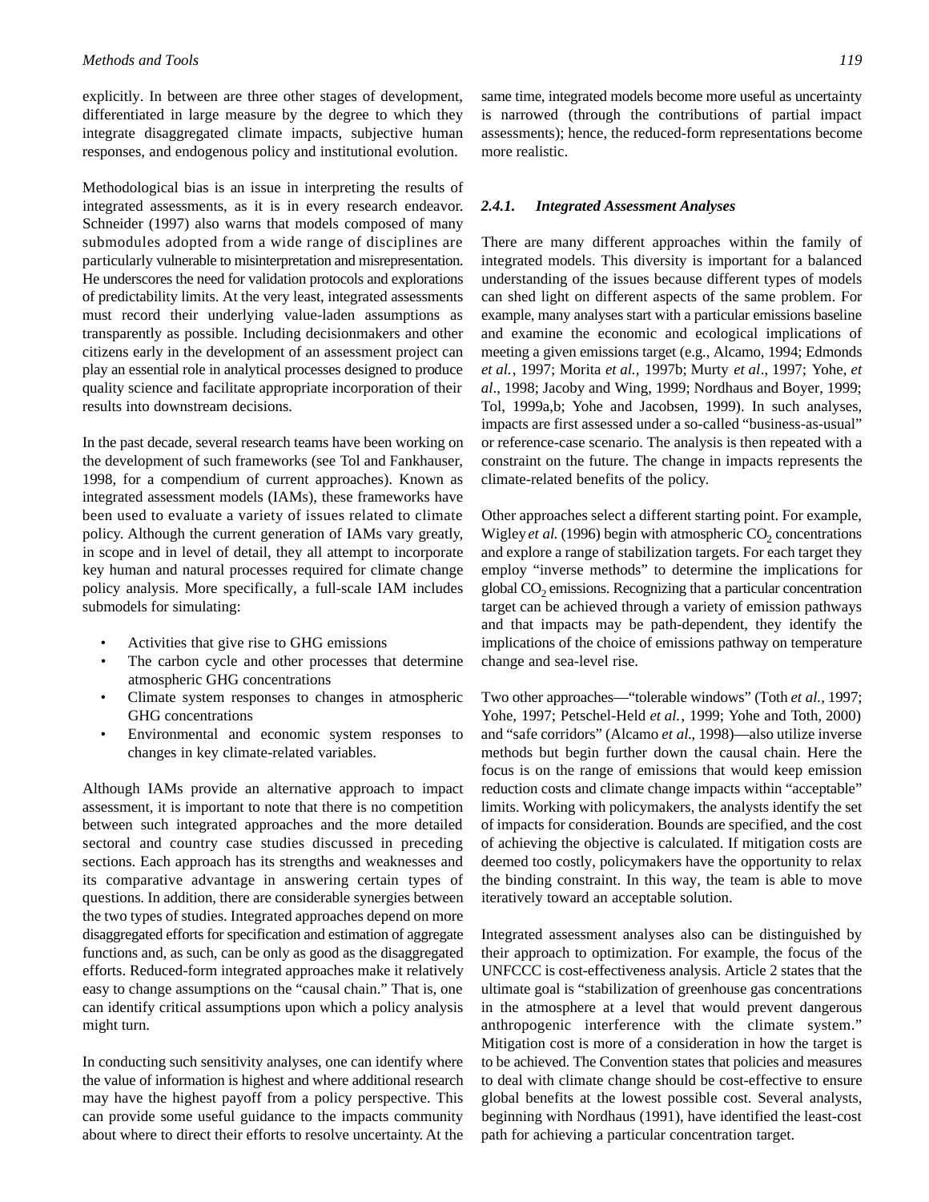explicitly. In between are three other stages of development, differentiated in large measure by the degree to which they integrate disaggregated climate impacts, subjective human responses, and endogenous policy and institutional evolution.

Methodological bias is an issue in interpreting the results of integrated assessments, as it is in every research endeavor. Schneider (1997) also warns that models composed of many submodules adopted from a wide range of disciplines are particularly vulnerable to misinterpretation and misrepresentation. He underscores the need for validation protocols and explorations of predictability limits. At the very least, integrated assessments must record their underlying value-laden assumptions as transparently as possible. Including decisionmakers and other citizens early in the development of an assessment project can play an essential role in analytical processes designed to produce quality science and facilitate appropriate incorporation of their results into downstream decisions.

In the past decade, several research teams have been working on the development of such frameworks (see Tol and Fankhauser, 1998, for a compendium of current approaches). Known as integrated assessment models (IAMs), these frameworks have been used to evaluate a variety of issues related to climate policy. Although the current generation of IAMs vary greatly, in scope and in level of detail, they all attempt to incorporate key human and natural processes required for climate change policy analysis. More specifically, a full-scale IAM includes submodels for simulating:

- Activities that give rise to GHG emissions
- The carbon cycle and other processes that determine atmospheric GHG concentrations
- Climate system responses to changes in atmospheric GHG concentrations
- Environmental and economic system responses to changes in key climate-related variables.

Although IAMs provide an alternative approach to impact assessment, it is important to note that there is no competition between such integrated approaches and the more detailed sectoral and country case studies discussed in preceding sections. Each approach has its strengths and weaknesses and its comparative advantage in answering certain types of questions. In addition, there are considerable synergies between the two types of studies. Integrated approaches depend on more disaggregated efforts for specification and estimation of aggregate functions and, as such, can be only as good as the disaggregated efforts. Reduced-form integrated approaches make it relatively easy to change assumptions on the "causal chain." That is, one can identify critical assumptions upon which a policy analysis might turn.

In conducting such sensitivity analyses, one can identify where the value of information is highest and where additional research may have the highest payoff from a policy perspective. This can provide some useful guidance to the impacts community about where to direct their efforts to resolve uncertainty. At the same time, integrated models become more useful as uncertainty is narrowed (through the contributions of partial impact assessments); hence, the reduced-form representations become more realistic.

### *2.4.1. Integrated Assessment Analyses*

There are many different approaches within the family of integrated models. This diversity is important for a balanced understanding of the issues because different types of models can shed light on different aspects of the same problem. For example, many analyses start with a particular emissions baseline and examine the economic and ecological implications of meeting a given emissions target (e.g., Alcamo, 1994; Edmonds *et al.*, 1997; Morita *et al.*, 1997b; Murty *et al*., 1997; Yohe, *et al*., 1998; Jacoby and Wing, 1999; Nordhaus and Boyer, 1999; Tol, 1999a,b; Yohe and Jacobsen, 1999). In such analyses, impacts are first assessed under a so-called "business-as-usual" or reference-case scenario. The analysis is then repeated with a constraint on the future. The change in impacts represents the climate-related benefits of the policy.

Other approaches select a different starting point. For example, Wigley *et al.* (1996) begin with atmospheric $CO_2$ concentrations and explore a range of stabilization targets. For each target they employ "inverse methods" to determine the implications for global $CO_2$ emissions. Recognizing that a particular concentration target can be achieved through a variety of emission pathways and that impacts may be path-dependent, they identify the implications of the choice of emissions pathway on temperature change and sea-level rise.

Two other approaches—"tolerable windows" (Toth *et al.*, 1997; Yohe, 1997; Petschel-Held *et al.*, 1999; Yohe and Toth, 2000) and "safe corridors" (Alcamo *et al*., 1998)—also utilize inverse methods but begin further down the causal chain. Here the focus is on the range of emissions that would keep emission reduction costs and climate change impacts within "acceptable" limits. Working with policymakers, the analysts identify the set of impacts for consideration. Bounds are specified, and the cost of achieving the objective is calculated. If mitigation costs are deemed too costly, policymakers have the opportunity to relax the binding constraint. In this way, the team is able to move iteratively toward an acceptable solution.

Integrated assessment analyses also can be distinguished by their approach to optimization. For example, the focus of the UNFCCC is cost-effectiveness analysis. Article 2 states that the ultimate goal is "stabilization of greenhouse gas concentrations in the atmosphere at a level that would prevent dangerous anthropogenic interference with the climate system." Mitigation cost is more of a consideration in how the target is to be achieved. The Convention states that policies and measures to deal with climate change should be cost-effective to ensure global benefits at the lowest possible cost. Several analysts, beginning with Nordhaus (1991), have identified the least-cost path for achieving a particular concentration target.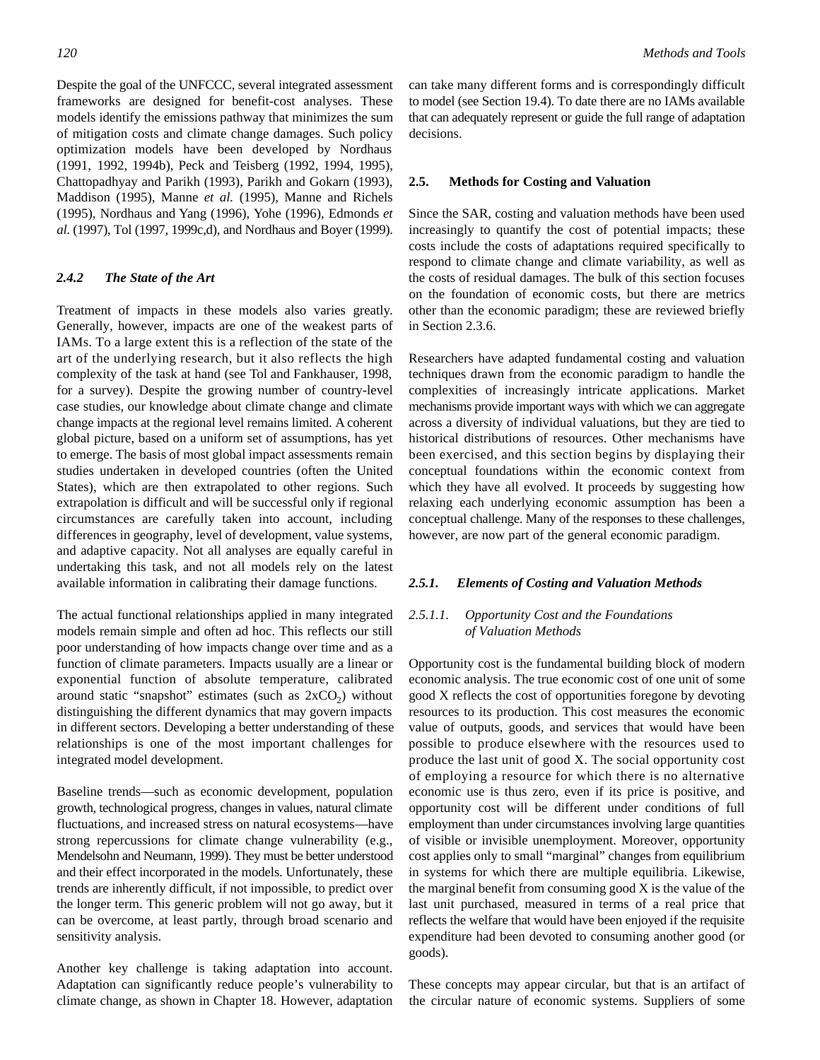Despite the goal of the UNFCCC, several integrated assessment frameworks are designed for benefit-cost analyses. These models identify the emissions pathway that minimizes the sum of mitigation costs and climate change damages. Such policy optimization models have been developed by Nordhaus (1991, 1992, 1994b), Peck and Teisberg (1992, 1994, 1995), Chattopadhyay and Parikh (1993), Parikh and Gokarn (1993), Maddison (1995), Manne *et al.* (1995), Manne and Richels (1995), Nordhaus and Yang (1996), Yohe (1996), Edmonds *et al.* (1997), Tol (1997, 1999c,d), and Nordhaus and Boyer (1999).

#### *2.4.2 The State of the Art*

Treatment of impacts in these models also varies greatly. Generally, however, impacts are one of the weakest parts of IAMs. To a large extent this is a reflection of the state of the art of the underlying research, but it also reflects the high complexity of the task at hand (see Tol and Fankhauser, 1998, for a survey). Despite the growing number of country-level case studies, our knowledge about climate change and climate change impacts at the regional level remains limited. A coherent global picture, based on a uniform set of assumptions, has yet to emerge. The basis of most global impact assessments remain studies undertaken in developed countries (often the United States), which are then extrapolated to other regions. Such extrapolation is difficult and will be successful only if regional circumstances are carefully taken into account, including differences in geography, level of development, value systems, and adaptive capacity. Not all analyses are equally careful in undertaking this task, and not all models rely on the latest available information in calibrating their damage functions.

The actual functional relationships applied in many integrated models remain simple and often ad hoc. This reflects our still poor understanding of how impacts change over time and as a function of climate parameters. Impacts usually are a linear or exponential function of absolute temperature, calibrated around static "snapshot" estimates (such as $2xCO_2$) without distinguishing the different dynamics that may govern impacts in different sectors. Developing a better understanding of these relationships is one of the most important challenges for integrated model development.

Baseline trends—such as economic development, population growth, technological progress, changes in values, natural climate fluctuations, and increased stress on natural ecosystems—have strong repercussions for climate change vulnerability (e.g., Mendelsohn and Neumann, 1999). They must be better understood and their effect incorporated in the models. Unfortunately, these trends are inherently difficult, if not impossible, to predict over the longer term. This generic problem will not go away, but it can be overcome, at least partly, through broad scenario and sensitivity analysis.

Another key challenge is taking adaptation into account. Adaptation can significantly reduce people's vulnerability to climate change, as shown in Chapter 18. However, adaptation can take many different forms and is correspondingly difficult to model (see Section 19.4). To date there are no IAMs available that can adequately represent or guide the full range of adaptation decisions.

## 2.5. Methods for Costing and Valuation

Since the SAR, costing and valuation methods have been used increasingly to quantify the cost of potential impacts; these costs include the costs of adaptations required specifically to respond to climate change and climate variability, as well as the costs of residual damages. The bulk of this section focuses on the foundation of economic costs, but there are metrics other than the economic paradigm; these are reviewed briefly in Section 2.3.6.

Researchers have adapted fundamental costing and valuation techniques drawn from the economic paradigm to handle the complexities of increasingly intricate applications. Market mechanisms provide important ways with which we can aggregate across a diversity of individual valuations, but they are tied to historical distributions of resources. Other mechanisms have been exercised, and this section begins by displaying their conceptual foundations within the economic context from which they have all evolved. It proceeds by suggesting how relaxing each underlying economic assumption has been a conceptual challenge. Many of the responses to these challenges, however, are now part of the general economic paradigm.

### *2.5.1. Elements of Costing and Valuation Methods*

#### *2.5.1.1. Opportunity Cost and the Foundations of Valuation Methods*

Opportunity cost is the fundamental building block of modern economic analysis. The true economic cost of one unit of some good X reflects the cost of opportunities foregone by devoting resources to its production. This cost measures the economic value of outputs, goods, and services that would have been possible to produce elsewhere with the resources used to produce the last unit of good X. The social opportunity cost of employing a resource for which there is no alternative economic use is thus zero, even if its price is positive, and opportunity cost will be different under conditions of full employment than under circumstances involving large quantities of visible or invisible unemployment. Moreover, opportunity cost applies only to small "marginal" changes from equilibrium in systems for which there are multiple equilibria. Likewise, the marginal benefit from consuming good X is the value of the last unit purchased, measured in terms of a real price that reflects the welfare that would have been enjoyed if the requisite expenditure had been devoted to consuming another good (or goods).

These concepts may appear circular, but that is an artifact of the circular nature of economic systems. Suppliers of some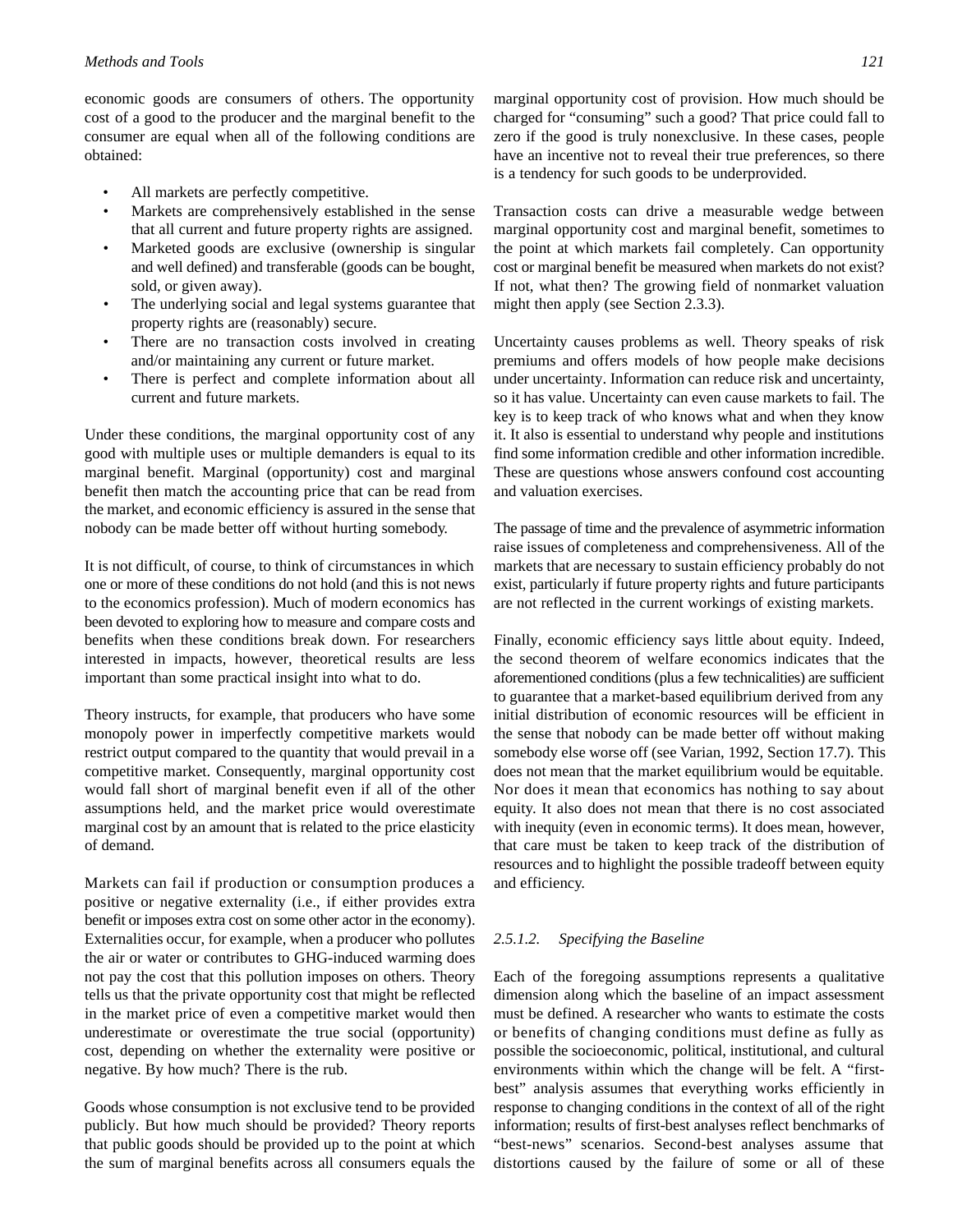economic goods are consumers of others. The opportunity cost of a good to the producer and the marginal benefit to the consumer are equal when all of the following conditions are obtained:

- All markets are perfectly competitive.
- Markets are comprehensively established in the sense that all current and future property rights are assigned.
- Marketed goods are exclusive (ownership is singular and well defined) and transferable (goods can be bought, sold, or given away).
- The underlying social and legal systems guarantee that property rights are (reasonably) secure.
- There are no transaction costs involved in creating and/or maintaining any current or future market.
- There is perfect and complete information about all current and future markets.

Under these conditions, the marginal opportunity cost of any good with multiple uses or multiple demanders is equal to its marginal benefit. Marginal (opportunity) cost and marginal benefit then match the accounting price that can be read from the market, and economic efficiency is assured in the sense that nobody can be made better off without hurting somebody.

It is not difficult, of course, to think of circumstances in which one or more of these conditions do not hold (and this is not news to the economics profession). Much of modern economics has been devoted to exploring how to measure and compare costs and benefits when these conditions break down. For researchers interested in impacts, however, theoretical results are less important than some practical insight into what to do.

Theory instructs, for example, that producers who have some monopoly power in imperfectly competitive markets would restrict output compared to the quantity that would prevail in a competitive market. Consequently, marginal opportunity cost would fall short of marginal benefit even if all of the other assumptions held, and the market price would overestimate marginal cost by an amount that is related to the price elasticity of demand.

Markets can fail if production or consumption produces a positive or negative externality (i.e., if either provides extra benefit or imposes extra cost on some other actor in the economy). Externalities occur, for example, when a producer who pollutes the air or water or contributes to GHG-induced warming does not pay the cost that this pollution imposes on others. Theory tells us that the private opportunity cost that might be reflected in the market price of even a competitive market would then underestimate or overestimate the true social (opportunity) cost, depending on whether the externality were positive or negative. By how much? There is the rub.

Goods whose consumption is not exclusive tend to be provided publicly. But how much should be provided? Theory reports that public goods should be provided up to the point at which the sum of marginal benefits across all consumers equals the marginal opportunity cost of provision. How much should be charged for "consuming" such a good? That price could fall to zero if the good is truly nonexclusive. In these cases, people have an incentive not to reveal their true preferences, so there is a tendency for such goods to be underprovided.

Transaction costs can drive a measurable wedge between marginal opportunity cost and marginal benefit, sometimes to the point at which markets fail completely. Can opportunity cost or marginal benefit be measured when markets do not exist? If not, what then? The growing field of nonmarket valuation might then apply (see Section 2.3.3).

Uncertainty causes problems as well. Theory speaks of risk premiums and offers models of how people make decisions under uncertainty. Information can reduce risk and uncertainty, so it has value. Uncertainty can even cause markets to fail. The key is to keep track of who knows what and when they know it. It also is essential to understand why people and institutions find some information credible and other information incredible. These are questions whose answers confound cost accounting and valuation exercises.

The passage of time and the prevalence of asymmetric information raise issues of completeness and comprehensiveness. All of the markets that are necessary to sustain efficiency probably do not exist, particularly if future property rights and future participants are not reflected in the current workings of existing markets.

Finally, economic efficiency says little about equity. Indeed, the second theorem of welfare economics indicates that the aforementioned conditions (plus a few technicalities) are sufficient to guarantee that a market-based equilibrium derived from any initial distribution of economic resources will be efficient in the sense that nobody can be made better off without making somebody else worse off (see Varian, 1992, Section 17.7). This does not mean that the market equilibrium would be equitable. Nor does it mean that economics has nothing to say about equity. It also does not mean that there is no cost associated with inequity (even in economic terms). It does mean, however, that care must be taken to keep track of the distribution of resources and to highlight the possible tradeoff between equity and efficiency.

#### 2.5.1.2. *Specifying the Baseline*

Each of the foregoing assumptions represents a qualitative dimension along which the baseline of an impact assessment must be defined. A researcher who wants to estimate the costs or benefits of changing conditions must define as fully as possible the socioeconomic, political, institutional, and cultural environments within which the change will be felt. A "first-best" analysis assumes that everything works efficiently in response to changing conditions in the context of all of the right information; results of first-best analyses reflect benchmarks of "best-news" scenarios. Second-best analyses assume that distortions caused by the failure of some or all of these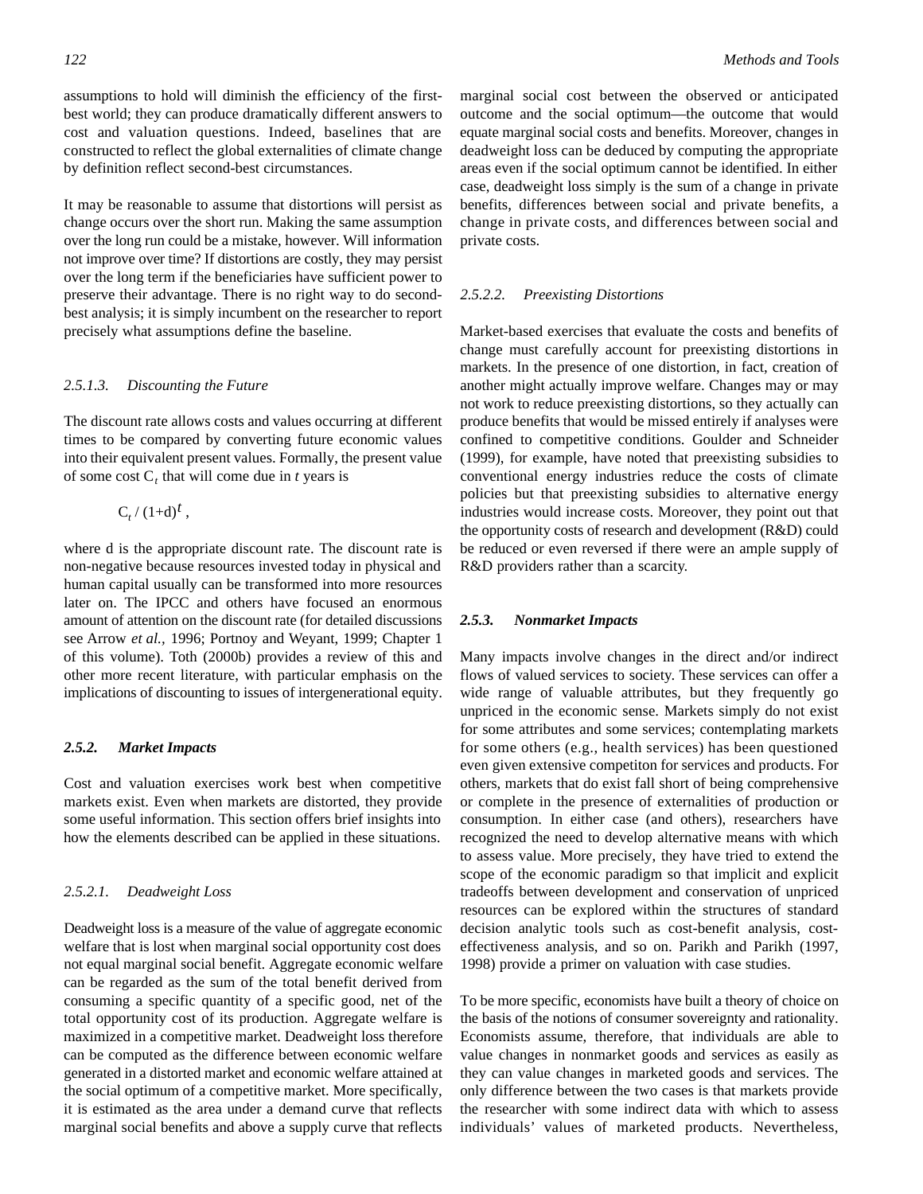assumptions to hold will diminish the efficiency of the first-best world; they can produce dramatically different answers to cost and valuation questions. Indeed, baselines that are constructed to reflect the global externalities of climate change by definition reflect second-best circumstances.

It may be reasonable to assume that distortions will persist as change occurs over the short run. Making the same assumption over the long run could be a mistake, however. Will information not improve over time? If distortions are costly, they may persist over the long term if the beneficiaries have sufficient power to preserve their advantage. There is no right way to do second-best analysis; it is simply incumbent on the researcher to report precisely what assumptions define the baseline.

#### *2.5.1.3. Discounting the Future*

The discount rate allows costs and values occurring at different times to be compared by converting future economic values into their equivalent present values. Formally, the present value of some cost $C_t$ that will come due in $t$ years is

$$C_t / (1+d)^t ,$$

where d is the appropriate discount rate. The discount rate is non-negative because resources invested today in physical and human capital usually can be transformed into more resources later on. The IPCC and others have focused an enormous amount of attention on the discount rate (for detailed discussions see Arrow *et al.,* 1996; Portnoy and Weyant, 1999; Chapter 1 of this volume). Toth (2000b) provides a review of this and other more recent literature, with particular emphasis on the implications of discounting to issues of intergenerational equity.

### *2.5.2. Market Impacts*

Cost and valuation exercises work best when competitive markets exist. Even when markets are distorted, they provide some useful information. This section offers brief insights into how the elements described can be applied in these situations.

#### *2.5.2.1. Deadweight Loss*

Deadweight loss is a measure of the value of aggregate economic welfare that is lost when marginal social opportunity cost does not equal marginal social benefit. Aggregate economic welfare can be regarded as the sum of the total benefit derived from consuming a specific quantity of a specific good, net of the total opportunity cost of its production. Aggregate welfare is maximized in a competitive market. Deadweight loss therefore can be computed as the difference between economic welfare generated in a distorted market and economic welfare attained at the social optimum of a competitive market. More specifically, it is estimated as the area under a demand curve that reflects marginal social benefits and above a supply curve that reflects marginal social cost between the observed or anticipated outcome and the social optimum—the outcome that would equate marginal social costs and benefits. Moreover, changes in deadweight loss can be deduced by computing the appropriate areas even if the social optimum cannot be identified. In either case, deadweight loss simply is the sum of a change in private benefits, differences between social and private benefits, a change in private costs, and differences between social and private costs.

#### *2.5.2.2. Preexisting Distortions*

Market-based exercises that evaluate the costs and benefits of change must carefully account for preexisting distortions in markets. In the presence of one distortion, in fact, creation of another might actually improve welfare. Changes may or may not work to reduce preexisting distortions, so they actually can produce benefits that would be missed entirely if analyses were confined to competitive conditions. Goulder and Schneider (1999), for example, have noted that preexisting subsidies to conventional energy industries reduce the costs of climate policies but that preexisting subsidies to alternative energy industries would increase costs. Moreover, they point out that the opportunity costs of research and development (R&D) could be reduced or even reversed if there were an ample supply of R&D providers rather than a scarcity.

### *2.5.3. Nonmarket Impacts*

Many impacts involve changes in the direct and/or indirect flows of valued services to society. These services can offer a wide range of valuable attributes, but they frequently go unpriced in the economic sense. Markets simply do not exist for some attributes and some services; contemplating markets for some others (e.g., health services) has been questioned even given extensive competiton for services and products. For others, markets that do exist fall short of being comprehensive or complete in the presence of externalities of production or consumption. In either case (and others), researchers have recognized the need to develop alternative means with which to assess value. More precisely, they have tried to extend the scope of the economic paradigm so that implicit and explicit tradeoffs between development and conservation of unpriced resources can be explored within the structures of standard decision analytic tools such as cost-benefit analysis, cost-effectiveness analysis, and so on. Parikh and Parikh (1997, 1998) provide a primer on valuation with case studies.

To be more specific, economists have built a theory of choice on the basis of the notions of consumer sovereignty and rationality. Economists assume, therefore, that individuals are able to value changes in nonmarket goods and services as easily as they can value changes in marketed goods and services. The only difference between the two cases is that markets provide the researcher with some indirect data with which to assess individuals' values of marketed products. Nevertheless,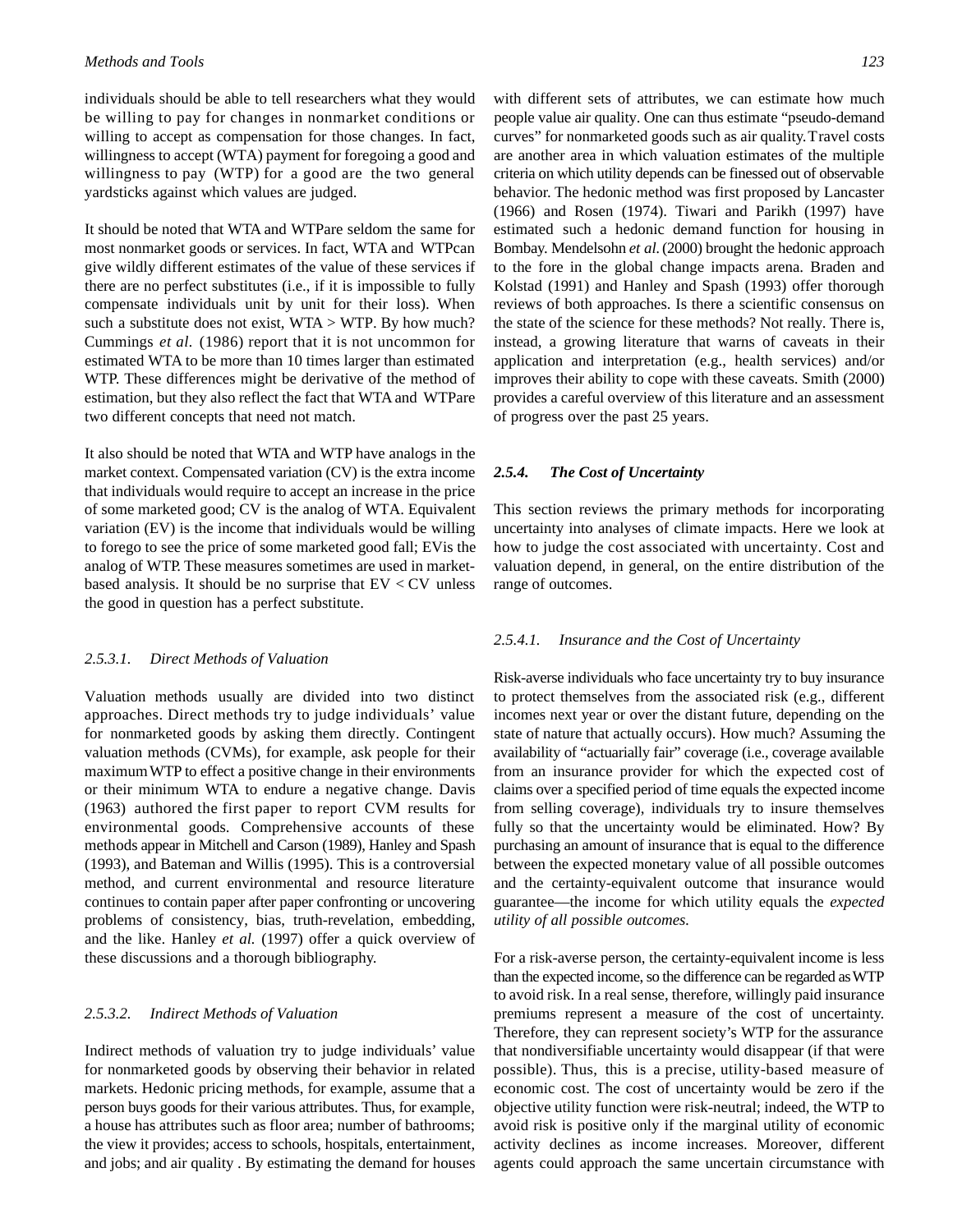individuals should be able to tell researchers what they would be willing to pay for changes in nonmarket conditions or willing to accept as compensation for those changes. In fact, willingness to accept (WTA) payment for foregoing a good and willingness to pay (WTP) for a good are the two general yardsticks against which values are judged.

It should be noted that WTA and WTPare seldom the same for most nonmarket goods or services. In fact, WTA and WTPcan give wildly different estimates of the value of these services if there are no perfect substitutes (i.e., if it is impossible to fully compensate individuals unit by unit for their loss). When such a substitute does not exist, WTA > WTP. By how much? Cummings *et al.* (1986) report that it is not uncommon for estimated WTA to be more than 10 times larger than estimated WTP. These differences might be derivative of the method of estimation, but they also reflect the fact that WTA and WTPare two different concepts that need not match.

It also should be noted that WTA and WTP have analogs in the market context. Compensated variation (CV) is the extra income that individuals would require to accept an increase in the price of some marketed good; CV is the analog of WTA. Equivalent variation (EV) is the income that individuals would be willing to forego to see the price of some marketed good fall; EVis the analog of WTP. These measures sometimes are used in market-based analysis. It should be no surprise that EV < CV unless the good in question has a perfect substitute.

#### *2.5.3.1. Direct Methods of Valuation*

Valuation methods usually are divided into two distinct approaches. Direct methods try to judge individuals' value for nonmarketed goods by asking them directly. Contingent valuation methods (CVMs), for example, ask people for their maximum WTP to effect a positive change in their environments or their minimum WTA to endure a negative change. Davis (1963) authored the first paper to report CVM results for environmental goods. Comprehensive accounts of these methods appear in Mitchell and Carson (1989), Hanley and Spash (1993), and Bateman and Willis (1995). This is a controversial method, and current environmental and resource literature continues to contain paper after paper confronting or uncovering problems of consistency, bias, truth-revelation, embedding, and the like. Hanley *et al.* (1997) offer a quick overview of these discussions and a thorough bibliography.

#### *2.5.3.2. Indirect Methods of Valuation*

Indirect methods of valuation try to judge individuals' value for nonmarketed goods by observing their behavior in related markets. Hedonic pricing methods, for example, assume that a person buys goods for their various attributes. Thus, for example, a house has attributes such as floor area; number of bathrooms; the view it provides; access to schools, hospitals, entertainment, and jobs; and air quality . By estimating the demand for houses with different sets of attributes, we can estimate how much people value air quality. One can thus estimate "pseudo-demand curves" for nonmarketed goods such as air quality.Travel costs are another area in which valuation estimates of the multiple criteria on which utility depends can be finessed out of observable behavior. The hedonic method was first proposed by Lancaster (1966) and Rosen (1974). Tiwari and Parikh (1997) have estimated such a hedonic demand function for housing in Bombay. Mendelsohn *et al.* (2000) brought the hedonic approach to the fore in the global change impacts arena. Braden and Kolstad (1991) and Hanley and Spash (1993) offer thorough reviews of both approaches. Is there a scientific consensus on the state of the science for these methods? Not really. There is, instead, a growing literature that warns of caveats in their application and interpretation (e.g., health services) and/or improves their ability to cope with these caveats. Smith (2000) provides a careful overview of this literature and an assessment of progress over the past 25 years.

### *2.5.4. The Cost of Uncertainty*

This section reviews the primary methods for incorporating uncertainty into analyses of climate impacts. Here we look at how to judge the cost associated with uncertainty. Cost and valuation depend, in general, on the entire distribution of the range of outcomes.

#### *2.5.4.1. Insurance and the Cost of Uncertainty*

Risk-averse individuals who face uncertainty try to buy insurance to protect themselves from the associated risk (e.g., different incomes next year or over the distant future, depending on the state of nature that actually occurs). How much? Assuming the availability of "actuarially fair" coverage (i.e., coverage available from an insurance provider for which the expected cost of claims over a specified period of time equals the expected income from selling coverage), individuals try to insure themselves fully so that the uncertainty would be eliminated. How? By purchasing an amount of insurance that is equal to the difference between the expected monetary value of all possible outcomes and the certainty-equivalent outcome that insurance would guarantee—the income for which utility equals the *expected utility of all possible outcomes.*

For a risk-averse person, the certainty-equivalent income is less than the expected income, so the difference can be regarded as WTP to avoid risk. In a real sense, therefore, willingly paid insurance premiums represent a measure of the cost of uncertainty. Therefore, they can represent society's WTP for the assurance that nondiversifiable uncertainty would disappear (if that were possible). Thus, this is a precise, utility-based measure of economic cost. The cost of uncertainty would be zero if the objective utility function were risk-neutral; indeed, the WTP to avoid risk is positive only if the marginal utility of economic activity declines as income increases. Moreover, different agents could approach the same uncertain circumstance with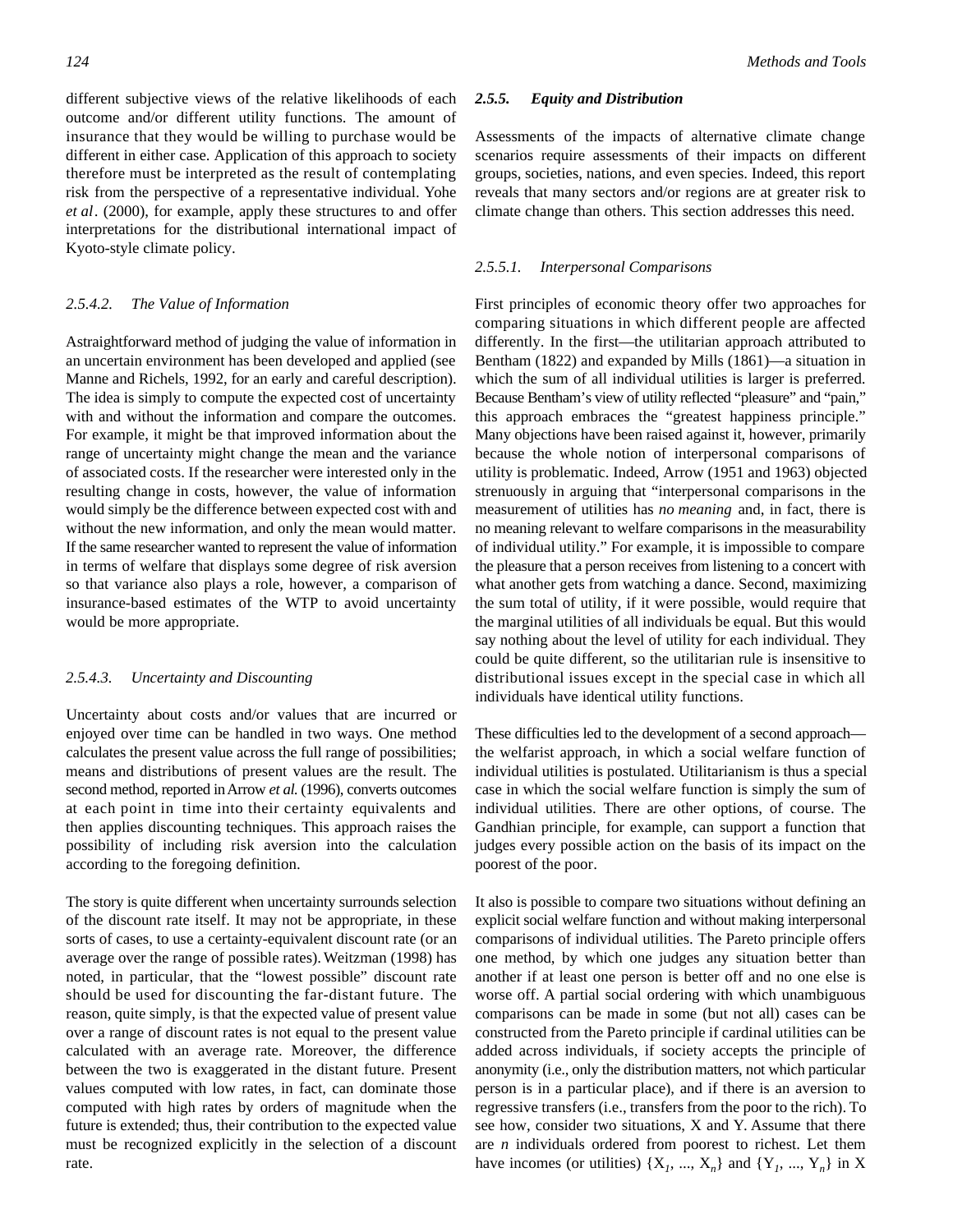different subjective views of the relative likelihoods of each outcome and/or different utility functions. The amount of insurance that they would be willing to purchase would be different in either case. Application of this approach to society therefore must be interpreted as the result of contemplating risk from the perspective of a representative individual. Yohe *et al*. (2000), for example, apply these structures to and offer interpretations for the distributional international impact of Kyoto-style climate policy.

#### *2.5.4.2. The Value of Information*

Astraightforward method of judging the value of information in an uncertain environment has been developed and applied (see Manne and Richels, 1992, for an early and careful description). The idea is simply to compute the expected cost of uncertainty with and without the information and compare the outcomes. For example, it might be that improved information about the range of uncertainty might change the mean and the variance of associated costs. If the researcher were interested only in the resulting change in costs, however, the value of information would simply be the difference between expected cost with and without the new information, and only the mean would matter. If the same researcher wanted to represent the value of information in terms of welfare that displays some degree of risk aversion so that variance also plays a role, however, a comparison of insurance-based estimates of the WTP to avoid uncertainty would be more appropriate.

#### *2.5.4.3. Uncertainty and Discounting*

Uncertainty about costs and/or values that are incurred or enjoyed over time can be handled in two ways. One method calculates the present value across the full range of possibilities; means and distributions of present values are the result. The second method, reported in Arrow *et al.* (1996), converts outcomes at each point in time into their certainty equivalents and then applies discounting techniques. This approach raises the possibility of including risk aversion into the calculation according to the foregoing definition.

The story is quite different when uncertainty surrounds selection of the discount rate itself. It may not be appropriate, in these sorts of cases, to use a certainty-equivalent discount rate (or an average over the range of possible rates). Weitzman (1998) has noted, in particular, that the "lowest possible" discount rate should be used for discounting the far-distant future. The reason, quite simply, is that the expected value of present value over a range of discount rates is not equal to the present value calculated with an average rate. Moreover, the difference between the two is exaggerated in the distant future. Present values computed with low rates, in fact, can dominate those computed with high rates by orders of magnitude when the future is extended; thus, their contribution to the expected value must be recognized explicitly in the selection of a discount rate.

### *2.5.5. Equity and Distribution*

Assessments of the impacts of alternative climate change scenarios require assessments of their impacts on different groups, societies, nations, and even species. Indeed, this report reveals that many sectors and/or regions are at greater risk to climate change than others. This section addresses this need.

#### *2.5.5.1. Interpersonal Comparisons*

First principles of economic theory offer two approaches for comparing situations in which different people are affected differently. In the first—the utilitarian approach attributed to Bentham (1822) and expanded by Mills (1861)—a situation in which the sum of all individual utilities is larger is preferred. Because Bentham's view of utility reflected "pleasure" and "pain," this approach embraces the "greatest happiness principle." Many objections have been raised against it, however, primarily because the whole notion of interpersonal comparisons of utility is problematic. Indeed, Arrow (1951 and 1963) objected strenuously in arguing that "interpersonal comparisons in the measurement of utilities has *no meaning* and, in fact, there is no meaning relevant to welfare comparisons in the measurability of individual utility." For example, it is impossible to compare the pleasure that a person receives from listening to a concert with what another gets from watching a dance. Second, maximizing the sum total of utility, if it were possible, would require that the marginal utilities of all individuals be equal. But this would say nothing about the level of utility for each individual. They could be quite different, so the utilitarian rule is insensitive to distributional issues except in the special case in which all individuals have identical utility functions.

These difficulties led to the development of a second approach—the welfarist approach, in which a social welfare function of individual utilities is postulated. Utilitarianism is thus a special case in which the social welfare function is simply the sum of individual utilities. There are other options, of course. The Gandhian principle, for example, can support a function that judges every possible action on the basis of its impact on the poorest of the poor.

It also is possible to compare two situations without defining an explicit social welfare function and without making interpersonal comparisons of individual utilities. The Pareto principle offers one method, by which one judges any situation better than another if at least one person is better off and no one else is worse off. A partial social ordering with which unambiguous comparisons can be made in some (but not all) cases can be constructed from the Pareto principle if cardinal utilities can be added across individuals, if society accepts the principle of anonymity (i.e., only the distribution matters, not which particular person is in a particular place), and if there is an aversion to regressive transfers (i.e., transfers from the poor to the rich). To see how, consider two situations, X and Y. Assume that there are $n$ individuals ordered from poorest to richest. Let them have incomes (or utilities) $\{X_1, ..., X_n\}$ and $\{Y_1, ..., Y_n\}$ in X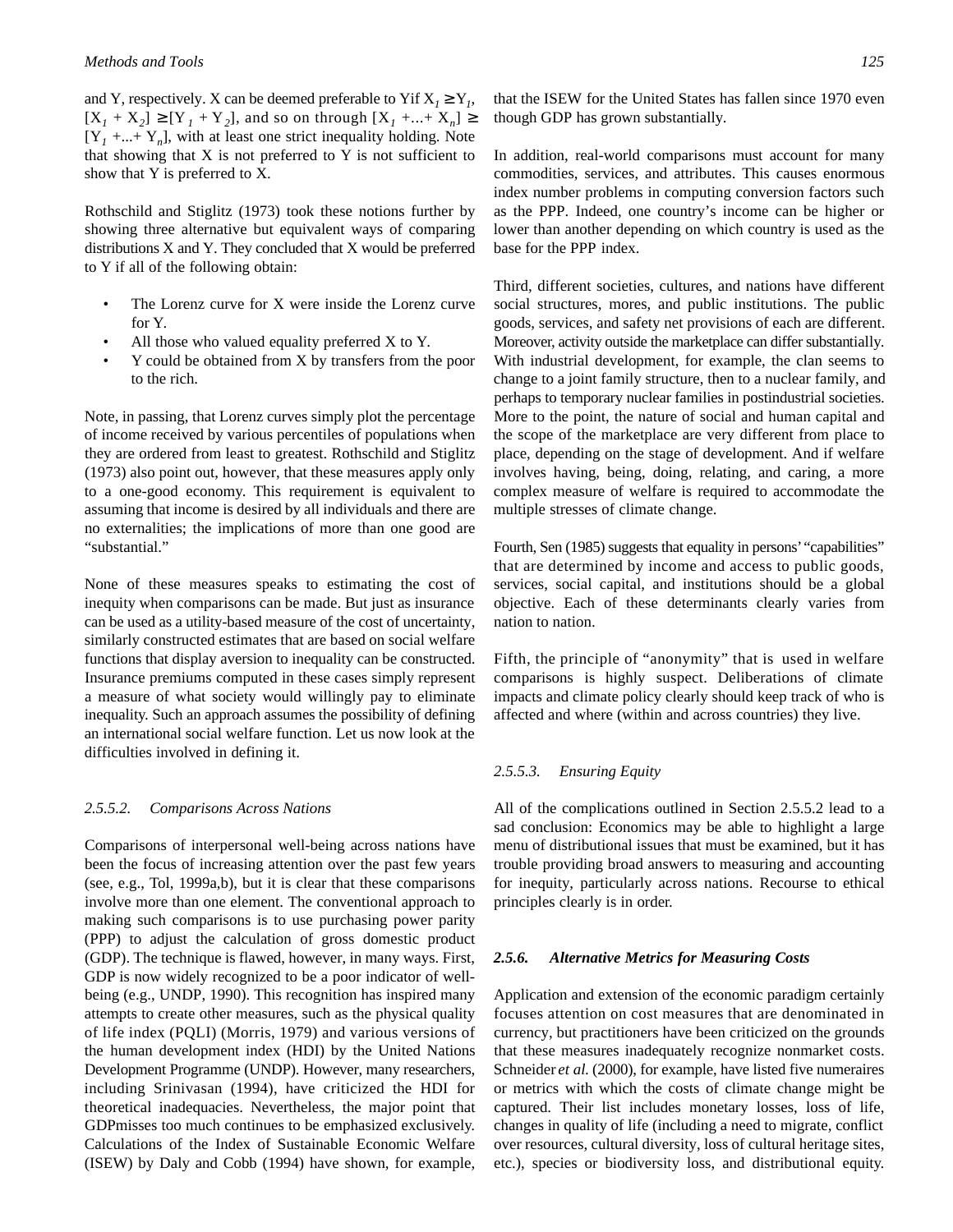and Y, respectively. X can be deemed preferable to Y if $X_1 \geq Y_1$, $[X_1 + X_2] \geq [Y_1 + Y_2]$, and so on through $[X_1 + ... + X_n] \geq [Y_1 + ... + Y_n]$, with at least one strict inequality holding. Note that showing that X is not preferred to Y is not sufficient to show that Y is preferred to X.

Rothschild and Stiglitz (1973) took these notions further by showing three alternative but equivalent ways of comparing distributions X and Y. They concluded that X would be preferred to Y if all of the following obtain:

- The Lorenz curve for X were inside the Lorenz curve for Y.
- All those who valued equality preferred X to Y.
- Y could be obtained from X by transfers from the poor to the rich.

Note, in passing, that Lorenz curves simply plot the percentage of income received by various percentiles of populations when they are ordered from least to greatest. Rothschild and Stiglitz (1973) also point out, however, that these measures apply only to a one-good economy. This requirement is equivalent to assuming that income is desired by all individuals and there are no externalities; the implications of more than one good are "substantial."

None of these measures speaks to estimating the cost of inequity when comparisons can be made. But just as insurance can be used as a utility-based measure of the cost of uncertainty, similarly constructed estimates that are based on social welfare functions that display aversion to inequality can be constructed. Insurance premiums computed in these cases simply represent a measure of what society would willingly pay to eliminate inequality. Such an approach assumes the possibility of defining an international social welfare function. Let us now look at the difficulties involved in defining it.

#### 2.5.5.2. Comparisons Across Nations

Comparisons of interpersonal well-being across nations have been the focus of increasing attention over the past few years (see, e.g., Tol, 1999a,b), but it is clear that these comparisons involve more than one element. The conventional approach to making such comparisons is to use purchasing power parity (PPP) to adjust the calculation of gross domestic product (GDP). The technique is flawed, however, in many ways. First, GDP is now widely recognized to be a poor indicator of well-being (e.g., UNDP, 1990). This recognition has inspired many attempts to create other measures, such as the physical quality of life index (PQLI) (Morris, 1979) and various versions of the human development index (HDI) by the United Nations Development Programme (UNDP). However, many researchers, including Srinivasan (1994), have criticized the HDI for theoretical inadequacies. Nevertheless, the major point that GDPmisses too much continues to be emphasized exclusively. Calculations of the Index of Sustainable Economic Welfare (ISEW) by Daly and Cobb (1994) have shown, for example, that the ISEW for the United States has fallen since 1970 even though GDP has grown substantially.

In addition, real-world comparisons must account for many commodities, services, and attributes. This causes enormous index number problems in computing conversion factors such as the PPP. Indeed, one country's income can be higher or lower than another depending on which country is used as the base for the PPP index.

Third, different societies, cultures, and nations have different social structures, mores, and public institutions. The public goods, services, and safety net provisions of each are different. Moreover, activity outside the marketplace can differ substantially. With industrial development, for example, the clan seems to change to a joint family structure, then to a nuclear family, and perhaps to temporary nuclear families in postindustrial societies. More to the point, the nature of social and human capital and the scope of the marketplace are very different from place to place, depending on the stage of development. And if welfare involves having, being, doing, relating, and caring, a more complex measure of welfare is required to accommodate the multiple stresses of climate change.

Fourth, Sen (1985) suggests that equality in persons' "capabilities" that are determined by income and access to public goods, services, social capital, and institutions should be a global objective. Each of these determinants clearly varies from nation to nation.

Fifth, the principle of "anonymity" that is used in welfare comparisons is highly suspect. Deliberations of climate impacts and climate policy clearly should keep track of who is affected and where (within and across countries) they live.

#### 2.5.5.3. Ensuring Equity

All of the complications outlined in Section 2.5.5.2 lead to a sad conclusion: Economics may be able to highlight a large menu of distributional issues that must be examined, but it has trouble providing broad answers to measuring and accounting for inequity, particularly across nations. Recourse to ethical principles clearly is in order.

### 2.5.6. Alternative Metrics for Measuring Costs

Application and extension of the economic paradigm certainly focuses attention on cost measures that are denominated in currency, but practitioners have been criticized on the grounds that these measures inadequately recognize nonmarket costs. Schneider *et al.* (2000), for example, have listed five numeraires or metrics with which the costs of climate change might be captured. Their list includes monetary losses, loss of life, changes in quality of life (including a need to migrate, conflict over resources, cultural diversity, loss of cultural heritage sites, etc.), species or biodiversity loss, and distributional equity.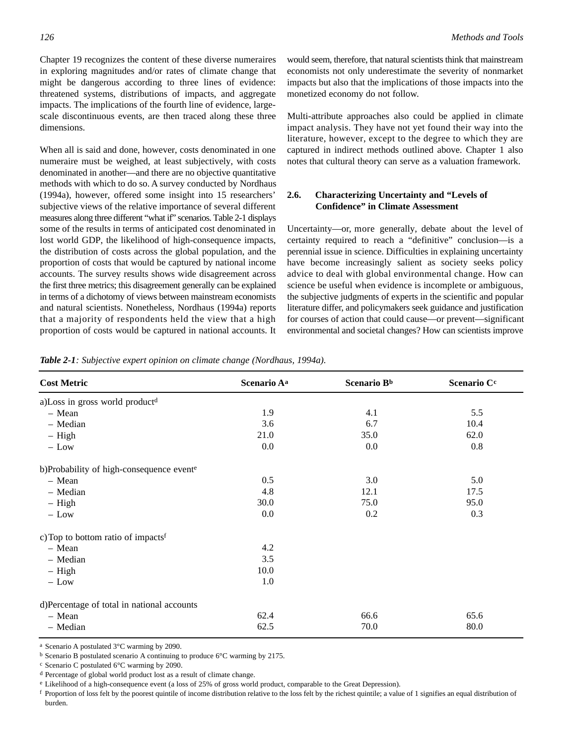Chapter 19 recognizes the content of these diverse numeraires in exploring magnitudes and/or rates of climate change that might be dangerous according to three lines of evidence: threatened systems, distributions of impacts, and aggregate impacts. The implications of the fourth line of evidence, large-scale discontinuous events, are then traced along these three dimensions.

When all is said and done, however, costs denominated in one numeraire must be weighed, at least subjectively, with costs denominated in another—and there are no objective quantitative methods with which to do so. A survey conducted by Nordhaus (1994a), however, offered some insight into 15 researchers' subjective views of the relative importance of several different measures along three different "what if" scenarios. Table 2-1 displays some of the results in terms of anticipated cost denominated in lost world GDP, the likelihood of high-consequence impacts, the distribution of costs across the global population, and the proportion of costs that would be captured by national income accounts. The survey results shows wide disagreement across the first three metrics; this disagreement generally can be explained in terms of a dichotomy of views between mainstream economists and natural scientists. Nonetheless, Nordhaus (1994a) reports that a majority of respondents held the view that a high proportion of costs would be captured in national accounts. It would seem, therefore, that natural scientists think that mainstream economists not only underestimate the severity of nonmarket impacts but also that the implications of those impacts into the monetized economy do not follow.

Multi-attribute approaches also could be applied in climate impact analysis. They have not yet found their way into the literature, however, except to the degree to which they are captured in indirect methods outlined above. Chapter 1 also notes that cultural theory can serve as a valuation framework.

## 2.6. Characterizing Uncertainty and "Levels of Confidence" in Climate Assessment

Uncertainty—or, more generally, debate about the level of certainty required to reach a "definitive" conclusion—is a perennial issue in science. Difficulties in explaining uncertainty have become increasingly salient as society seeks policy advice to deal with global environmental change. How can science be useful when evidence is incomplete or ambiguous, the subjective judgments of experts in the scientific and popular literature differ, and policymakers seek guidance and justification for courses of action that could cause—or prevent—significant environmental and societal changes? How can scientists improve

***Table 2-1****: Subjective expert opinion on climate change (Nordhaus, 1994a).*

| Cost Metric | Scenario A[a] | Scenario B[b] | Scenario C[c] |
|---|---|---|---|
| a) Loss in gross world product[d] | | | |
| – Mean | 1.9 | 4.1 | 5.5 |
| – Median | 3.6 | 6.7 | 10.4 |
| – High | 21.0 | 35.0 | 62.0 |
| – Low | 0.0 | 0.0 | 0.8 |
| b) Probability of high-consequence event[e] | | | |
| – Mean | 0.5 | 3.0 | 5.0 |
| – Median | 4.8 | 12.1 | 17.5 |
| – High | 30.0 | 75.0 | 95.0 |
| – Low | 0.0 | 0.2 | 0.3 |
| c) Top to bottom ratio of impacts[f] | | | |
| – Mean | 4.2 | | |
| – Median | 3.5 | | |
| – High | 10.0 | | |
| – Low | 1.0 | | |
| d) Percentage of total in national accounts | | | |
| – Mean | 62.4 | 66.6 | 65.6 |
| – Median | 62.5 | 70.0 | 80.0 |

[a] Scenario A postulated 3°C warming by 2090.
[b] Scenario B postulated scenario A continuing to produce 6°C warming by 2175.
[c] Scenario C postulated 6°C warming by 2090.
[d] Percentage of global world product lost as a result of climate change.
[e] Likelihood of a high-consequence event (a loss of 25% of gross world product, comparable to the Great Depression).
[f] Proportion of loss felt by the poorest quintile of income distribution relative to the loss felt by the richest quintile; a value of 1 signifies an equal distribution of burden.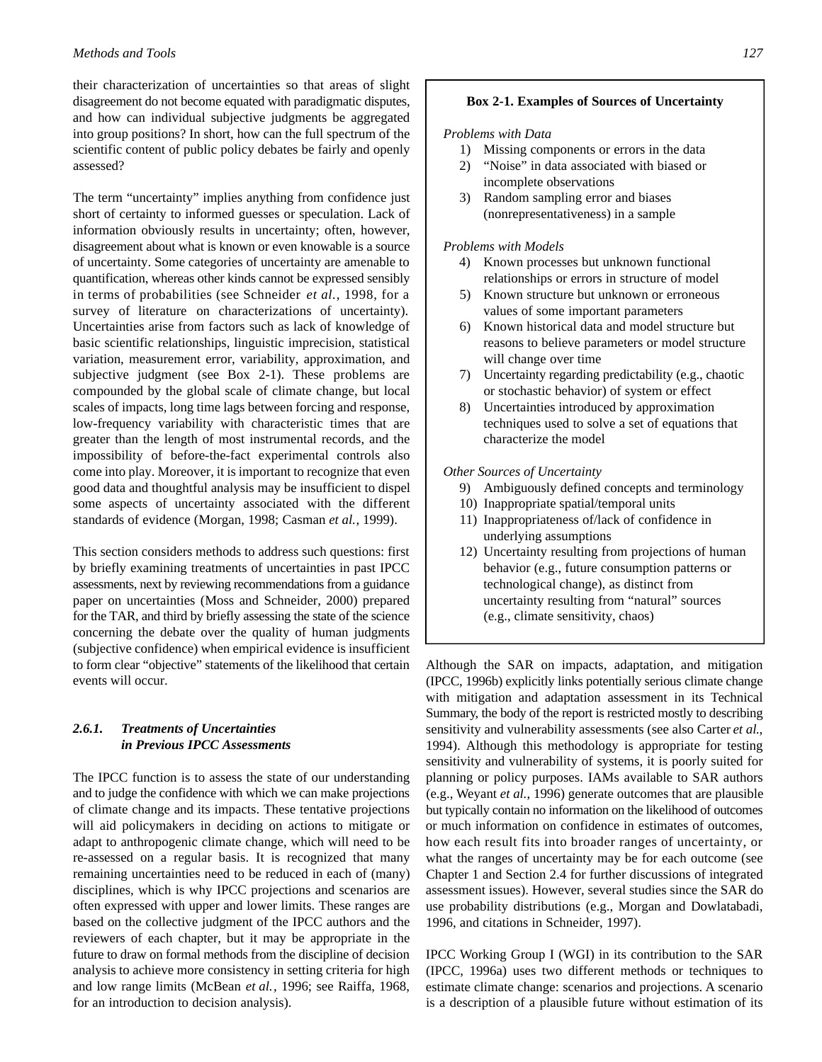their characterization of uncertainties so that areas of slight disagreement do not become equated with paradigmatic disputes, and how can individual subjective judgments be aggregated into group positions? In short, how can the full spectrum of the scientific content of public policy debates be fairly and openly assessed?

The term "uncertainty" implies anything from confidence just short of certainty to informed guesses or speculation. Lack of information obviously results in uncertainty; often, however, disagreement about what is known or even knowable is a source of uncertainty. Some categories of uncertainty are amenable to quantification, whereas other kinds cannot be expressed sensibly in terms of probabilities (see Schneider *et al.*, 1998, for a survey of literature on characterizations of uncertainty). Uncertainties arise from factors such as lack of knowledge of basic scientific relationships, linguistic imprecision, statistical variation, measurement error, variability, approximation, and subjective judgment (see Box 2-1). These problems are compounded by the global scale of climate change, but local scales of impacts, long time lags between forcing and response, low-frequency variability with characteristic times that are greater than the length of most instrumental records, and the impossibility of before-the-fact experimental controls also come into play. Moreover, it is important to recognize that even good data and thoughtful analysis may be insufficient to dispel some aspects of uncertainty associated with the different standards of evidence (Morgan, 1998; Casman *et al.*, 1999).

This section considers methods to address such questions: first by briefly examining treatments of uncertainties in past IPCC assessments, next by reviewing recommendations from a guidance paper on uncertainties (Moss and Schneider, 2000) prepared for the TAR, and third by briefly assessing the state of the science concerning the debate over the quality of human judgments (subjective confidence) when empirical evidence is insufficient to form clear "objective" statements of the likelihood that certain events will occur.

> **Box 2-1. Examples of Sources of Uncertainty**
>
> *Problems with Data*
>
> 1) Missing components or errors in the data
> 2) "Noise" in data associated with biased or incomplete observations
> 3) Random sampling error and biases (nonrepresentativeness) in a sample
>
> *Problems with Models*
>
> 4) Known processes but unknown functional relationships or errors in structure of model
> 5) Known structure but unknown or erroneous values of some important parameters
> 6) Known historical data and model structure but reasons to believe parameters or model structure will change over time
> 7) Uncertainty regarding predictability (e.g., chaotic or stochastic behavior) of system or effect
> 8) Uncertainties introduced by approximation techniques used to solve a set of equations that characterize the model
>
> *Other Sources of Uncertainty*
>
> 9) Ambiguously defined concepts and terminology
> 10) Inappropriate spatial/temporal units
> 11) Inappropriateness of/lack of confidence in underlying assumptions
> 12) Uncertainty resulting from projections of human behavior (e.g., future consumption patterns or technological change), as distinct from uncertainty resulting from "natural" sources (e.g., climate sensitivity, chaos)

### 2.6.1. Treatments of Uncertainties in Previous IPCC Assessments

The IPCC function is to assess the state of our understanding and to judge the confidence with which we can make projections of climate change and its impacts. These tentative projections will aid policymakers in deciding on actions to mitigate or adapt to anthropogenic climate change, which will need to be re-assessed on a regular basis. It is recognized that many remaining uncertainties need to be reduced in each of (many) disciplines, which is why IPCC projections and scenarios are often expressed with upper and lower limits. These ranges are based on the collective judgment of the IPCC authors and the reviewers of each chapter, but it may be appropriate in the future to draw on formal methods from the discipline of decision analysis to achieve more consistency in setting criteria for high and low range limits (McBean *et al.*, 1996; see Raiffa, 1968, for an introduction to decision analysis).

Although the SAR on impacts, adaptation, and mitigation (IPCC, 1996b) explicitly links potentially serious climate change with mitigation and adaptation assessment in its Technical Summary, the body of the report is restricted mostly to describing sensitivity and vulnerability assessments (see also Carter *et al.*, 1994). Although this methodology is appropriate for testing sensitivity and vulnerability of systems, it is poorly suited for planning or policy purposes. IAMs available to SAR authors (e.g., Weyant *et al.*, 1996) generate outcomes that are plausible but typically contain no information on the likelihood of outcomes or much information on confidence in estimates of outcomes, how each result fits into broader ranges of uncertainty, or what the ranges of uncertainty may be for each outcome (see Chapter 1 and Section 2.4 for further discussions of integrated assessment issues). However, several studies since the SAR do use probability distributions (e.g., Morgan and Dowlatabadi, 1996, and citations in Schneider, 1997).

IPCC Working Group I (WGI) in its contribution to the SAR (IPCC, 1996a) uses two different methods or techniques to estimate climate change: scenarios and projections. A scenario is a description of a plausible future without estimation of its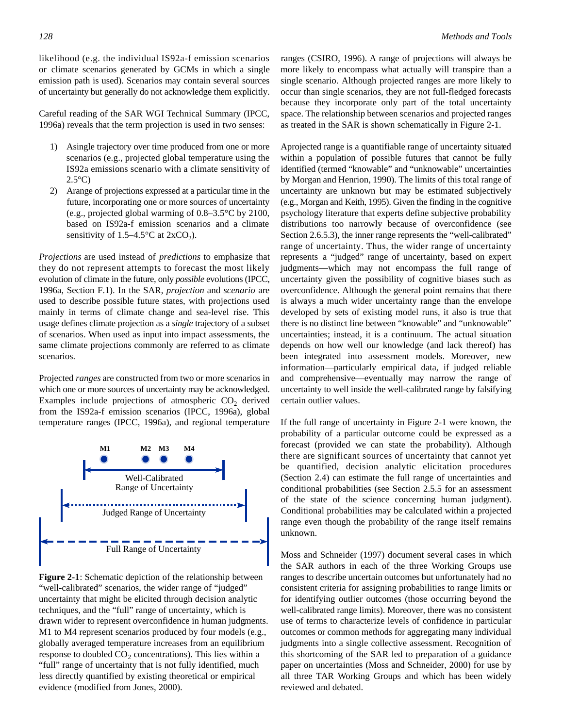likelihood (e.g. the individual IS92a-f emission scenarios or climate scenarios generated by GCMs in which a single emission path is used). Scenarios may contain several sources of uncertainty but generally do not acknowledge them explicitly.

Careful reading of the SAR WGI Technical Summary (IPCC, 1996a) reveals that the term projection is used in two senses:

1) A single trajectory over time produced from one or more scenarios (e.g., projected global temperature using the IS92a emissions scenario with a climate sensitivity of 2.5°C)
2) A range of projections expressed at a particular time in the future, incorporating one or more sources of uncertainty (e.g., projected global warming of 0.8–3.5°C by 2100, based on IS92a-f emission scenarios and a climate sensitivity of 1.5–4.5°C at $2xCO_2$).

*Projections* are used instead of *predictions* to emphasize that they do not represent attempts to forecast the most likely evolution of climate in the future, only *possible* evolutions (IPCC, 1996a, Section F.1). In the SAR, *projection* and *scenario* are used to describe possible future states, with projections used mainly in terms of climate change and sea-level rise. This usage defines climate projection as a *single* trajectory of a subset of scenarios. When used as input into impact assessments, the same climate projections commonly are referred to as climate scenarios.

Projected *ranges* are constructed from two or more scenarios in which one or more sources of uncertainty may be acknowledged. Examples include projections of atmospheric $CO_2$ derived from the IS92a-f emission scenarios (IPCC, 1996a), global temperature ranges (IPCC, 1996a), and regional temperature ranges (CSIRO, 1996). A range of projections will always be more likely to encompass what actually will transpire than a single scenario. Although projected ranges are more likely to occur than single scenarios, they are not full-fledged forecasts because they incorporate only part of the total uncertainty space. The relationship between scenarios and projected ranges as treated in the SAR is shown schematically in Figure 2-1.

M1 M2 M3 M4

Well-Calibrated Range of Uncertainty

Judged Range of Uncertainty

Full Range of Uncertainty

**Figure 2-1**: Schematic depiction of the relationship between "well-calibrated" scenarios, the wider range of "judged" uncertainty that might be elicited through decision analytic techniques, and the "full" range of uncertainty, which is drawn wider to represent overconfidence in human judgments. M1 to M4 represent scenarios produced by four models (e.g., globally averaged temperature increases from an equilibrium response to doubled $CO_2$ concentrations). This lies within a "full" range of uncertainty that is not fully identified, much less directly quantified by existing theoretical or empirical evidence (modified from Jones, 2000).

A projected range is a quantifiable range of uncertainty situated within a population of possible futures that cannot be fully identified (termed "knowable" and "unknowable" uncertainties by Morgan and Henrion, 1990). The limits of this total range of uncertainty are unknown but may be estimated subjectively (e.g., Morgan and Keith, 1995). Given the finding in the cognitive psychology literature that experts define subjective probability distributions too narrowly because of overconfidence (see Section 2.6.5.3), the inner range represents the "well-calibrated" range of uncertainty. Thus, the wider range of uncertainty represents a "judged" range of uncertainty, based on expert judgments—which may not encompass the full range of uncertainty given the possibility of cognitive biases such as overconfidence. Although the general point remains that there is always a much wider uncertainty range than the envelope developed by sets of existing model runs, it also is true that there is no distinct line between "knowable" and "unknowable" uncertainties; instead, it is a continuum. The actual situation depends on how well our knowledge (and lack thereof) has been integrated into assessment models. Moreover, new information—particularly empirical data, if judged reliable and comprehensive—eventually may narrow the range of uncertainty to well inside the well-calibrated range by falsifying certain outlier values.

If the full range of uncertainty in Figure 2-1 were known, the probability of a particular outcome could be expressed as a forecast (provided we can state the probability). Although there are significant sources of uncertainty that cannot yet be quantified, decision analytic elicitation procedures (Section 2.4) can estimate the full range of uncertainties and conditional probabilities (see Section 2.5.5 for an assessment of the state of the science concerning human judgment). Conditional probabilities may be calculated within a projected range even though the probability of the range itself remains unknown.

Moss and Schneider (1997) document several cases in which the SAR authors in each of the three Working Groups use ranges to describe uncertain outcomes but unfortunately had no consistent criteria for assigning probabilities to range limits or for identifying outlier outcomes (those occurring beyond the well-calibrated range limits). Moreover, there was no consistent use of terms to characterize levels of confidence in particular outcomes or common methods for aggregating many individual judgments into a single collective assessment. Recognition of this shortcoming of the SAR led to preparation of a guidance paper on uncertainties (Moss and Schneider, 2000) for use by all three TAR Working Groups and which has been widely reviewed and debated.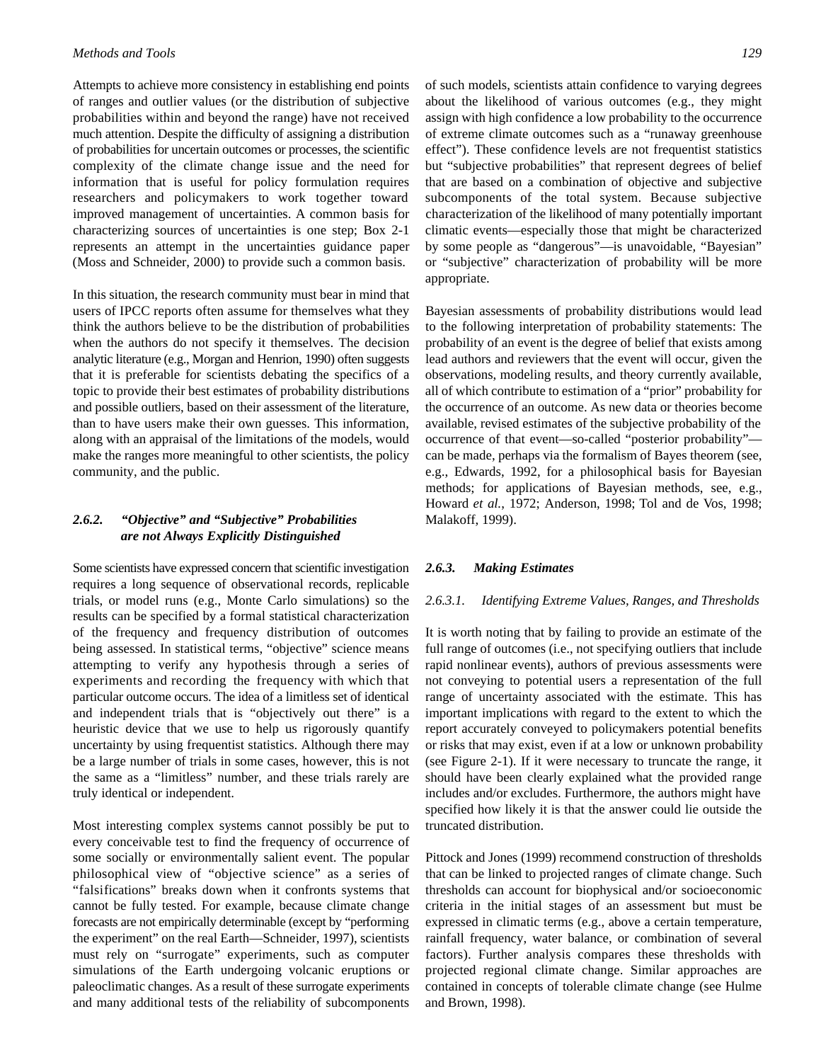Attempts to achieve more consistency in establishing end points of ranges and outlier values (or the distribution of subjective probabilities within and beyond the range) have not received much attention. Despite the difficulty of assigning a distribution of probabilities for uncertain outcomes or processes, the scientific complexity of the climate change issue and the need for information that is useful for policy formulation requires researchers and policymakers to work together toward improved management of uncertainties. A common basis for characterizing sources of uncertainties is one step; Box 2-1 represents an attempt in the uncertainties guidance paper (Moss and Schneider, 2000) to provide such a common basis.

In this situation, the research community must bear in mind that users of IPCC reports often assume for themselves what they think the authors believe to be the distribution of probabilities when the authors do not specify it themselves. The decision analytic literature (e.g., Morgan and Henrion, 1990) often suggests that it is preferable for scientists debating the specifics of a topic to provide their best estimates of probability distributions and possible outliers, based on their assessment of the literature, than to have users make their own guesses. This information, along with an appraisal of the limitations of the models, would make the ranges more meaningful to other scientists, the policy community, and the public.

### *2.6.2. "Objective" and "Subjective" Probabilities are not Always Explicitly Distinguished*

Some scientists have expressed concern that scientific investigation requires a long sequence of observational records, replicable trials, or model runs (e.g., Monte Carlo simulations) so the results can be specified by a formal statistical characterization of the frequency and frequency distribution of outcomes being assessed. In statistical terms, "objective" science means attempting to verify any hypothesis through a series of experiments and recording the frequency with which that particular outcome occurs. The idea of a limitless set of identical and independent trials that is "objectively out there" is a heuristic device that we use to help us rigorously quantify uncertainty by using frequentist statistics. Although there may be a large number of trials in some cases, however, this is not the same as a "limitless" number, and these trials rarely are truly identical or independent.

Most interesting complex systems cannot possibly be put to every conceivable test to find the frequency of occurrence of some socially or environmentally salient event. The popular philosophical view of "objective science" as a series of "falsifications" breaks down when it confronts systems that cannot be fully tested. For example, because climate change forecasts are not empirically determinable (except by "performing the experiment" on the real Earth—Schneider, 1997), scientists must rely on "surrogate" experiments, such as computer simulations of the Earth undergoing volcanic eruptions or paleoclimatic changes. As a result of these surrogate experiments and many additional tests of the reliability of subcomponents of such models, scientists attain confidence to varying degrees about the likelihood of various outcomes (e.g., they might assign with high confidence a low probability to the occurrence of extreme climate outcomes such as a "runaway greenhouse effect"). These confidence levels are not frequentist statistics but "subjective probabilities" that represent degrees of belief that are based on a combination of objective and subjective subcomponents of the total system. Because subjective characterization of the likelihood of many potentially important climatic events—especially those that might be characterized by some people as "dangerous"—is unavoidable, "Bayesian" or "subjective" characterization of probability will be more appropriate.

Bayesian assessments of probability distributions would lead to the following interpretation of probability statements: The probability of an event is the degree of belief that exists among lead authors and reviewers that the event will occur, given the observations, modeling results, and theory currently available, all of which contribute to estimation of a "prior" probability for the occurrence of an outcome. As new data or theories become available, revised estimates of the subjective probability of the occurrence of that event—so-called "posterior probability"—can be made, perhaps via the formalism of Bayes theorem (see, e.g., Edwards, 1992, for a philosophical basis for Bayesian methods; for applications of Bayesian methods, see, e.g., Howard *et al.*, 1972; Anderson, 1998; Tol and de Vos, 1998; Malakoff, 1999).

### *2.6.3. Making Estimates*

#### *2.6.3.1. Identifying Extreme Values, Ranges, and Thresholds*

It is worth noting that by failing to provide an estimate of the full range of outcomes (i.e., not specifying outliers that include rapid nonlinear events), authors of previous assessments were not conveying to potential users a representation of the full range of uncertainty associated with the estimate. This has important implications with regard to the extent to which the report accurately conveyed to policymakers potential benefits or risks that may exist, even if at a low or unknown probability (see Figure 2-1). If it were necessary to truncate the range, it should have been clearly explained what the provided range includes and/or excludes. Furthermore, the authors might have specified how likely it is that the answer could lie outside the truncated distribution.

Pittock and Jones (1999) recommend construction of thresholds that can be linked to projected ranges of climate change. Such thresholds can account for biophysical and/or socioeconomic criteria in the initial stages of an assessment but must be expressed in climatic terms (e.g., above a certain temperature, rainfall frequency, water balance, or combination of several factors). Further analysis compares these thresholds with projected regional climate change. Similar approaches are contained in concepts of tolerable climate change (see Hulme and Brown, 1998).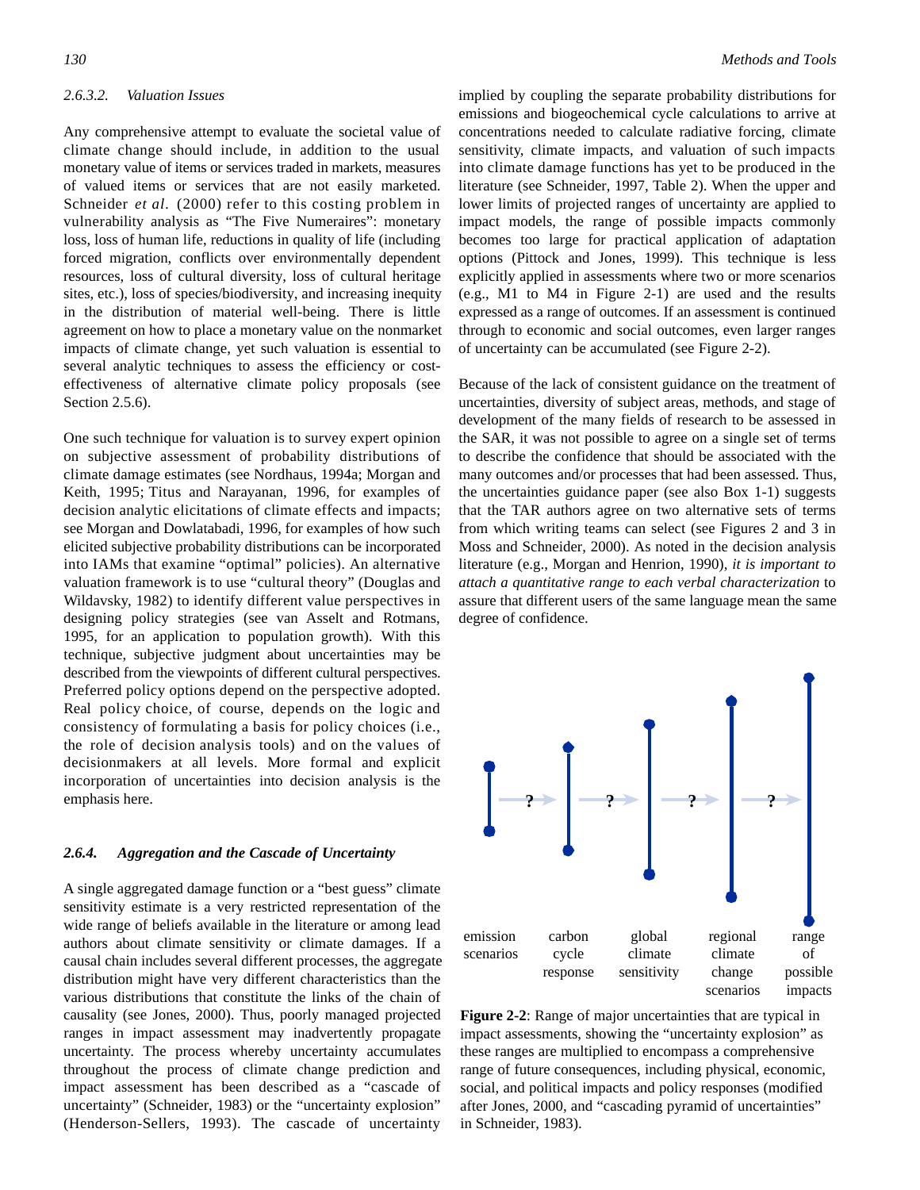#### 2.6.3.2. Valuation Issues

Any comprehensive attempt to evaluate the societal value of climate change should include, in addition to the usual monetary value of items or services traded in markets, measures of valued items or services that are not easily marketed. Schneider *et al.* (2000) refer to this costing problem in vulnerability analysis as "The Five Numeraires": monetary loss, loss of human life, reductions in quality of life (including forced migration, conflicts over environmentally dependent resources, loss of cultural diversity, loss of cultural heritage sites, etc.), loss of species/biodiversity, and increasing inequity in the distribution of material well-being. There is little agreement on how to place a monetary value on the nonmarket impacts of climate change, yet such valuation is essential to several analytic techniques to assess the efficiency or cost-effectiveness of alternative climate policy proposals (see Section 2.5.6).

One such technique for valuation is to survey expert opinion on subjective assessment of probability distributions of climate damage estimates (see Nordhaus, 1994a; Morgan and Keith, 1995; Titus and Narayanan, 1996, for examples of decision analytic elicitations of climate effects and impacts; see Morgan and Dowlatabadi, 1996, for examples of how such elicited subjective probability distributions can be incorporated into IAMs that examine "optimal" policies). An alternative valuation framework is to use "cultural theory" (Douglas and Wildavsky, 1982) to identify different value perspectives in designing policy strategies (see van Asselt and Rotmans, 1995, for an application to population growth). With this technique, subjective judgment about uncertainties may be described from the viewpoints of different cultural perspectives. Preferred policy options depend on the perspective adopted. Real policy choice, of course, depends on the logic and consistency of formulating a basis for policy choices (i.e., the role of decision analysis tools) and on the values of decisionmakers at all levels. More formal and explicit incorporation of uncertainties into decision analysis is the emphasis here.

### 2.6.4. Aggregation and the Cascade of Uncertainty

A single aggregated damage function or a "best guess" climate sensitivity estimate is a very restricted representation of the wide range of beliefs available in the literature or among lead authors about climate sensitivity or climate damages. If a causal chain includes several different processes, the aggregate distribution might have very different characteristics than the various distributions that constitute the links of the chain of causality (see Jones, 2000). Thus, poorly managed projected ranges in impact assessment may inadvertently propagate uncertainty. The process whereby uncertainty accumulates throughout the process of climate change prediction and impact assessment has been described as a "cascade of uncertainty" (Schneider, 1983) or the "uncertainty explosion" (Henderson-Sellers, 1993). The cascade of uncertainty implied by coupling the separate probability distributions for emissions and biogeochemical cycle calculations to arrive at concentrations needed to calculate radiative forcing, climate sensitivity, climate impacts, and valuation of such impacts into climate damage functions has yet to be produced in the literature (see Schneider, 1997, Table 2). When the upper and lower limits of projected ranges of uncertainty are applied to impact models, the range of possible impacts commonly becomes too large for practical application of adaptation options (Pittock and Jones, 1999). This technique is less explicitly applied in assessments where two or more scenarios (e.g., M1 to M4 in Figure 2-1) are used and the results expressed as a range of outcomes. If an assessment is continued through to economic and social outcomes, even larger ranges of uncertainty can be accumulated (see Figure 2-2).

Because of the lack of consistent guidance on the treatment of uncertainties, diversity of subject areas, methods, and stage of development of the many fields of research to be assessed in the SAR, it was not possible to agree on a single set of terms to describe the confidence that should be associated with the many outcomes and/or processes that had been assessed. Thus, the uncertainties guidance paper (see also Box 1-1) suggests that the TAR authors agree on two alternative sets of terms from which writing teams can select (see Figures 2 and 3 in Moss and Schneider, 2000). As noted in the decision analysis literature (e.g., Morgan and Henrion, 1990), *it is important to attach a quantitative range to each verbal characterization* to assure that different users of the same language mean the same degree of confidence.

emission scenarios → ? → carbon cycle response → ? → global climate sensitivity → ? → regional climate change scenarios → ? → range of possible impacts

**Figure 2-2**: Range of major uncertainties that are typical in impact assessments, showing the "uncertainty explosion" as these ranges are multiplied to encompass a comprehensive range of future consequences, including physical, economic, social, and political impacts and policy responses (modified after Jones, 2000, and "cascading pyramid of uncertainties" in Schneider, 1983).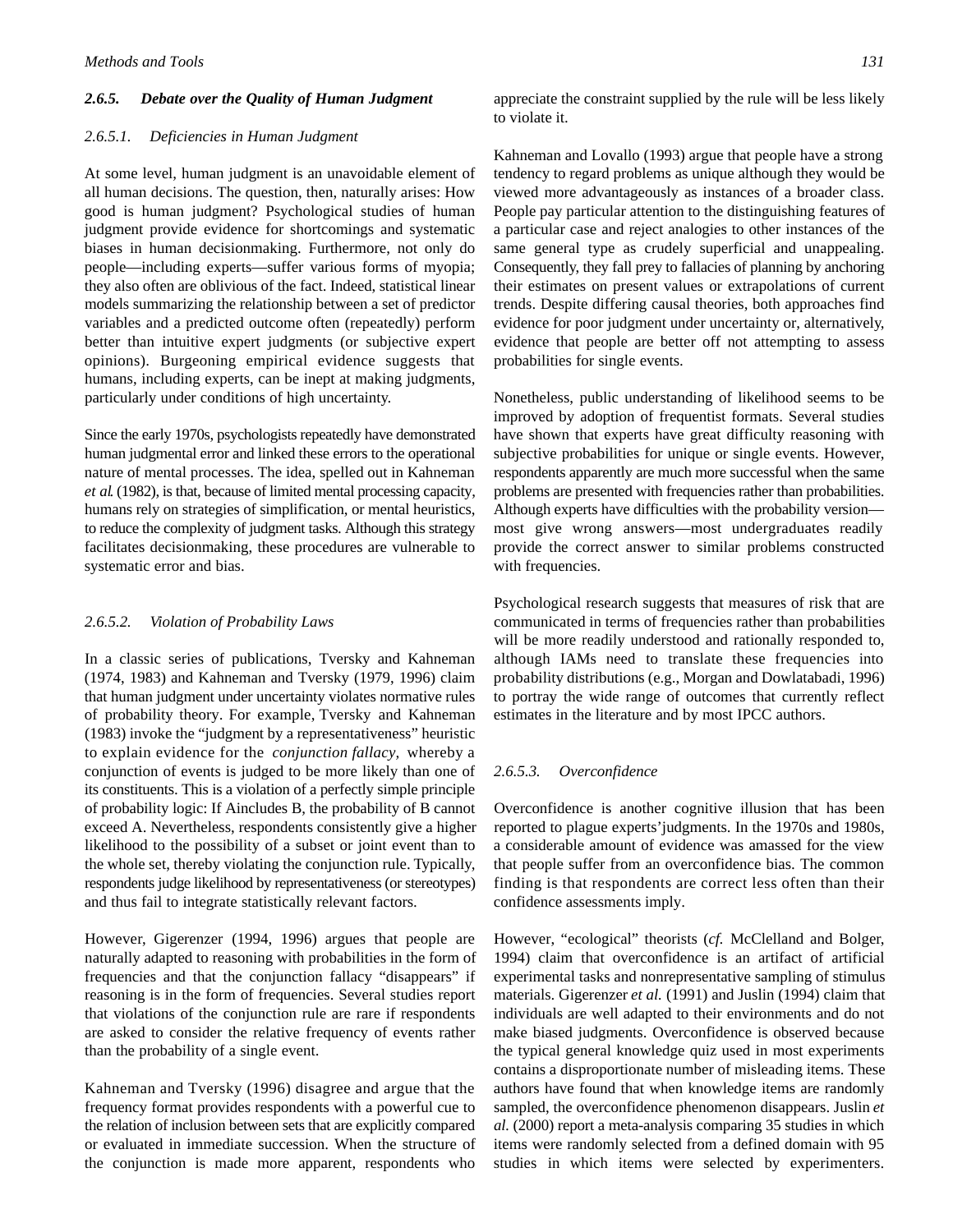### 2.6.5. Debate over the Quality of Human Judgment

#### 2.6.5.1. Deficiencies in Human Judgment

At some level, human judgment is an unavoidable element of all human decisions. The question, then, naturally arises: How good is human judgment? Psychological studies of human judgment provide evidence for shortcomings and systematic biases in human decisionmaking. Furthermore, not only do people—including experts—suffer various forms of myopia; they also often are oblivious of the fact. Indeed, statistical linear models summarizing the relationship between a set of predictor variables and a predicted outcome often (repeatedly) perform better than intuitive expert judgments (or subjective expert opinions). Burgeoning empirical evidence suggests that humans, including experts, can be inept at making judgments, particularly under conditions of high uncertainty.

Since the early 1970s, psychologists repeatedly have demonstrated human judgmental error and linked these errors to the operational nature of mental processes. The idea, spelled out in Kahneman *et al.* (1982), is that, because of limited mental processing capacity, humans rely on strategies of simplification, or mental heuristics, to reduce the complexity of judgment tasks. Although this strategy facilitates decisionmaking, these procedures are vulnerable to systematic error and bias.

#### 2.6.5.2. Violation of Probability Laws

In a classic series of publications, Tversky and Kahneman (1974, 1983) and Kahneman and Tversky (1979, 1996) claim that human judgment under uncertainty violates normative rules of probability theory. For example, Tversky and Kahneman (1983) invoke the "judgment by a representativeness" heuristic to explain evidence for the *conjunction fallacy,* whereby a conjunction of events is judged to be more likely than one of its constituents. This is a violation of a perfectly simple principle of probability logic: If A includes B, the probability of B cannot exceed A. Nevertheless, respondents consistently give a higher likelihood to the possibility of a subset or joint event than to the whole set, thereby violating the conjunction rule. Typically, respondents judge likelihood by representativeness (or stereotypes) and thus fail to integrate statistically relevant factors.

However, Gigerenzer (1994, 1996) argues that people are naturally adapted to reasoning with probabilities in the form of frequencies and that the conjunction fallacy "disappears" if reasoning is in the form of frequencies. Several studies report that violations of the conjunction rule are rare if respondents are asked to consider the relative frequency of events rather than the probability of a single event.

Kahneman and Tversky (1996) disagree and argue that the frequency format provides respondents with a powerful cue to the relation of inclusion between sets that are explicitly compared or evaluated in immediate succession. When the structure of the conjunction is made more apparent, respondents who appreciate the constraint supplied by the rule will be less likely to violate it.

Kahneman and Lovallo (1993) argue that people have a strong tendency to regard problems as unique although they would be viewed more advantageously as instances of a broader class. People pay particular attention to the distinguishing features of a particular case and reject analogies to other instances of the same general type as crudely superficial and unappealing. Consequently, they fall prey to fallacies of planning by anchoring their estimates on present values or extrapolations of current trends. Despite differing causal theories, both approaches find evidence for poor judgment under uncertainty or, alternatively, evidence that people are better off not attempting to assess probabilities for single events.

Nonetheless, public understanding of likelihood seems to be improved by adoption of frequentist formats. Several studies have shown that experts have great difficulty reasoning with subjective probabilities for unique or single events. However, respondents apparently are much more successful when the same problems are presented with frequencies rather than probabilities. Although experts have difficulties with the probability version—most give wrong answers—most undergraduates readily provide the correct answer to similar problems constructed with frequencies.

Psychological research suggests that measures of risk that are communicated in terms of frequencies rather than probabilities will be more readily understood and rationally responded to, although IAMs need to translate these frequencies into probability distributions (e.g., Morgan and Dowlatabadi, 1996) to portray the wide range of outcomes that currently reflect estimates in the literature and by most IPCC authors.

#### 2.6.5.3. Overconfidence

Overconfidence is another cognitive illusion that has been reported to plague experts' judgments. In the 1970s and 1980s, a considerable amount of evidence was amassed for the view that people suffer from an overconfidence bias. The common finding is that respondents are correct less often than their confidence assessments imply.

However, "ecological" theorists (*cf.* McClelland and Bolger, 1994) claim that overconfidence is an artifact of artificial experimental tasks and nonrepresentative sampling of stimulus materials. Gigerenzer *et al.* (1991) and Juslin (1994) claim that individuals are well adapted to their environments and do not make biased judgments. Overconfidence is observed because the typical general knowledge quiz used in most experiments contains a disproportionate number of misleading items. These authors have found that when knowledge items are randomly sampled, the overconfidence phenomenon disappears. Juslin *et al.* (2000) report a meta-analysis comparing 35 studies in which items were randomly selected from a defined domain with 95 studies in which items were selected by experimenters.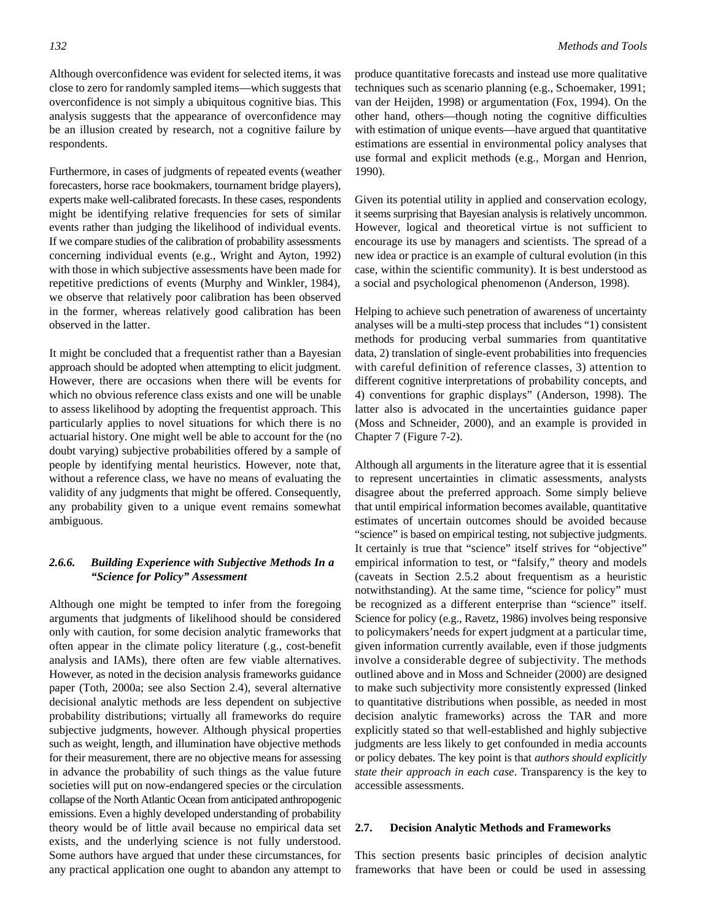Although overconfidence was evident for selected items, it was close to zero for randomly sampled items—which suggests that overconfidence is not simply a ubiquitous cognitive bias. This analysis suggests that the appearance of overconfidence may be an illusion created by research, not a cognitive failure by respondents.

Furthermore, in cases of judgments of repeated events (weather forecasters, horse race bookmakers, tournament bridge players), experts make well-calibrated forecasts. In these cases, respondents might be identifying relative frequencies for sets of similar events rather than judging the likelihood of individual events. If we compare studies of the calibration of probability assessments concerning individual events (e.g., Wright and Ayton, 1992) with those in which subjective assessments have been made for repetitive predictions of events (Murphy and Winkler, 1984), we observe that relatively poor calibration has been observed in the former, whereas relatively good calibration has been observed in the latter.

It might be concluded that a frequentist rather than a Bayesian approach should be adopted when attempting to elicit judgment. However, there are occasions when there will be events for which no obvious reference class exists and one will be unable to assess likelihood by adopting the frequentist approach. This particularly applies to novel situations for which there is no actuarial history. One might well be able to account for the (no doubt varying) subjective probabilities offered by a sample of people by identifying mental heuristics. However, note that, without a reference class, we have no means of evaluating the validity of any judgments that might be offered. Consequently, any probability given to a unique event remains somewhat ambiguous.

### 2.6.6. *Building Experience with Subjective Methods In a "Science for Policy" Assessment*

Although one might be tempted to infer from the foregoing arguments that judgments of likelihood should be considered only with caution, for some decision analytic frameworks that often appear in the climate policy literature (.g., cost-benefit analysis and IAMs), there often are few viable alternatives. However, as noted in the decision analysis frameworks guidance paper (Toth, 2000a; see also Section 2.4), several alternative decisional analytic methods are less dependent on subjective probability distributions; virtually all frameworks do require subjective judgments, however. Although physical properties such as weight, length, and illumination have objective methods for their measurement, there are no objective means for assessing in advance the probability of such things as the value future societies will put on now-endangered species or the circulation collapse of the North Atlantic Ocean from anticipated anthropogenic emissions. Even a highly developed understanding of probability theory would be of little avail because no empirical data set exists, and the underlying science is not fully understood. Some authors have argued that under these circumstances, for any practical application one ought to abandon any attempt to produce quantitative forecasts and instead use more qualitative techniques such as scenario planning (e.g., Schoemaker, 1991; van der Heijden, 1998) or argumentation (Fox, 1994). On the other hand, others—though noting the cognitive difficulties with estimation of unique events—have argued that quantitative estimations are essential in environmental policy analyses that use formal and explicit methods (e.g., Morgan and Henrion, 1990).

Given its potential utility in applied and conservation ecology, it seems surprising that Bayesian analysis is relatively uncommon. However, logical and theoretical virtue is not sufficient to encourage its use by managers and scientists. The spread of a new idea or practice is an example of cultural evolution (in this case, within the scientific community). It is best understood as a social and psychological phenomenon (Anderson, 1998).

Helping to achieve such penetration of awareness of uncertainty analyses will be a multi-step process that includes "1) consistent methods for producing verbal summaries from quantitative data, 2) translation of single-event probabilities into frequencies with careful definition of reference classes, 3) attention to different cognitive interpretations of probability concepts, and 4) conventions for graphic displays" (Anderson, 1998). The latter also is advocated in the uncertainties guidance paper (Moss and Schneider, 2000), and an example is provided in Chapter 7 (Figure 7-2).

Although all arguments in the literature agree that it is essential to represent uncertainties in climatic assessments, analysts disagree about the preferred approach. Some simply believe that until empirical information becomes available, quantitative estimates of uncertain outcomes should be avoided because "science" is based on empirical testing, not subjective judgments. It certainly is true that "science" itself strives for "objective" empirical information to test, or "falsify," theory and models (caveats in Section 2.5.2 about frequentism as a heuristic notwithstanding). At the same time, "science for policy" must be recognized as a different enterprise than "science" itself. Science for policy (e.g., Ravetz, 1986) involves being responsive to policymakers'needs for expert judgment at a particular time, given information currently available, even if those judgments involve a considerable degree of subjectivity. The methods outlined above and in Moss and Schneider (2000) are designed to make such subjectivity more consistently expressed (linked to quantitative distributions when possible, as needed in most decision analytic frameworks) across the TAR and more explicitly stated so that well-established and highly subjective judgments are less likely to get confounded in media accounts or policy debates. The key point is that *authors should explicitly state their approach in each case*. Transparency is the key to accessible assessments.

## 2.7. Decision Analytic Methods and Frameworks

This section presents basic principles of decision analytic frameworks that have been or could be used in assessing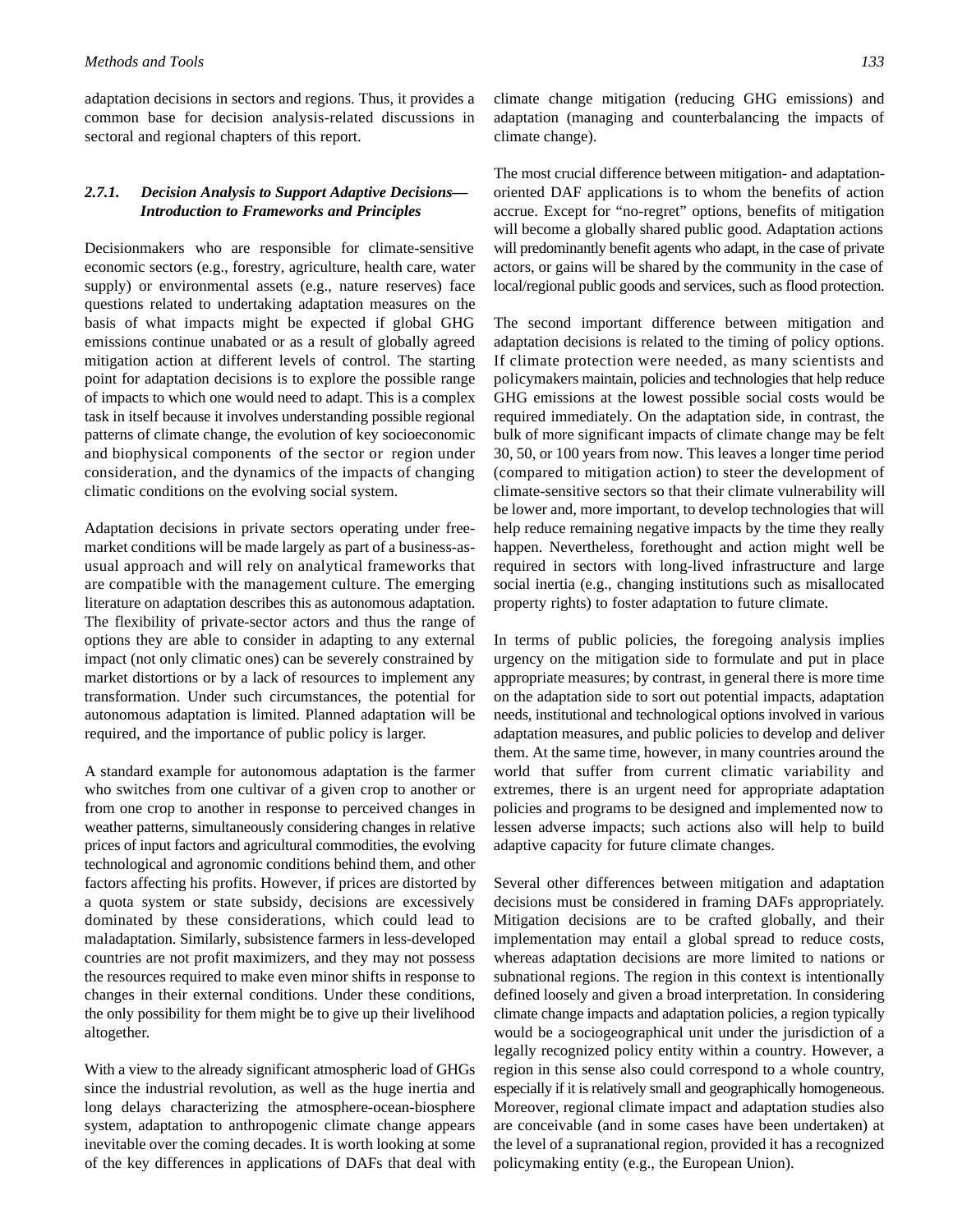adaptation decisions in sectors and regions. Thus, it provides a common base for decision analysis-related discussions in sectoral and regional chapters of this report.

### *2.7.1. Decision Analysis to Support Adaptive Decisions— Introduction to Frameworks and Principles*

Decisionmakers who are responsible for climate-sensitive economic sectors (e.g., forestry, agriculture, health care, water supply) or environmental assets (e.g., nature reserves) face questions related to undertaking adaptation measures on the basis of what impacts might be expected if global GHG emissions continue unabated or as a result of globally agreed mitigation action at different levels of control. The starting point for adaptation decisions is to explore the possible range of impacts to which one would need to adapt. This is a complex task in itself because it involves understanding possible regional patterns of climate change, the evolution of key socioeconomic and biophysical components of the sector or region under consideration, and the dynamics of the impacts of changing climatic conditions on the evolving social system.

Adaptation decisions in private sectors operating under free-market conditions will be made largely as part of a business-as-usual approach and will rely on analytical frameworks that are compatible with the management culture. The emerging literature on adaptation describes this as autonomous adaptation. The flexibility of private-sector actors and thus the range of options they are able to consider in adapting to any external impact (not only climatic ones) can be severely constrained by market distortions or by a lack of resources to implement any transformation. Under such circumstances, the potential for autonomous adaptation is limited. Planned adaptation will be required, and the importance of public policy is larger.

A standard example for autonomous adaptation is the farmer who switches from one cultivar of a given crop to another or from one crop to another in response to perceived changes in weather patterns, simultaneously considering changes in relative prices of input factors and agricultural commodities, the evolving technological and agronomic conditions behind them, and other factors affecting his profits. However, if prices are distorted by a quota system or state subsidy, decisions are excessively dominated by these considerations, which could lead to maladaptation. Similarly, subsistence farmers in less-developed countries are not profit maximizers, and they may not possess the resources required to make even minor shifts in response to changes in their external conditions. Under these conditions, the only possibility for them might be to give up their livelihood altogether.

With a view to the already significant atmospheric load of GHGs since the industrial revolution, as well as the huge inertia and long delays characterizing the atmosphere-ocean-biosphere system, adaptation to anthropogenic climate change appears inevitable over the coming decades. It is worth looking at some of the key differences in applications of DAFs that deal with climate change mitigation (reducing GHG emissions) and adaptation (managing and counterbalancing the impacts of climate change).

The most crucial difference between mitigation- and adaptation-oriented DAF applications is to whom the benefits of action accrue. Except for "no-regret" options, benefits of mitigation will become a globally shared public good. Adaptation actions will predominantly benefit agents who adapt, in the case of private actors, or gains will be shared by the community in the case of local/regional public goods and services, such as flood protection.

The second important difference between mitigation and adaptation decisions is related to the timing of policy options. If climate protection were needed, as many scientists and policymakers maintain, policies and technologies that help reduce GHG emissions at the lowest possible social costs would be required immediately. On the adaptation side, in contrast, the bulk of more significant impacts of climate change may be felt 30, 50, or 100 years from now. This leaves a longer time period (compared to mitigation action) to steer the development of climate-sensitive sectors so that their climate vulnerability will be lower and, more important, to develop technologies that will help reduce remaining negative impacts by the time they really happen. Nevertheless, forethought and action might well be required in sectors with long-lived infrastructure and large social inertia (e.g., changing institutions such as misallocated property rights) to foster adaptation to future climate.

In terms of public policies, the foregoing analysis implies urgency on the mitigation side to formulate and put in place appropriate measures; by contrast, in general there is more time on the adaptation side to sort out potential impacts, adaptation needs, institutional and technological options involved in various adaptation measures, and public policies to develop and deliver them. At the same time, however, in many countries around the world that suffer from current climatic variability and extremes, there is an urgent need for appropriate adaptation policies and programs to be designed and implemented now to lessen adverse impacts; such actions also will help to build adaptive capacity for future climate changes.

Several other differences between mitigation and adaptation decisions must be considered in framing DAFs appropriately. Mitigation decisions are to be crafted globally, and their implementation may entail a global spread to reduce costs, whereas adaptation decisions are more limited to nations or subnational regions. The region in this context is intentionally defined loosely and given a broad interpretation. In considering climate change impacts and adaptation policies, a region typically would be a sociogeographical unit under the jurisdiction of a legally recognized policy entity within a country. However, a region in this sense also could correspond to a whole country, especially if it is relatively small and geographically homogeneous. Moreover, regional climate impact and adaptation studies also are conceivable (and in some cases have been undertaken) at the level of a supranational region, provided it has a recognized policymaking entity (e.g., the European Union).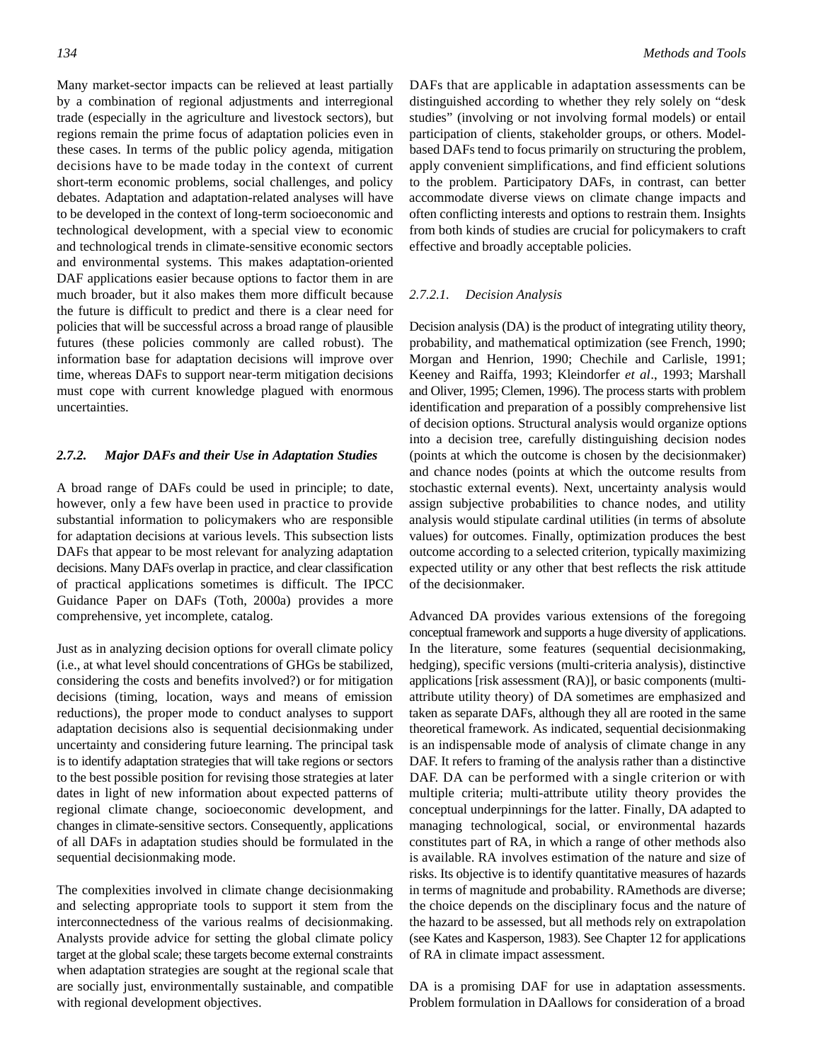Many market-sector impacts can be relieved at least partially by a combination of regional adjustments and interregional trade (especially in the agriculture and livestock sectors), but regions remain the prime focus of adaptation policies even in these cases. In terms of the public policy agenda, mitigation decisions have to be made today in the context of current short-term economic problems, social challenges, and policy debates. Adaptation and adaptation-related analyses will have to be developed in the context of long-term socioeconomic and technological development, with a special view to economic and technological trends in climate-sensitive economic sectors and environmental systems. This makes adaptation-oriented DAF applications easier because options to factor them in are much broader, but it also makes them more difficult because the future is difficult to predict and there is a clear need for policies that will be successful across a broad range of plausible futures (these policies commonly are called robust). The information base for adaptation decisions will improve over time, whereas DAFs to support near-term mitigation decisions must cope with current knowledge plagued with enormous uncertainties.

### *2.7.2. Major DAFs and their Use in Adaptation Studies*

A broad range of DAFs could be used in principle; to date, however, only a few have been used in practice to provide substantial information to policymakers who are responsible for adaptation decisions at various levels. This subsection lists DAFs that appear to be most relevant for analyzing adaptation decisions. Many DAFs overlap in practice, and clear classification of practical applications sometimes is difficult. The IPCC Guidance Paper on DAFs (Toth, 2000a) provides a more comprehensive, yet incomplete, catalog.

Just as in analyzing decision options for overall climate policy (i.e., at what level should concentrations of GHGs be stabilized, considering the costs and benefits involved?) or for mitigation decisions (timing, location, ways and means of emission reductions), the proper mode to conduct analyses to support adaptation decisions also is sequential decisionmaking under uncertainty and considering future learning. The principal task is to identify adaptation strategies that will take regions or sectors to the best possible position for revising those strategies at later dates in light of new information about expected patterns of regional climate change, socioeconomic development, and changes in climate-sensitive sectors. Consequently, applications of all DAFs in adaptation studies should be formulated in the sequential decisionmaking mode.

The complexities involved in climate change decisionmaking and selecting appropriate tools to support it stem from the interconnectedness of the various realms of decisionmaking. Analysts provide advice for setting the global climate policy target at the global scale; these targets become external constraints when adaptation strategies are sought at the regional scale that are socially just, environmentally sustainable, and compatible with regional development objectives.

DAFs that are applicable in adaptation assessments can be distinguished according to whether they rely solely on "desk studies" (involving or not involving formal models) or entail participation of clients, stakeholder groups, or others. Model-based DAFs tend to focus primarily on structuring the problem, apply convenient simplifications, and find efficient solutions to the problem. Participatory DAFs, in contrast, can better accommodate diverse views on climate change impacts and often conflicting interests and options to restrain them. Insights from both kinds of studies are crucial for policymakers to craft effective and broadly acceptable policies.

#### *2.7.2.1. Decision Analysis*

Decision analysis (DA) is the product of integrating utility theory, probability, and mathematical optimization (see French, 1990; Morgan and Henrion, 1990; Chechile and Carlisle, 1991; Keeney and Raiffa, 1993; Kleindorfer *et al*., 1993; Marshall and Oliver, 1995; Clemen, 1996). The process starts with problem identification and preparation of a possibly comprehensive list of decision options. Structural analysis would organize options into a decision tree, carefully distinguishing decision nodes (points at which the outcome is chosen by the decisionmaker) and chance nodes (points at which the outcome results from stochastic external events). Next, uncertainty analysis would assign subjective probabilities to chance nodes, and utility analysis would stipulate cardinal utilities (in terms of absolute values) for outcomes. Finally, optimization produces the best outcome according to a selected criterion, typically maximizing expected utility or any other that best reflects the risk attitude of the decisionmaker.

Advanced DA provides various extensions of the foregoing conceptual framework and supports a huge diversity of applications. In the literature, some features (sequential decisionmaking, hedging), specific versions (multi-criteria analysis), distinctive applications [risk assessment (RA)], or basic components (multi-attribute utility theory) of DA sometimes are emphasized and taken as separate DAFs, although they all are rooted in the same theoretical framework. As indicated, sequential decisionmaking is an indispensable mode of analysis of climate change in any DAF. It refers to framing of the analysis rather than a distinctive DAF. DA can be performed with a single criterion or with multiple criteria; multi-attribute utility theory provides the conceptual underpinnings for the latter. Finally, DA adapted to managing technological, social, or environmental hazards constitutes part of RA, in which a range of other methods also is available. RA involves estimation of the nature and size of risks. Its objective is to identify quantitative measures of hazards in terms of magnitude and probability. RAmethods are diverse; the choice depends on the disciplinary focus and the nature of the hazard to be assessed, but all methods rely on extrapolation (see Kates and Kasperson, 1983). See Chapter 12 for applications of RA in climate impact assessment.

DA is a promising DAF for use in adaptation assessments. Problem formulation in DAallows for consideration of a broad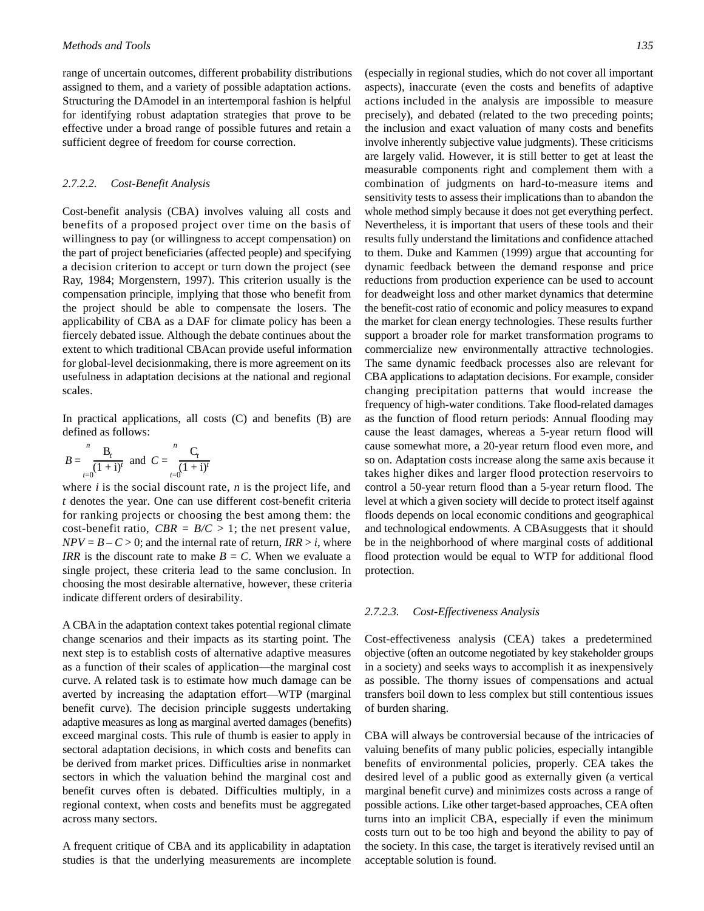range of uncertain outcomes, different probability distributions assigned to them, and a variety of possible adaptation actions. Structuring the DAmodel in an intertemporal fashion is helpful for identifying robust adaptation strategies that prove to be effective under a broad range of possible futures and retain a sufficient degree of freedom for course correction.

#### *2.7.2.2. Cost-Benefit Analysis*

Cost-benefit analysis (CBA) involves valuing all costs and benefits of a proposed project over time on the basis of willingness to pay (or willingness to accept compensation) on the part of project beneficiaries (affected people) and specifying a decision criterion to accept or turn down the project (see Ray, 1984; Morgenstern, 1997). This criterion usually is the compensation principle, implying that those who benefit from the project should be able to compensate the losers. The applicability of CBA as a DAF for climate policy has been a fiercely debated issue. Although the debate continues about the extent to which traditional CBAcan provide useful information for global-level decisionmaking, there is more agreement on its usefulness in adaptation decisions at the national and regional scales.

In practical applications, all costs (C) and benefits (B) are defined as follows:

$$B = \sum_{t=0}^{n} \frac{B_t}{(1 + i)^t} \quad \text{and} \quad C = \sum_{t=0}^{n} \frac{C_t}{(1 + i)^t}$$

where $i$ is the social discount rate, $n$ is the project life, and $t$ denotes the year. One can use different cost-benefit criteria for ranking projects or choosing the best among them: the cost-benefit ratio, $CBR = B/C > 1$; the net present value, $NPV = B – C > 0$; and the internal rate of return, $IRR > i$, where $IRR$ is the discount rate to make $B = C$. When we evaluate a single project, these criteria lead to the same conclusion. In choosing the most desirable alternative, however, these criteria indicate different orders of desirability.

A CBA in the adaptation context takes potential regional climate change scenarios and their impacts as its starting point. The next step is to establish costs of alternative adaptive measures as a function of their scales of application—the marginal cost curve. A related task is to estimate how much damage can be averted by increasing the adaptation effort—WTP (marginal benefit curve). The decision principle suggests undertaking adaptive measures as long as marginal averted damages (benefits) exceed marginal costs. This rule of thumb is easier to apply in sectoral adaptation decisions, in which costs and benefits can be derived from market prices. Difficulties arise in nonmarket sectors in which the valuation behind the marginal cost and benefit curves often is debated. Difficulties multiply, in a regional context, when costs and benefits must be aggregated across many sectors.

A frequent critique of CBA and its applicability in adaptation studies is that the underlying measurements are incomplete (especially in regional studies, which do not cover all important aspects), inaccurate (even the costs and benefits of adaptive actions included in the analysis are impossible to measure precisely), and debated (related to the two preceding points; the inclusion and exact valuation of many costs and benefits involve inherently subjective value judgments). These criticisms are largely valid. However, it is still better to get at least the measurable components right and complement them with a combination of judgments on hard-to-measure items and sensitivity tests to assess their implications than to abandon the whole method simply because it does not get everything perfect. Nevertheless, it is important that users of these tools and their results fully understand the limitations and confidence attached to them. Duke and Kammen (1999) argue that accounting for dynamic feedback between the demand response and price reductions from production experience can be used to account for deadweight loss and other market dynamics that determine the benefit-cost ratio of economic and policy measures to expand the market for clean energy technologies. These results further support a broader role for market transformation programs to commercialize new environmentally attractive technologies. The same dynamic feedback processes also are relevant for CBA applications to adaptation decisions. For example, consider changing precipitation patterns that would increase the frequency of high-water conditions. Take flood-related damages as the function of flood return periods: Annual flooding may cause the least damages, whereas a 5-year return flood will cause somewhat more, a 20-year return flood even more, and so on. Adaptation costs increase along the same axis because it takes higher dikes and larger flood protection reservoirs to control a 50-year return flood than a 5-year return flood. The level at which a given society will decide to protect itself against floods depends on local economic conditions and geographical and technological endowments. A CBAsuggests that it should be in the neighborhood of where marginal costs of additional flood protection would be equal to WTP for additional flood protection.

#### *2.7.2.3. Cost-Effectiveness Analysis*

Cost-effectiveness analysis (CEA) takes a predetermined objective (often an outcome negotiated by key stakeholder groups in a society) and seeks ways to accomplish it as inexpensively as possible. The thorny issues of compensations and actual transfers boil down to less complex but still contentious issues of burden sharing.

CBA will always be controversial because of the intricacies of valuing benefits of many public policies, especially intangible benefits of environmental policies, properly. CEA takes the desired level of a public good as externally given (a vertical marginal benefit curve) and minimizes costs across a range of possible actions. Like other target-based approaches, CEA often turns into an implicit CBA, especially if even the minimum costs turn out to be too high and beyond the ability to pay of the society. In this case, the target is iteratively revised until an acceptable solution is found.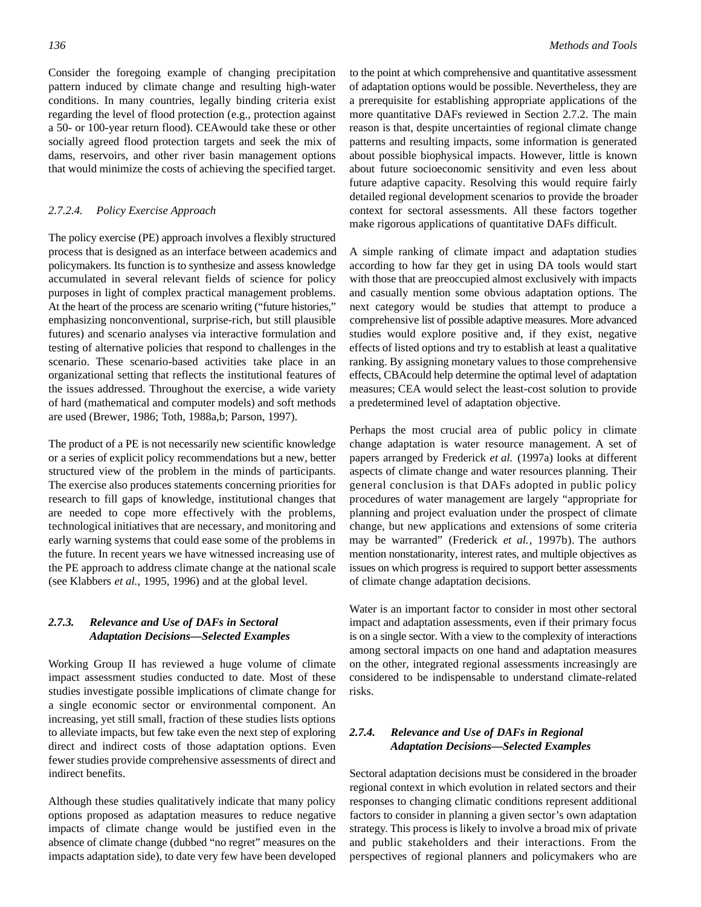Consider the foregoing example of changing precipitation pattern induced by climate change and resulting high-water conditions. In many countries, legally binding criteria exist regarding the level of flood protection (e.g., protection against a 50- or 100-year return flood). CEAwould take these or other socially agreed flood protection targets and seek the mix of dams, reservoirs, and other river basin management options that would minimize the costs of achieving the specified target.

#### *2.7.2.4. Policy Exercise Approach*

The policy exercise (PE) approach involves a flexibly structured process that is designed as an interface between academics and policymakers. Its function is to synthesize and assess knowledge accumulated in several relevant fields of science for policy purposes in light of complex practical management problems. At the heart of the process are scenario writing ("future histories," emphasizing nonconventional, surprise-rich, but still plausible futures) and scenario analyses via interactive formulation and testing of alternative policies that respond to challenges in the scenario. These scenario-based activities take place in an organizational setting that reflects the institutional features of the issues addressed. Throughout the exercise, a wide variety of hard (mathematical and computer models) and soft methods are used (Brewer, 1986; Toth, 1988a,b; Parson, 1997).

The product of a PE is not necessarily new scientific knowledge or a series of explicit policy recommendations but a new, better structured view of the problem in the minds of participants. The exercise also produces statements concerning priorities for research to fill gaps of knowledge, institutional changes that are needed to cope more effectively with the problems, technological initiatives that are necessary, and monitoring and early warning systems that could ease some of the problems in the future. In recent years we have witnessed increasing use of the PE approach to address climate change at the national scale (see Klabbers *et al.*, 1995, 1996) and at the global level.

### *2.7.3. Relevance and Use of DAFs in Sectoral Adaptation Decisions—Selected Examples*

Working Group II has reviewed a huge volume of climate impact assessment studies conducted to date. Most of these studies investigate possible implications of climate change for a single economic sector or environmental component. An increasing, yet still small, fraction of these studies lists options to alleviate impacts, but few take even the next step of exploring direct and indirect costs of those adaptation options. Even fewer studies provide comprehensive assessments of direct and indirect benefits.

Although these studies qualitatively indicate that many policy options proposed as adaptation measures to reduce negative impacts of climate change would be justified even in the absence of climate change (dubbed "no regret" measures on the impacts adaptation side), to date very few have been developed to the point at which comprehensive and quantitative assessment of adaptation options would be possible. Nevertheless, they are a prerequisite for establishing appropriate applications of the more quantitative DAFs reviewed in Section 2.7.2. The main reason is that, despite uncertainties of regional climate change patterns and resulting impacts, some information is generated about possible biophysical impacts. However, little is known about future socioeconomic sensitivity and even less about future adaptive capacity. Resolving this would require fairly detailed regional development scenarios to provide the broader context for sectoral assessments. All these factors together make rigorous applications of quantitative DAFs difficult.

A simple ranking of climate impact and adaptation studies according to how far they get in using DA tools would start with those that are preoccupied almost exclusively with impacts and casually mention some obvious adaptation options. The next category would be studies that attempt to produce a comprehensive list of possible adaptive measures. More advanced studies would explore positive and, if they exist, negative effects of listed options and try to establish at least a qualitative ranking. By assigning monetary values to those comprehensive effects, CBAcould help determine the optimal level of adaptation measures; CEA would select the least-cost solution to provide a predetermined level of adaptation objective.

Perhaps the most crucial area of public policy in climate change adaptation is water resource management. A set of papers arranged by Frederick *et al.* (1997a) looks at different aspects of climate change and water resources planning. Their general conclusion is that DAFs adopted in public policy procedures of water management are largely "appropriate for planning and project evaluation under the prospect of climate change, but new applications and extensions of some criteria may be warranted" (Frederick *et al.*, 1997b). The authors mention nonstationarity, interest rates, and multiple objectives as issues on which progress is required to support better assessments of climate change adaptation decisions.

Water is an important factor to consider in most other sectoral impact and adaptation assessments, even if their primary focus is on a single sector. With a view to the complexity of interactions among sectoral impacts on one hand and adaptation measures on the other, integrated regional assessments increasingly are considered to be indispensable to understand climate-related risks.

### *2.7.4. Relevance and Use of DAFs in Regional Adaptation Decisions—Selected Examples*

Sectoral adaptation decisions must be considered in the broader regional context in which evolution in related sectors and their responses to changing climatic conditions represent additional factors to consider in planning a given sector's own adaptation strategy. This process is likely to involve a broad mix of private and public stakeholders and their interactions. From the perspectives of regional planners and policymakers who are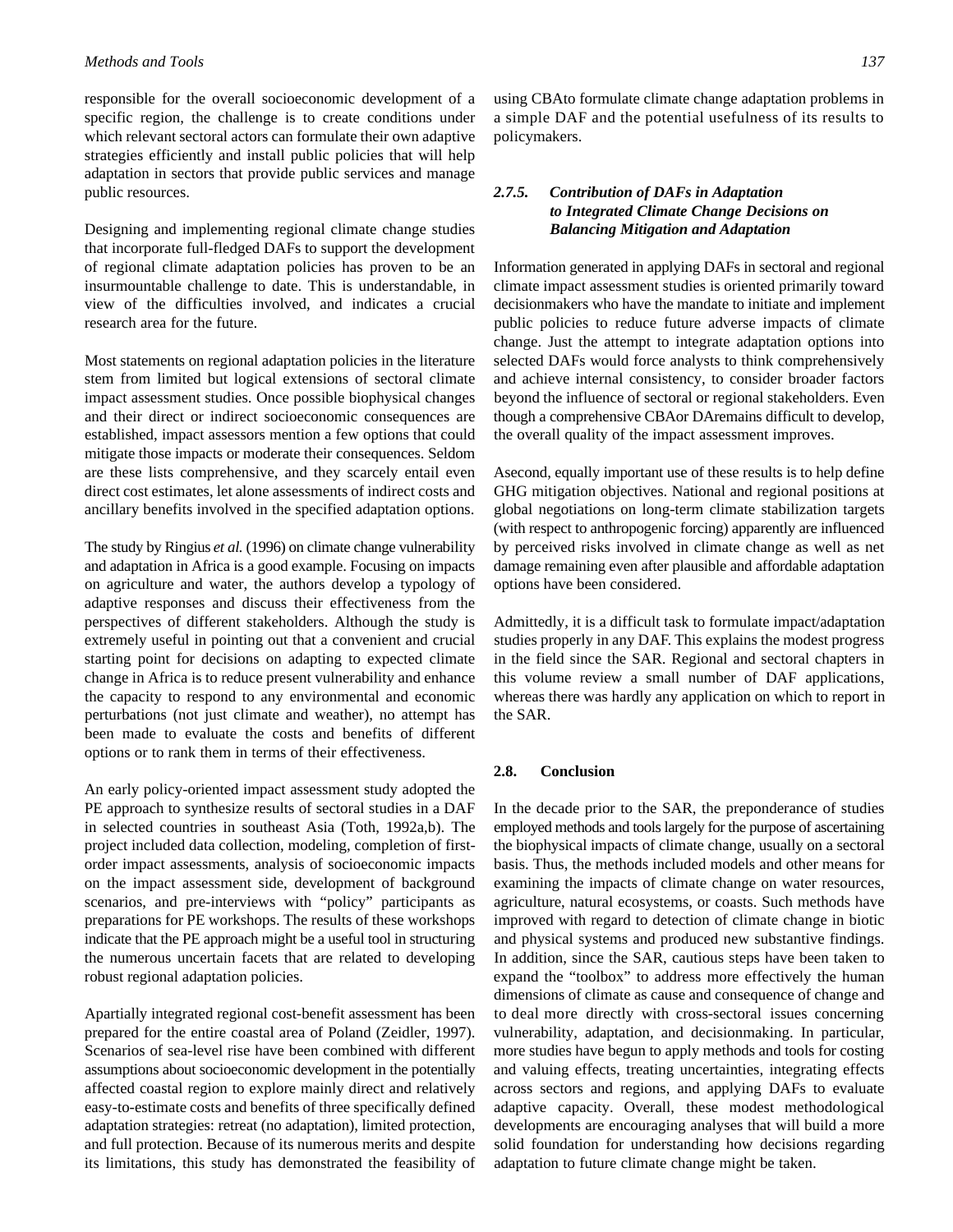responsible for the overall socioeconomic development of a specific region, the challenge is to create conditions under which relevant sectoral actors can formulate their own adaptive strategies efficiently and install public policies that will help adaptation in sectors that provide public services and manage public resources.

Designing and implementing regional climate change studies that incorporate full-fledged DAFs to support the development of regional climate adaptation policies has proven to be an insurmountable challenge to date. This is understandable, in view of the difficulties involved, and indicates a crucial research area for the future.

Most statements on regional adaptation policies in the literature stem from limited but logical extensions of sectoral climate impact assessment studies. Once possible biophysical changes and their direct or indirect socioeconomic consequences are established, impact assessors mention a few options that could mitigate those impacts or moderate their consequences. Seldom are these lists comprehensive, and they scarcely entail even direct cost estimates, let alone assessments of indirect costs and ancillary benefits involved in the specified adaptation options.

The study by Ringius *et al.* (1996) on climate change vulnerability and adaptation in Africa is a good example. Focusing on impacts on agriculture and water, the authors develop a typology of adaptive responses and discuss their effectiveness from the perspectives of different stakeholders. Although the study is extremely useful in pointing out that a convenient and crucial starting point for decisions on adapting to expected climate change in Africa is to reduce present vulnerability and enhance the capacity to respond to any environmental and economic perturbations (not just climate and weather), no attempt has been made to evaluate the costs and benefits of different options or to rank them in terms of their effectiveness.

An early policy-oriented impact assessment study adopted the PE approach to synthesize results of sectoral studies in a DAF in selected countries in southeast Asia (Toth, 1992a,b). The project included data collection, modeling, completion of first-order impact assessments, analysis of socioeconomic impacts on the impact assessment side, development of background scenarios, and pre-interviews with "policy" participants as preparations for PE workshops. The results of these workshops indicate that the PE approach might be a useful tool in structuring the numerous uncertain facets that are related to developing robust regional adaptation policies.

Apartially integrated regional cost-benefit assessment has been prepared for the entire coastal area of Poland (Zeidler, 1997). Scenarios of sea-level rise have been combined with different assumptions about socioeconomic development in the potentially affected coastal region to explore mainly direct and relatively easy-to-estimate costs and benefits of three specifically defined adaptation strategies: retreat (no adaptation), limited protection, and full protection. Because of its numerous merits and despite its limitations, this study has demonstrated the feasibility of using CBAto formulate climate change adaptation problems in a simple DAF and the potential usefulness of its results to policymakers.

### *2.7.5. Contribution of DAFs in Adaptation to Integrated Climate Change Decisions on Balancing Mitigation and Adaptation*

Information generated in applying DAFs in sectoral and regional climate impact assessment studies is oriented primarily toward decisionmakers who have the mandate to initiate and implement public policies to reduce future adverse impacts of climate change. Just the attempt to integrate adaptation options into selected DAFs would force analysts to think comprehensively and achieve internal consistency, to consider broader factors beyond the influence of sectoral or regional stakeholders. Even though a comprehensive CBAor DAremains difficult to develop, the overall quality of the impact assessment improves.

Asecond, equally important use of these results is to help define GHG mitigation objectives. National and regional positions at global negotiations on long-term climate stabilization targets (with respect to anthropogenic forcing) apparently are influenced by perceived risks involved in climate change as well as net damage remaining even after plausible and affordable adaptation options have been considered.

Admittedly, it is a difficult task to formulate impact/adaptation studies properly in any DAF. This explains the modest progress in the field since the SAR. Regional and sectoral chapters in this volume review a small number of DAF applications, whereas there was hardly any application on which to report in the SAR.

## 2.8. Conclusion

In the decade prior to the SAR, the preponderance of studies employed methods and tools largely for the purpose of ascertaining the biophysical impacts of climate change, usually on a sectoral basis. Thus, the methods included models and other means for examining the impacts of climate change on water resources, agriculture, natural ecosystems, or coasts. Such methods have improved with regard to detection of climate change in biotic and physical systems and produced new substantive findings. In addition, since the SAR, cautious steps have been taken to expand the "toolbox" to address more effectively the human dimensions of climate as cause and consequence of change and to deal more directly with cross-sectoral issues concerning vulnerability, adaptation, and decisionmaking. In particular, more studies have begun to apply methods and tools for costing and valuing effects, treating uncertainties, integrating effects across sectors and regions, and applying DAFs to evaluate adaptive capacity. Overall, these modest methodological developments are encouraging analyses that will build a more solid foundation for understanding how decisions regarding adaptation to future climate change might be taken.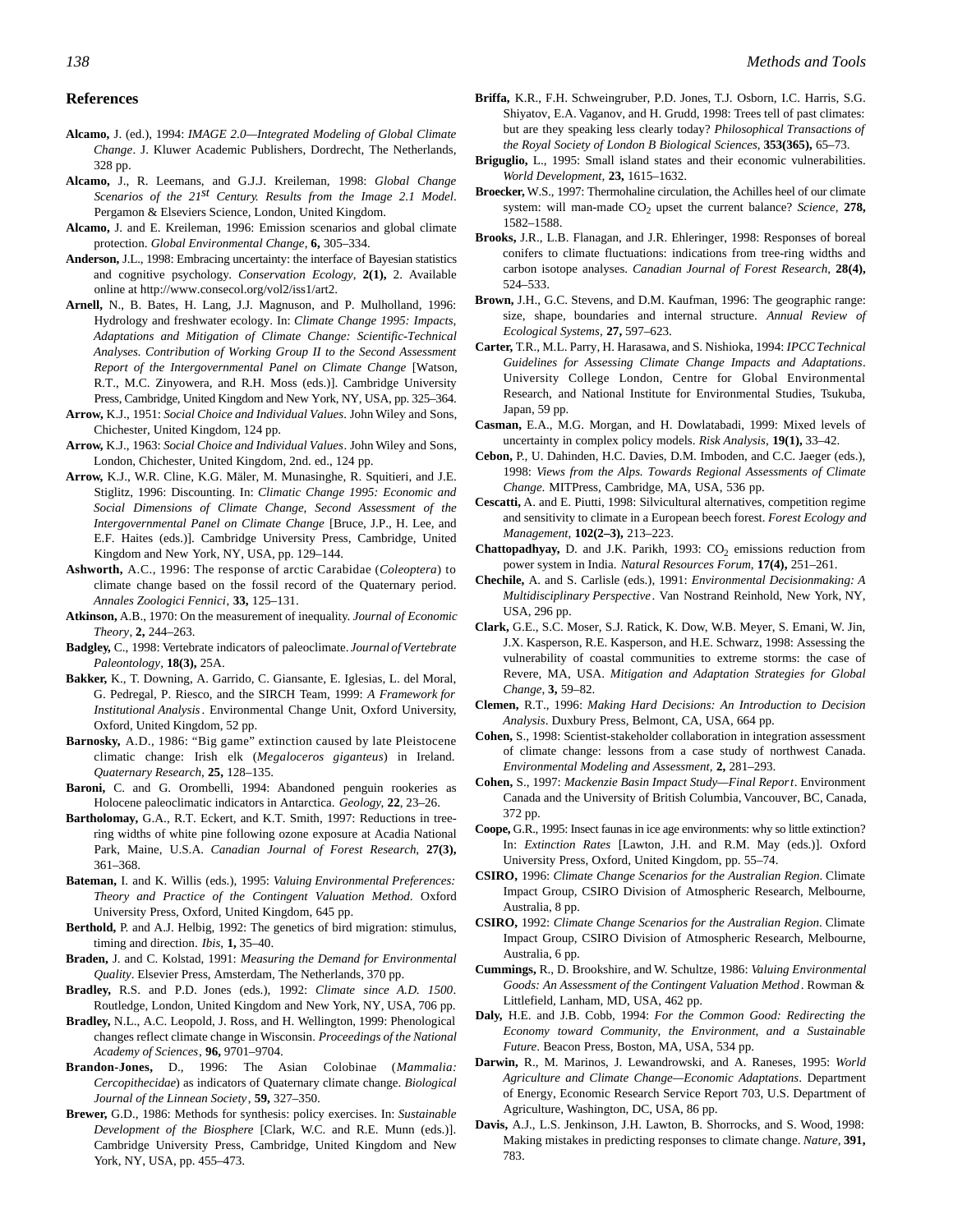## References

**Alcamo,** J. (ed.), 1994: *IMAGE 2.0—Integrated Modeling of Global Climate Change*. J. Kluwer Academic Publishers, Dordrecht, The Netherlands, 328 pp.

**Alcamo,** J., R. Leemans, and G.J.J. Kreileman, 1998: *Global Change Scenarios of the 21$^{st}$ Century. Results from the Image 2.1 Model*. Pergamon & Elseviers Science, London, United Kingdom.

**Alcamo,** J. and E. Kreileman, 1996: Emission scenarios and global climate protection. *Global Environmental Change*, **6,** 305–334.

**Anderson,** J.L., 1998: Embracing uncertainty: the interface of Bayesian statistics and cognitive psychology. *Conservation Ecology,* **2(1),** 2. Available online at http://www.consecol.org/vol2/iss1/art2.

**Arnell,** N., B. Bates, H. Lang, J.J. Magnuson, and P. Mulholland, 1996: Hydrology and freshwater ecology. In: *Climate Change 1995: Impacts, Adaptations and Mitigation of Climate Change: Scientific-Technical Analyses. Contribution of Working Group II to the Second Assessment Report of the Intergovernmental Panel on Climate Change* [Watson, R.T., M.C. Zinyowera, and R.H. Moss (eds.)]. Cambridge University Press, Cambridge, United Kingdom and New York, NY, USA, pp. 325–364.

**Arrow,** K.J., 1951: *Social Choice and Individual Values*. John Wiley and Sons, Chichester, United Kingdom, 124 pp.

**Arrow,** K.J., 1963: *Social Choice and Individual Values*. John Wiley and Sons, London, Chichester, United Kingdom, 2nd. ed., 124 pp.

**Arrow,** K.J., W.R. Cline, K.G. Mäler, M. Munasinghe, R. Squitieri, and J.E. Stiglitz, 1996: Discounting. In: *Climatic Change 1995: Economic and Social Dimensions of Climate Change, Second Assessment of the Intergovernmental Panel on Climate Change* [Bruce, J.P., H. Lee, and E.F. Haites (eds.)]. Cambridge University Press, Cambridge, United Kingdom and New York, NY, USA, pp. 129–144.

**Ashworth,** A.C., 1996: The response of arctic Carabidae (*Coleoptera*) to climate change based on the fossil record of the Quaternary period. *Annales Zoologici Fennici,* **33,** 125–131.

**Atkinson,** A.B., 1970: On the measurement of inequality. *Journal of Economic Theory,* **2,** 244–263.

**Badgley,** C., 1998: Vertebrate indicators of paleoclimate. *Journal of Vertebrate Paleontology,* **18(3),** 25A.

**Bakker,** K., T. Downing, A. Garrido, C. Giansante, E. Iglesias, L. del Moral, G. Pedregal, P. Riesco, and the SIRCH Team, 1999: *A Framework for Institutional Analysis*. Environmental Change Unit, Oxford University, Oxford, United Kingdom, 52 pp.

**Barnosky,** A.D., 1986: "Big game" extinction caused by late Pleistocene climatic change: Irish elk (*Megaloceros giganteus*) in Ireland. *Quaternary Research,* **25,** 128–135.

**Baroni,** C. and G. Orombelli, 1994: Abandoned penguin rookeries as Holocene paleoclimatic indicators in Antarctica. *Geology,* **22**, 23–26.

**Bartholomay,** G.A., R.T. Eckert, and K.T. Smith, 1997: Reductions in tree-ring widths of white pine following ozone exposure at Acadia National Park, Maine, U.S.A. *Canadian Journal of Forest Research,* **27(3),** 361–368.

**Bateman,** I. and K. Willis (eds.), 1995: *Valuing Environmental Preferences: Theory and Practice of the Contingent Valuation Method*. Oxford University Press, Oxford, United Kingdom, 645 pp.

**Berthold,** P. and A.J. Helbig, 1992: The genetics of bird migration: stimulus, timing and direction. *Ibis,* **1,** 35–40.

**Braden,** J. and C. Kolstad, 1991: *Measuring the Demand for Environmental Quality*. Elsevier Press, Amsterdam, The Netherlands, 370 pp.

**Bradley,** R.S. and P.D. Jones (eds.), 1992: *Climate since A.D. 1500*. Routledge, London, United Kingdom and New York, NY, USA, 706 pp.

**Bradley,** N.L., A.C. Leopold, J. Ross, and H. Wellington, 1999: Phenological changes reflect climate change in Wisconsin. *Proceedings of the National Academy of Sciences,* **96,** 9701–9704.

**Brandon-Jones,** D., 1996: The Asian Colobinae (*Mammalia: Cercopithecidae*) as indicators of Quaternary climate change. *Biological Journal of the Linnean Society,* **59,** 327–350.

**Brewer,** G.D., 1986: Methods for synthesis: policy exercises. In: *Sustainable Development of the Biosphere* [Clark, W.C. and R.E. Munn (eds.)]. Cambridge University Press, Cambridge, United Kingdom and New York, NY, USA, pp. 455–473.

**Briffa,** K.R., F.H. Schweingruber, P.D. Jones, T.J. Osborn, I.C. Harris, S.G. Shiyatov, E.A. Vaganov, and H. Grudd, 1998: Trees tell of past climates: but are they speaking less clearly today? *Philosophical Transactions of the Royal Society of London B Biological Sciences,* **353(365),** 65–73.

**Briguglio,** L., 1995: Small island states and their economic vulnerabilities. *World Development,* **23,** 1615–1632.

**Broecker,** W.S., 1997: Thermohaline circulation, the Achilles heel of our climate system: will man-made $CO_2$ upset the current balance? *Science,* **278,** 1582–1588.

**Brooks,** J.R., L.B. Flanagan, and J.R. Ehleringer, 1998: Responses of boreal conifers to climate fluctuations: indications from tree-ring widths and carbon isotope analyses. *Canadian Journal of Forest Research,* **28(4),** 524–533.

**Brown,** J.H., G.C. Stevens, and D.M. Kaufman, 1996: The geographic range: size, shape, boundaries and internal structure. *Annual Review of Ecological Systems,* **27,** 597–623.

**Carter,** T.R., M.L. Parry, H. Harasawa, and S. Nishioka, 1994: *IPCC Technical Guidelines for Assessing Climate Change Impacts and Adaptations*. University College London, Centre for Global Environmental Research, and National Institute for Environmental Studies, Tsukuba, Japan, 59 pp.

**Casman,** E.A., M.G. Morgan, and H. Dowlatabadi, 1999: Mixed levels of uncertainty in complex policy models. *Risk Analysis,* **19(1),** 33–42.

**Cebon,** P., U. Dahinden, H.C. Davies, D.M. Imboden, and C.C. Jaeger (eds.), 1998: *Views from the Alps. Towards Regional Assessments of Climate Change.* MITPress, Cambridge, MA, USA, 536 pp.

**Cescatti,** A. and E. Piutti, 1998: Silvicultural alternatives, competition regime and sensitivity to climate in a European beech forest. *Forest Ecology and Management,* **102(2–3),** 213–223.

**Chattopadhyay,** D. and J.K. Parikh, 1993: $CO_2$ emissions reduction from power system in India. *Natural Resources Forum,* **17(4),** 251–261.

**Chechile,** A. and S. Carlisle (eds.), 1991: *Environmental Decisionmaking: A Multidisciplinary Perspective*. Van Nostrand Reinhold, New York, NY, USA, 296 pp.

**Clark,** G.E., S.C. Moser, S.J. Ratick, K. Dow, W.B. Meyer, S. Emani, W. Jin, J.X. Kasperson, R.E. Kasperson, and H.E. Schwarz, 1998: Assessing the vulnerability of coastal communities to extreme storms: the case of Revere, MA, USA. *Mitigation and Adaptation Strategies for Global Change,* **3,** 59–82.

**Clemen,** R.T., 1996: *Making Hard Decisions: An Introduction to Decision Analysis*. Duxbury Press, Belmont, CA, USA, 664 pp.

**Cohen,** S., 1998: Scientist-stakeholder collaboration in integration assessment of climate change: lessons from a case study of northwest Canada. *Environmental Modeling and Assessment,* **2,** 281–293.

**Cohen,** S., 1997: *Mackenzie Basin Impact Study—Final Report*. Environment Canada and the University of British Columbia, Vancouver, BC, Canada, 372 pp.

**Coope,** G.R., 1995: Insect faunas in ice age environments: why so little extinction? In: *Extinction Rates* [Lawton, J.H. and R.M. May (eds.)]. Oxford University Press, Oxford, United Kingdom, pp. 55–74.

**CSIRO,** 1996: *Climate Change Scenarios for the Australian Region*. Climate Impact Group, CSIRO Division of Atmospheric Research, Melbourne, Australia, 8 pp.

**CSIRO,** 1992: *Climate Change Scenarios for the Australian Region*. Climate Impact Group, CSIRO Division of Atmospheric Research, Melbourne, Australia, 6 pp.

**Cummings,** R., D. Brookshire, and W. Schultze, 1986: *Valuing Environmental Goods: An Assessment of the Contingent Valuation Method*. Rowman & Littlefield, Lanham, MD, USA, 462 pp.

**Daly,** H.E. and J.B. Cobb, 1994: *For the Common Good: Redirecting the Economy toward Community, the Environment, and a Sustainable Future*. Beacon Press, Boston, MA, USA, 534 pp.

**Darwin,** R., M. Marinos, J. Lewandrowski, and A. Raneses, 1995: *World Agriculture and Climate Change—Economic Adaptations*. Department of Energy, Economic Research Service Report 703, U.S. Department of Agriculture, Washington, DC, USA, 86 pp.

**Davis,** A.J., L.S. Jenkinson, J.H. Lawton, B. Shorrocks, and S. Wood, 1998: Making mistakes in predicting responses to climate change. *Nature,* **391,** 783.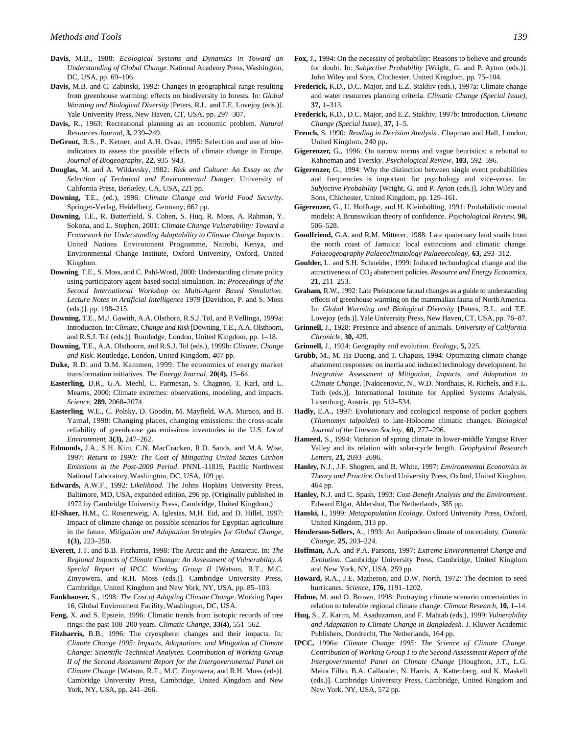**Davis,** M.B., 1988: *Ecological Systems and Dynamics in Toward an Understanding of Global Change.* National Academy Press, Washington, DC, USA, pp. 69–106.

**Davis,** M.B. and C. Zabinski, 1992: Changes in geographical range resulting from greenhouse warming: effects on biodiversity in forests. In: *Global Warming and Biological Diversity* [Peters, R.L. and T.E. Lovejoy (eds.)]. Yale University Press, New Haven, CT, USA, pp. 297–307.

**Davis,** R., 1963: Recreational planning as an economic problem. *Natural Resources Journal*, **3,** 239–249.

**DeGroot,** R.S., P. Ketner, and A.H. Ovaa, 1995: Selection and use of bio-indicators to assess the possible effects of climate change in Europe. *Journal of Biogeography*, **22,** 935–943.

**Douglas,** M. and A. Wildavsky, 1982*: Risk and Culture: An Essay on the Selection of Technical and Environmental Danger.* University of California Press, Berkeley, CA, USA, 221 pp.

**Downing,** T.E., (ed.), 1996: *Climate Change and World Food Security*. Springer-Verlag, Heidelberg, Germany, 662 pp.

**Downing,** T.E., R. Butterfield, S. Cohen, S. Huq, R. Moss, A. Rahman, Y. Sokona, and L. Stephen, 2001: *Climate Change Vulnerability: Toward a Framework for Understanding Adaptability to Climate Change Impacts*. United Nations Environment Programme, Nairobi, Kenya, and Environmental Change Institute, Oxford University, Oxford, United Kingdom.

**Downing**, T.E., S. Moss, and C. Pahl-Wostl, 2000: Understanding climate policy using participatory agent-based social simulation. In: *Proceedings of the Second International Workshop on Multi-Agent Based Simulation. Lecture Notes in Artificial Intelligence* 1979 [Davidson, P. and S. Moss (eds.)]. pp. 198–215.

**Downing,** T.E., M.J. Gawith, A.A. Olsthorn, R.S.J. Tol, and P. Vellinga, 1999a: Introduction. In: *Climate, Change and Risk* [Downing, T.E., A.A. Olsthoorn, and R.S.J. Tol (eds.)]. Routledge, London, United Kingdom, pp. 1–18.

**Downing,** T.E., A.A. Olsthoorn, and R.S.J. Tol (eds.), 1999b: *Climate, Change and Risk*. Routledge, London, United Kingdom, 407 pp.

**Duke,** R.D. and D.M. Kammen, 1999: The economics of energy market transformation initiatives. *The Energy Journal*, **20(4),** 15–64.

**Easterling,** D.R., G.A. Meehl, C. Parmesan, S. Chagnon, T. Karl, and L. Mearns, 2000: Climate extremes: observations, modeling, and impacts. *Science*, **289,** 2068–2074.

**Easterling**, W.E., C. Polsky, D. Goodin, M. Mayfield, W.A. Muraco, and B. Yarnal, 1998: Changing places, changing emissions: the cross-scale reliability of greenhouse gas emissions inventories in the U.S. *Local Environment*, **3(3),** 247–262.

**Edmonds,** J.A., S.H. Kim, C.N. MacCracken, R.D. Sands, and M.A. Wise, 1997: *Return to 1990: The Cost of Mitigating United States Carbon Emissions in the Post-2000 Period.* PNNL-11819, Pacific Northwest National Laboratory, Washington, DC, USA, 109 pp.

**Edwards,** A.W.F., 1992: *Likelihood.* The Johns Hopkins University Press, Baltimore, MD, USA, expanded edition, 296 pp. (Originally published in 1972 by Cambridge University Press, Cambridge, United Kingdom.)

**El-Shaer,** H.M., C. Rosenzweig, A. Iglesias, M.H. Eid, and D. Hillel, 1997: Impact of climate change on possible scenarios for Egyptian agriculture in the future. *Mitigation and Adaptation Strategies for Global Change*, **1(3),** 223–250.

**Everett,** J.T. and B.B. Fitzharris, 1998: The Arctic and the Antarctic. In: *The Regional Impacts of Climate Change: An Assessment of Vulnerability. A Special Report of IPCC Working Group II* [Watson, R.T., M.C. Zinyowera, and R.H. Moss (eds.)]. Cambridge University Press, Cambridge, United Kingdom and New York, NY, USA, pp. 85–103.

**Fankhauser,** S., 1998: *The Cost of Adapting Climate Change*. Working Paper 16, Global Environment Facility, Washington, DC, USA.

**Feng,** X. and S. Epstein, 1996: Climatic trends from isotopic records of tree rings: the past 100–200 years. *Climatic Change*, **33(4),** 551–562.

**Fitzharris,** B.B., 1996: The cryosphere: changes and their impacts. In*: Climate Change 1995: Impacts, Adaptations, and Mitigation of Climate Change: Scientific-Technical Analyses. Contribution of Working Group II of the Second Assessment Report for the Intergovernmental Panel on Climate Change* [Watson, R.T., M.C. Zinyowera, and R.H. Moss (eds.)]. Cambridge University Press, Cambridge, United Kingdom and New York, NY, USA, pp. 241–266.

**Fox,** J., 1994: On the necessity of probability: Reasons to believe and grounds for doubt. In: *Subjective Probability* [Wright, G. and P. Ayton (eds.)]. John Wiley and Sons, Chichester, United Kingdom, pp. 75–104.

**Frederick,** K.D., D.C. Major, and E.Z. Stakhiv (eds.), 1997a: Climate change and water resources planning criteria. *Climatic Change (Special Issue)*, **37,** 1–313.

**Frederick,** K.D., D.C. Major, and E.Z. Stakhiv, 1997b: Introduction. *Climatic Change (Special Issue)*, **37,** 1–5.

**French,** S. 1990: *Reading in Decision Analysis*. Chapman and Hall, London, United Kingdom, 240 pp**.**

**Gigerenzer,** G., 1996: On narrow norms and vague heuristics: a rebuttal to Kahneman and Tversky. *Psychological Review*, **103,** 592–596.

**Gigerenzer,** G., 1994: Why the distinction between single event probabilities and frequencies is important for psychology and vice-versa. In: *Subjective Probability* [Wright, G. and P. Ayton (eds.)]. John Wiley and Sons, Chichester, United Kingdom, pp. 129–161.

**Gigerenzer,** G., U. Hoffrage, and H. Kleinbölting, 1991: Probabilistic mental models: A Brunswikian theory of confidence. *Psychological Review*, **98,** 506–528.

**Goodfriend,** G.A. and R.M. Mitterer, 1988: Late quaternary land snails from the north coast of Jamaica: local extinctions and climatic change. *Palaeogeography Palaeoclimatology Palaeoecology*, **63,** 293–312.

**Goulder,** L. and S.H. Schneider, 1999: Induced technological change and the attractiveness of $CO_2$ abatement policies. *Resource and Energy Economics*, **21,** 211–253.

**Graham,** R.W., 1992: Late Pleistocene faunal changes as a guide to understanding effects of greenhouse warming on the mammalian fauna of North America. In: *Global Warming and Biological Diversity* [Peters, R.L. and T.E. Lovejoy (eds.)]. Yale University Press, New Haven, CT, USA, pp. 76–87.

**Grinnell,** J., 1928: Presence and absence of animals. *University of California Chronicle*, **30,** 429.

**Grinnell,** J., 1924: Geography and evolution. *Ecology*, **5,** 225.

**Grubb,** M., M. Ha-Duong, and T. Chapuis, 1994: Optimizing climate change abatement responses: on inertia and induced technology development. In: *Integrative Assessment of Mitigation, Impacts, and Adaptation to Climate Change*. [Nakicenovic, N., W.D. Nordhaus, R. Richels, and F.L. Toth (eds.)]. International Institute for Applied Systems Analysis, Laxenburg, Austria, pp. 513–534.

**Hadly,** E.A., 1997: Evolutionary and ecological response of pocket gophers (*Thomomys talpoides*) to late-Holocene climatic changes. *Biological Journal of the Linnean Society*, **60,** 277–296.

**Hameed,** S., 1994: Variation of spring climate in lower-middle Yangtse River Valley and its relation with solar-cycle length. *Geophysical Research Letters*, **21,** 2693–2696.

**Hanley,** N.J., J.F. Shogren, and B. White, 1997: *Environmental Economics in Theory and Practice*. Oxford University Press, Oxford, United Kingdom, 464 pp.

**Hanley,** N.J. and C. Spash, 1993: *Cost-Benefit Analysis and the Environment*. Edward Elgar, Aldershot, The Netherlands, 385 pp.

**Hanski,** I., 1999: *Metapopulation Ecology.* Oxford University Press, Oxford, United Kingdom, 313 pp.

**Henderson-Sellers,** A., 1993: An Antipodean climate of uncertainty. *Climatic Change*, **25,** 203–224.

**Hoffman,** A.A. and P.A. Parsons, 1997: *Extreme Environmental Change and Evolution*. Cambridge University Press, Cambridge, United Kingdom and New York, NY, USA, 259 pp.

**Howard,** R.A., J.E. Matheson, and D.W. North, 1972: The decision to seed hurricanes. *Science*, **176,** 1191–1202.

**Hulme,** M. and O. Brown, 1998: Portraying climate scenario uncertainties in relation to tolerable regional climate change. *Climate Research*, **10,** 1–14.

**Huq,** S., Z. Karim, M. Asaduzaman, and F. Mahtab (eds.), 1999: *Vulnerability and Adaptation to Climate Change in Bangladesh.* J. Kluwer Academic Publishers, Dordrecht, The Netherlands, 164 pp.

**IPCC,** 1996a: *Climate Change 1995: The Science of Climate Change. Contribution of Working Group I to the Second Assessment Report of the Intergovernmental Panel on Climate Change* [Houghton, J.T., L.G. Meira Filho, B.A. Callander, N. Harris, A. Kattenberg, and K. Maskell (eds.)]. Cambridge University Press, Cambridge, United Kingdom and New York, NY, USA, 572 pp.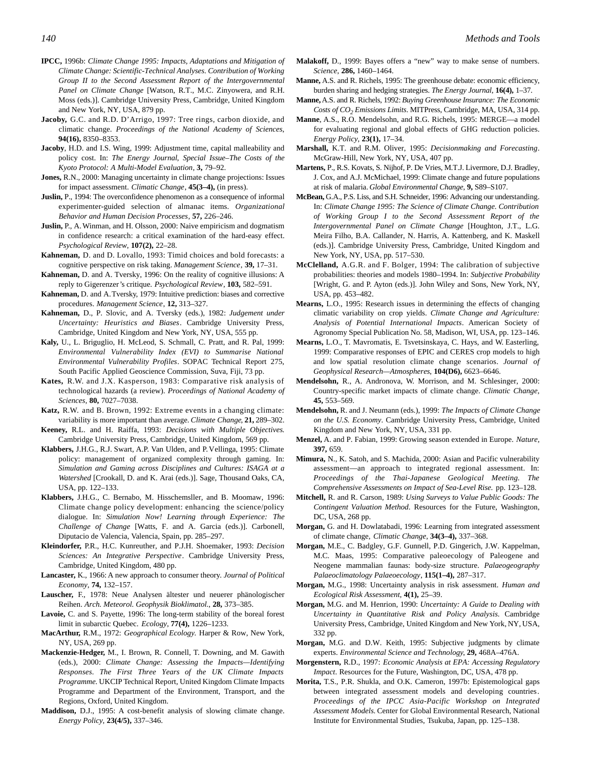**IPCC,** 1996b: *Climate Change 1995: Impacts, Adaptations and Mitigation of Climate Change: Scientific-Technical Analyses. Contribution of Working Group II to the Second Assessment Report of the Intergovernmental Panel on Climate Change* [Watson, R.T., M.C. Zinyowera, and R.H. Moss (eds.)]. Cambridge University Press, Cambridge, United Kingdom and New York, NY, USA, 879 pp.

**Jacoby,** G.C. and R.D. D'Arrigo, 1997: Tree rings, carbon dioxide, and climatic change. *Proceedings of the National Academy of Sciences,* **94(16),** 8350–8353.

**Jacoby**, H.D. and I.S. Wing, 1999: Adjustment time, capital malleability and policy cost. In: *The Energy Journal, Special Issue–The Costs of the Kyoto Protocol: A Multi-Model Evaluation*, **3,** 79–92.

**Jones,** R.N., 2000: Managing uncertainty in climate change projections: Issues for impact assessment. *Climatic Change*, **45(3–4),** (in press).

**Juslin,** P., 1994: The overconfidence phenomenon as a consequence of informal experimenter-guided selection of almanac items. *Organizational Behavior and Human Decision Processes*, **57,** 226–246.

**Juslin,** P., A. Winman, and H. Olsson, 2000: Naive empiricism and dogmatism in confidence research: a critical examination of the hard-easy effect. *Psychological Review,* **107(2),** 22–28.

**Kahneman,** D. and D. Lovallo, 1993: Timid choices and bold forecasts: a cognitive perspective on risk taking. *Management Science*, **39,** 17–31.

**Kahneman,** D. and A. Tversky, 1996: On the reality of cognitive illusions: A reply to Gigerenzer's critique. *Psychological Review*, **103,** 582–591.

**Kahneman,** D. and A. Tversky, 1979: Intuitive prediction: biases and corrective procedures. *Management Science*, **12,** 313–327.

**Kahneman,** D., P. Slovic, and A. Tversky (eds.), 1982: *Judgement under Uncertainty: Heuristics and Biases*. Cambridge University Press, Cambridge, United Kingdom and New York, NY, USA, 555 pp.

**Kaly,** U., L. Briguglio, H. McLeod, S. Schmall, C. Pratt, and R. Pal, 1999: *Environmental Vulnerability Index (EVI) to Summarise National Environmental Vulnerability Profiles*. SOPAC Technical Report 275, South Pacific Applied Geoscience Commission, Suva, Fiji, 73 pp.

**Kates,** R.W. and J.X. Kasperson, 1983: Comparative risk analysis of technological hazards (a review). *Proceedings of National Academy of Sciences,* **80,** 7027–7038.

**Katz,** R.W. and B. Brown, 1992: Extreme events in a changing climate: variability is more important than average. *Climate Change*, **21,** 289–302.

**Keeney,** R.L. and H. Raiffa, 1993: *Decisions with Multiple Objectives.* Cambridge University Press, Cambridge, United Kingdom, 569 pp.

**Klabbers,** J.H.G., R.J. Swart, A.P. Van Ulden, and P. Vellinga, 1995: Climate policy: management of organized complexity through gaming. In: *Simulation and Gaming across Disciplines and Cultures: ISAGA at a Watershed* [Crookall, D. and K. Arai (eds.)]. Sage, Thousand Oaks, CA, USA, pp. 122–133.

**Klabbers,** J.H.G., C. Bernabo, M. Hisschemsller, and B. Moomaw, 1996: Climate change policy development: enhancing the science/policy dialogue. In: *Simulation Now! Learning through Experience: The Challenge of Change* [Watts, F. and A. Garcia (eds.)]. Carbonell, Diputacio de Valencia, Valencia, Spain, pp. 285–297.

**Kleindorfer,** P.R., H.C. Kunreuther, and P.J.H. Shoemaker, 1993: *Decision Sciences: An Integrative Perspective*. Cambridge University Press, Cambridge, United Kingdom, 480 pp.

**Lancaster,** K., 1966: A new approach to consumer theory. *Journal of Political Economy,* **74,** 132–157.

**Lauscher,** F., 1978: Neue Analysen ältester und neuerer phänologischer Reihen. *Arch. Meteorol. Geophysik Bioklimatol.*, **28,** 373–385.

**Lavoie,** C. and S. Payette, 1996: The long-term stability of the boreal forest limit in subarctic Quebec. *Ecology*, **77(4),** 1226–1233.

**MacArthur,** R.M., 1972: *Geographical Ecology.* Harper & Row, New York, NY, USA, 269 pp.

**Mackenzie-Hedger,** M., I. Brown, R. Connell, T. Downing, and M. Gawith (eds.), 2000: *Climate Change: Assessing the Impacts—Identifying Responses. The First Three Years of the UK Climate Impacts Programme.* UKCIP Technical Report, United Kingdom Climate Impacts Programme and Department of the Environment, Transport, and the Regions, Oxford, United Kingdom.

**Maddison,** D.J., 1995: A cost-benefit analysis of slowing climate change. *Energy Policy,* **23(4/5),** 337–346.

**Malakoff,** D., 1999: Bayes offers a "new" way to make sense of numbers. *Science,* **286,** 1460–1464.

**Manne,** A.S. and R. Richels, 1995: The greenhouse debate: economic efficiency, burden sharing and hedging strategies. *The Energy Journal,* **16(4),** 1–37.

**Manne,** A.S. and R. Richels, 1992: *Buying Greenhouse Insurance: The Economic Costs of $CO_2$ Emissions Limits*. MITPress, Cambridge, MA, USA, 314 pp.

**Manne**, A.S., R.O. Mendelsohn, and R.G. Richels, 1995: MERGE—a model for evaluating regional and global effects of GHG reduction policies. *Energy Policy*, **23(1),** 17–34.

**Marshall,** K.T. and R.M. Oliver, 1995: *Decisionmaking and Forecasting*. McGraw-Hill, New York, NY, USA, 407 pp.

**Martens,** P., R.S. Kovats, S. Nijhof, P. De Vries, M.T.J. Livermore, D.J. Bradley, J. Cox, and A.J. McMichael, 1999: Climate change and future populations at risk of malaria. *Global Environmental Change*, **9,** S89–S107.

**McBean,** G.A., P.S. Liss, and S.H. Schneider, 1996: Advancing our understanding. In: *Climate Change 1995: The Science of Climate Change. Contribution of Working Group I to the Second Assessment Report of the Intergovernmental Panel on Climate Change* [Houghton, J.T., L.G. Meira Filho, B.A. Callander, N. Harris, A. Kattenberg, and K. Maskell (eds.)]. Cambridge University Press, Cambridge, United Kingdom and New York, NY, USA, pp. 517–530.

**McClelland,** A.G.R. and F. Bolger, 1994: The calibration of subjective probabilities: theories and models 1980–1994. In: *Subjective Probability* [Wright, G. and P. Ayton (eds.)]. John Wiley and Sons, New York, NY, USA, pp. 453–482.

**Mearns,** L.O., 1995: Research issues in determining the effects of changing climatic variability on crop yields. *Climate Change and Agriculture: Analysis of Potential International Impacts*. American Society of Agronomy Special Publication No. 58, Madison, WI, USA, pp. 123–146.

**Mearns,** L.O., T. Mavromatis, E. Tsvetsinskaya, C. Hays, and W. Easterling, 1999: Comparative responses of EPIC and CERES crop models to high and low spatial resolution climate change scenarios. *Journal of Geophysical Research—Atmospheres,* **104(D6),** 6623–6646.

**Mendelsohn,** R., A. Andronova, W. Morrison, and M. Schlesinger, 2000: Country-specific market impacts of climate change. *Climatic Change,* **45,** 553–569.

**Mendelsohn,** R. and J. Neumann (eds.), 1999: *The Impacts of Climate Change on the U.S. Economy*. Cambridge University Press, Cambridge, United Kingdom and New York, NY, USA, 331 pp.

**Menzel,** A. and P. Fabian, 1999: Growing season extended in Europe. *Nature*, **397,** 659.

**Mimura,** N., K. Satoh, and S. Machida, 2000: Asian and Pacific vulnerability assessment—an approach to integrated regional assessment. In: *Proceedings of the Thai-Japanese Geological Meeting. The Comprehensive Assessments on Impact of Sea-Level Rise.* pp. 123–128.

**Mitchell,** R. and R. Carson, 1989: *Using Surveys to Value Public Goods: The Contingent Valuation Method.* Resources for the Future, Washington, DC, USA, 268 pp.

**Morgan,** G. and H. Dowlatabadi, 1996: Learning from integrated assessment of climate change, *Climatic Change,* **34(3–4),** 337–368.

**Morgan,** M.E., C. Badgley, G.F. Gunnell, P.D. Gingerich, J.W. Kappelman, M.C. Maas, 1995: Comparative paleoecology of Paleogene and Neogene mammalian faunas: body-size structure. *Palaeogeography Palaeoclimatology Palaeoecology*, **115(1–4),** 287–317.

**Morgan,** M.G., 1998: Uncertainty analysis in risk assessment. *Human and Ecological Risk Assessment,* **4(1),** 25–39.

**Morgan,** M.G. and M. Henrion, 1990: *Uncertainty: A Guide to Dealing with Uncertainty in Quantitative Risk and Policy Analysis.* Cambridge University Press, Cambridge, United Kingdom and New York, NY, USA, 332 pp.

**Morgan,** M.G. and D.W. Keith, 1995: Subjective judgments by climate experts. *Environmental Science and Technology,* **29,** 468A–476A.

**Morgenstern,** R.D., 1997: *Economic Analysis at EPA: Accessing Regulatory Impact*. Resources for the Future, Washington, DC, USA, 478 pp.

**Morita,** T.S., P.R. Shukla, and O.K. Cameron, 1997b: Epistemological gaps between integrated assessment models and developing countries. *Proceedings of the IPCC Asia-Pacific Workshop on Integrated Assessment Models.* Center for Global Environmental Research, National Institute for Environmental Studies, Tsukuba, Japan, pp. 125–138.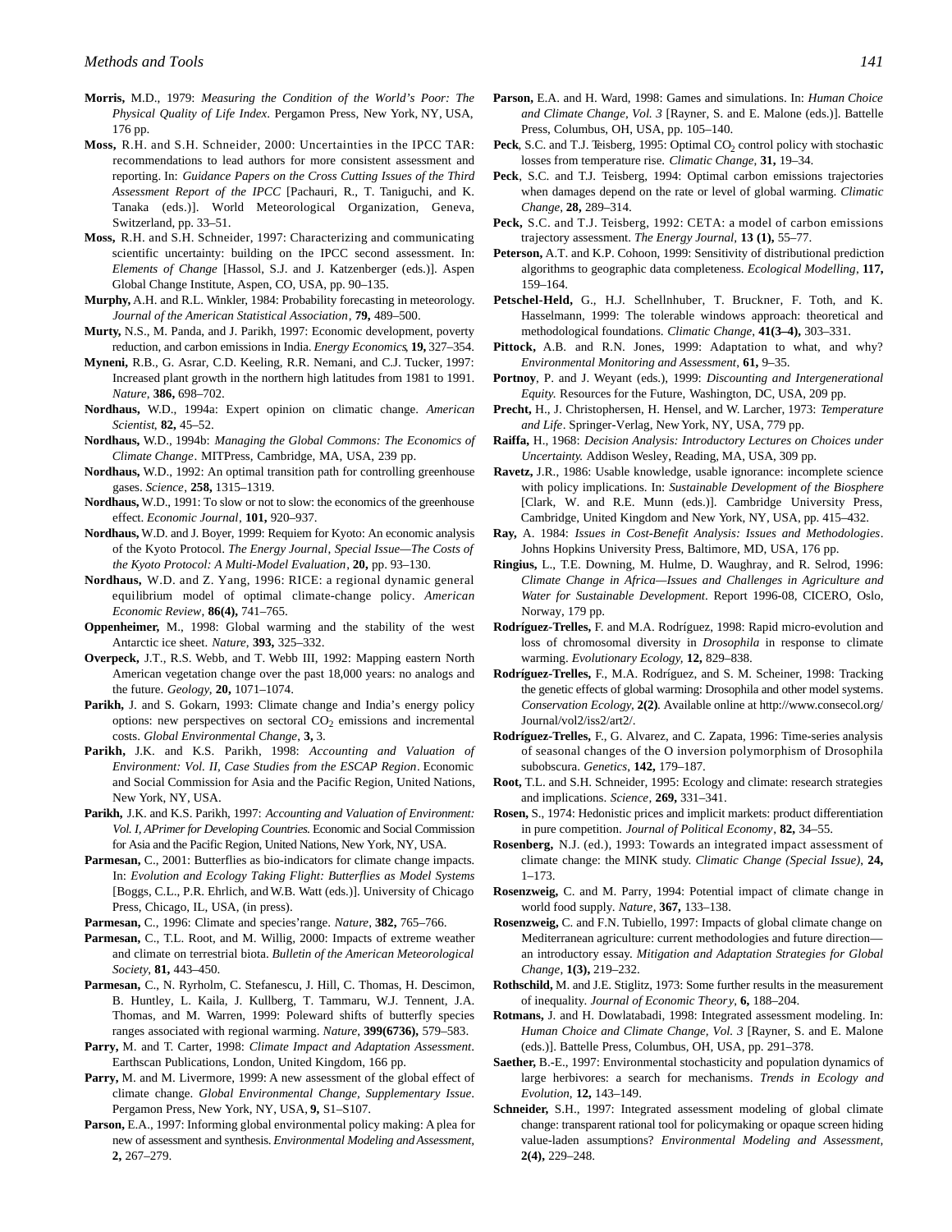**Morris,** M.D., 1979: *Measuring the Condition of the World's Poor: The Physical Quality of Life Index*. Pergamon Press, New York, NY, USA, 176 pp.

**Moss,** R.H. and S.H. Schneider, 2000: Uncertainties in the IPCC TAR: recommendations to lead authors for more consistent assessment and reporting. In: *Guidance Papers on the Cross Cutting Issues of the Third Assessment Report of the IPCC* [Pachauri, R., T. Taniguchi, and K. Tanaka (eds.)]. World Meteorological Organization, Geneva, Switzerland, pp. 33–51.

**Moss,** R.H. and S.H. Schneider, 1997: Characterizing and communicating scientific uncertainty: building on the IPCC second assessment. In: *Elements of Change* [Hassol, S.J. and J. Katzenberger (eds.)]. Aspen Global Change Institute, Aspen, CO, USA, pp. 90–135.

**Murphy,** A.H. and R.L. Winkler, 1984: Probability forecasting in meteorology. *Journal of the American Statistical Association*, **79,** 489–500.

**Murty,** N.S., M. Panda, and J. Parikh, 1997: Economic development, poverty reduction, and carbon emissions in India. *Energy Economics*, **19,** 327–354.

**Myneni,** R.B., G. Asrar, C.D. Keeling, R.R. Nemani, and C.J. Tucker, 1997: Increased plant growth in the northern high latitudes from 1981 to 1991. *Nature*, **386,** 698–702.

**Nordhaus,** W.D., 1994a: Expert opinion on climatic change. *American Scientist*, **82,** 45–52.

**Nordhaus,** W.D., 1994b: *Managing the Global Commons: The Economics of Climate Change*. MITPress, Cambridge, MA, USA, 239 pp.

**Nordhaus,** W.D., 1992: An optimal transition path for controlling greenhouse gases. *Science*, **258,** 1315–1319.

**Nordhaus,** W.D., 1991: To slow or not to slow: the economics of the greenhouse effect. *Economic Journal*, **101,** 920–937.

**Nordhaus,** W.D. and J. Boyer, 1999: Requiem for Kyoto: An economic analysis of the Kyoto Protocol. *The Energy Journal, Special Issue—The Costs of the Kyoto Protocol: A Multi-Model Evaluation*, **20,** pp. 93–130.

**Nordhaus,** W.D. and Z. Yang, 1996: RICE: a regional dynamic general equilibrium model of optimal climate-change policy. *American Economic Review*, **86(4),** 741–765.

**Oppenheimer,** M., 1998: Global warming and the stability of the west Antarctic ice sheet. *Nature*, **393,** 325–332.

**Overpeck,** J.T., R.S. Webb, and T. Webb III, 1992: Mapping eastern North American vegetation change over the past 18,000 years: no analogs and the future. *Geology*, **20,** 1071–1074.

**Parikh,** J. and S. Gokarn, 1993: Climate change and India's energy policy options: new perspectives on sectoral $CO_2$ emissions and incremental costs. *Global Environmental Change*, **3,** 3.

**Parikh,** J.K. and K.S. Parikh, 1998: *Accounting and Valuation of Environment: Vol. II, Case Studies from the ESCAP Region*. Economic and Social Commission for Asia and the Pacific Region, United Nations, New York, NY, USA.

**Parikh,** J.K. and K.S. Parikh, 1997: *Accounting and Valuation of Environment: Vol. I, APrimer for Developing Countries*. Economic and Social Commission for Asia and the Pacific Region, United Nations, New York, NY, USA.

**Parmesan,** C., 2001: Butterflies as bio-indicators for climate change impacts. In: *Evolution and Ecology Taking Flight: Butterflies as Model Systems* [Boggs, C.L., P.R. Ehrlich, and W.B. Watt (eds.)]. University of Chicago Press, Chicago, IL, USA, (in press).

**Parmesan,** C., 1996: Climate and species'range. *Nature*, **382,** 765–766.

**Parmesan,** C., T.L. Root, and M. Willig, 2000: Impacts of extreme weather and climate on terrestrial biota. *Bulletin of the American Meteorological Society*, **81,** 443–450.

**Parmesan,** C., N. Ryrholm, C. Stefanescu, J. Hill, C. Thomas, H. Descimon, B. Huntley, L. Kaila, J. Kullberg, T. Tammaru, W.J. Tennent, J.A. Thomas, and M. Warren, 1999: Poleward shifts of butterfly species ranges associated with regional warming. *Nature*, **399(6736),** 579–583.

**Parry,** M. and T. Carter, 1998: *Climate Impact and Adaptation Assessment*. Earthscan Publications, London, United Kingdom, 166 pp.

**Parry,** M. and M. Livermore, 1999: A new assessment of the global effect of climate change. *Global Environmental Change, Supplementary Issue*. Pergamon Press, New York, NY, USA, **9,** S1–S107.

**Parson,** E.A., 1997: Informing global environmental policy making: A plea for new of assessment and synthesis. *Environmental Modeling and Assessment*, **2,** 267–279.

**Parson,** E.A. and H. Ward, 1998: Games and simulations. In: *Human Choice and Climate Change, Vol. 3* [Rayner, S. and E. Malone (eds.)]. Battelle Press, Columbus, OH, USA, pp. 105–140.

**Peck**, S.C. and T.J. Teisberg, 1995: Optimal $CO_2$ control policy with stochastic losses from temperature rise. *Climatic Change*, **31,** 19–34.

**Peck**, S.C. and T.J. Teisberg, 1994: Optimal carbon emissions trajectories when damages depend on the rate or level of global warming. *Climatic Change*, **28,** 289–314.

**Peck,** S.C. and T.J. Teisberg, 1992: CETA: a model of carbon emissions trajectory assessment. *The Energy Journal*, **13 (1),** 55–77.

**Peterson,** A.T. and K.P. Cohoon, 1999: Sensitivity of distributional prediction algorithms to geographic data completeness. *Ecological Modelling*, **117,** 159–164.

**Petschel-Held,** G., H.J. Schellnhuber, T. Bruckner, F. Toth, and K. Hasselmann, 1999: The tolerable windows approach: theoretical and methodological foundations. *Climatic Change*, **41(3–4),** 303–331.

**Pittock,** A.B. and R.N. Jones, 1999: Adaptation to what, and why? *Environmental Monitoring and Assessment*, **61,** 9–35.

**Portnoy**, P. and J. Weyant (eds.), 1999: *Discounting and Intergenerational Equity*. Resources for the Future, Washington, DC, USA, 209 pp.

**Precht,** H., J. Christophersen, H. Hensel, and W. Larcher, 1973: *Temperature and Life*. Springer-Verlag, New York, NY, USA, 779 pp.

**Raiffa,** H., 1968: *Decision Analysis: Introductory Lectures on Choices under Uncertainty*. Addison Wesley, Reading, MA, USA, 309 pp.

**Ravetz,** J.R., 1986: Usable knowledge, usable ignorance: incomplete science with policy implications. In: *Sustainable Development of the Biosphere* [Clark, W. and R.E. Munn (eds.)]. Cambridge University Press, Cambridge, United Kingdom and New York, NY, USA, pp. 415–432.

**Ray,** A. 1984: *Issues in Cost-Benefit Analysis: Issues and Methodologies*. Johns Hopkins University Press, Baltimore, MD, USA, 176 pp.

**Ringius,** L., T.E. Downing, M. Hulme, D. Waughray, and R. Selrod, 1996: *Climate Change in Africa—Issues and Challenges in Agriculture and Water for Sustainable Development*. Report 1996-08, CICERO, Oslo, Norway, 179 pp.

**Rodríguez-Trelles,** F. and M.A. Rodríguez, 1998: Rapid micro-evolution and loss of chromosomal diversity in *Drosophila* in response to climate warming. *Evolutionary Ecology*, **12,** 829–838.

**Rodríguez-Trelles,** F., M.A. Rodríguez, and S. M. Scheiner, 1998: Tracking the genetic effects of global warming: Drosophila and other model systems. *Conservation Ecology*, **2(2)**. Available online at http://www.consecol.org/Journal/vol2/iss2/art2/.

**Rodríguez-Trelles,** F., G. Alvarez, and C. Zapata, 1996: Time-series analysis of seasonal changes of the O inversion polymorphism of Drosophila subobscura. *Genetics*, **142,** 179–187.

**Root,** T.L. and S.H. Schneider, 1995: Ecology and climate: research strategies and implications. *Science*, **269,** 331–341.

**Rosen,** S., 1974: Hedonistic prices and implicit markets: product differentiation in pure competition. *Journal of Political Economy*, **82,** 34–55.

**Rosenberg,** N.J. (ed.), 1993: Towards an integrated impact assessment of climate change: the MINK study. *Climatic Change (Special Issue)*, **24,** 1–173.

**Rosenzweig,** C. and M. Parry, 1994: Potential impact of climate change in world food supply. *Nature*, **367,** 133–138.

**Rosenzweig,** C. and F.N. Tubiello, 1997: Impacts of global climate change on Mediterranean agriculture: current methodologies and future direction—an introductory essay. *Mitigation and Adaptation Strategies for Global Change*, **1(3),** 219–232.

**Rothschild,** M. and J.E. Stiglitz, 1973: Some further results in the measurement of inequality. *Journal of Economic Theory*, **6,** 188–204.

**Rotmans,** J. and H. Dowlatabadi, 1998: Integrated assessment modeling. In: *Human Choice and Climate Change, Vol. 3* [Rayner, S. and E. Malone (eds.)]. Battelle Press, Columbus, OH, USA, pp. 291–378.

**Saether,** B.-E., 1997: Environmental stochasticity and population dynamics of large herbivores: a search for mechanisms. *Trends in Ecology and Evolution*, **12,** 143–149.

**Schneider,** S.H., 1997: Integrated assessment modeling of global climate change: transparent rational tool for policymaking or opaque screen hiding value-laden assumptions? *Environmental Modeling and Assessment*, **2(4),** 229–248.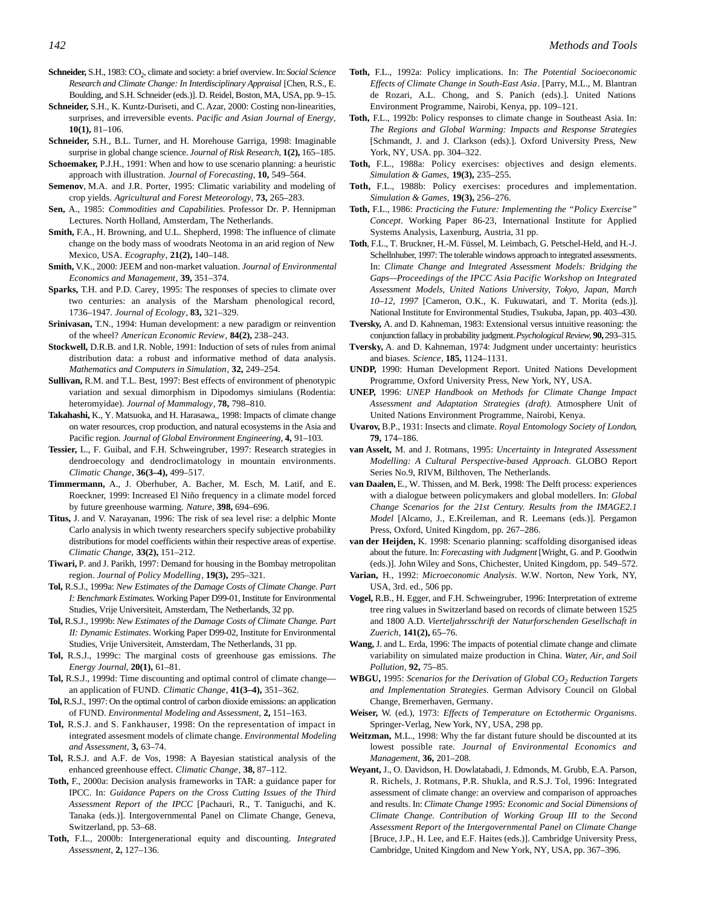**Schneider,** S.H., 1983: $CO_2$, climate and society: a brief overview. In: *Social Science Research and Climate Change: In Interdisciplinary Appraisal* [Chen, R.S., E. Boulding, and S.H. Schneider (eds.)]. D. Reidel, Boston, MA, USA, pp. 9–15.

**Schneider,** S.H., K. Kuntz-Duriseti, and C. Azar, 2000: Costing non-linearities, surprises, and irreversible events. *Pacific and Asian Journal of Energy*, **10(1),** 81–106.

**Schneider,** S.H., B.L. Turner, and H. Morehouse Garriga, 1998: Imaginable surprise in global change science. *Journal of Risk Research*, **1(2),** 165–185.

**Schoemaker,** P.J.H., 1991: When and how to use scenario planning: a heuristic approach with illustration. *Journal of Forecasting*, **10,** 549–564.

**Semenov**, M.A. and J.R. Porter, 1995: Climatic variability and modeling of crop yields. *Agricultural and Forest Meteorology*, **73,** 265–283.

**Sen,** A., 1985: *Commodities and Capabilities*. Professor Dr. P. Hennipman Lectures. North Holland, Amsterdam, The Netherlands.

**Smith,** F.A., H. Browning, and U.L. Shepherd, 1998: The influence of climate change on the body mass of woodrats Neotoma in an arid region of New Mexico, USA. *Ecography*, **21(2),** 140–148.

**Smith,** V.K., 2000: JEEM and non-market valuation. *Journal of Environmental Economics and Management*, **39,** 351–374.

**Sparks,** T.H. and P.D. Carey, 1995: The responses of species to climate over two centuries: an analysis of the Marsham phenological record, 1736–1947. *Journal of Ecology*, **83,** 321–329.

**Srinivasan,** T.N., 1994: Human development: a new paradigm or reinvention of the wheel? *American Economic Review*, **84(2),** 238–243.

**Stockwell,** D.R.B. and I.R. Noble, 1991: Induction of sets of rules from animal distribution data: a robust and informative method of data analysis. *Mathematics and Computers in Simulation*, **32,** 249–254.

**Sullivan,** R.M. and T.L. Best, 1997: Best effects of environment of phenotypic variation and sexual dimorphism in Dipodomys simiulans (Rodentia: heteromyidae). *Journal of Mammalogy*, **78,** 798–810.

**Takahashi,** K., Y. Matsuoka, and H. Harasawa,, 1998: Impacts of climate change on water resources, crop production, and natural ecosystems in the Asia and Pacific region. *Journal of Global Environment Engineering*, **4,** 91–103.

**Tessier,** L., F. Guibal, and F.H. Schweingruber, 1997: Research strategies in dendroecology and dendroclimatology in mountain environments. *Climatic Change*, **36(3–4),** 499–517.

**Timmermann,** A., J. Oberhuber, A. Bacher, M. Esch, M. Latif, and E. Roeckner, 1999: Increased El Niño frequency in a climate model forced by future greenhouse warming. *Nature*, **398,** 694–696.

**Titus,** J. and V. Narayanan, 1996: The risk of sea level rise: a delphic Monte Carlo analysis in which twenty researchers specify subjective probability distributions for model coefficients within their respective areas of expertise. *Climatic Change*, **33(2),** 151–212.

**Tiwari,** P. and J. Parikh, 1997: Demand for housing in the Bombay metropolitan region. *Journal of Policy Modelling*, **19(3),** 295–321.

**Tol,** R.S.J., 1999a: *New Estimates of the Damage Costs of Climate Change. Part I: Benchmark Estimates*. Working Paper D99-01, Institute for Environmental Studies, Vrije Universiteit, Amsterdam, The Netherlands, 32 pp.

**Tol,** R.S.J., 1999b: *New Estimates of the Damage Costs of Climate Change. Part II: Dynamic Estimates*. Working Paper D99-02, Institute for Environmental Studies, Vrije Universiteit, Amsterdam, The Netherlands, 31 pp.

**Tol,** R.S.J., 1999c: The marginal costs of greenhouse gas emissions. *The Energy Journal*, **20(1),** 61–81.

**Tol,** R.S.J., 1999d: Time discounting and optimal control of climate change—an application of FUND. *Climatic Change*, **41(3–4),** 351–362.

**Tol,** R.S.J., 1997: On the optimal control of carbon dioxide emissions: an application of FUND. *Environmental Modeling and Assessment*, **2,** 151–163.

**Tol,** R.S.J. and S. Fankhauser, 1998: On the representation of impact in integrated assesment models of climate change. *Environmental Modeling and Assessment*, **3,** 63–74.

**Tol,** R.S.J. and A.F. de Vos, 1998: A Bayesian statistical analysis of the enhanced greenhouse effect. *Climatic Change*, **38,** 87–112.

**Toth,** F., 2000a: Decision analysis frameworks in TAR: a guidance paper for IPCC. In: *Guidance Papers on the Cross Cutting Issues of the Third Assessment Report of the IPCC* [Pachauri, R., T. Taniguchi, and K. Tanaka (eds.)]. Intergovernmental Panel on Climate Change, Geneva, Switzerland, pp. 53–68.

**Toth,** F.L., 2000b: Intergenerational equity and discounting. *Integrated Assessment*, **2,** 127–136.

**Toth,** F.L., 1992a: Policy implications. In: *The Potential Socioeconomic Effects of Climate Change in South-East Asia*. [Parry, M.L., M. Blantran de Rozari, A.L. Chong, and S. Panich (eds).]. United Nations Environment Programme, Nairobi, Kenya, pp. 109–121.

**Toth,** F.L., 1992b: Policy responses to climate change in Southeast Asia. In: *The Regions and Global Warming: Impacts and Response Strategies* [Schmandt, J. and J. Clarkson (eds.).]. Oxford University Press, New York, NY, USA. pp. 304–322.

**Toth,** F.L., 1988a: Policy exercises: objectives and design elements. *Simulation & Games*, **19(3),** 235–255.

**Toth,** F.L., 1988b: Policy exercises: procedures and implementation. *Simulation & Games*, **19(3),** 256–276.

**Toth,** F.L., 1986: *Practicing the Future: Implementing the "Policy Exercise" Concept*. Working Paper 86-23, International Institute for Applied Systems Analysis, Laxenburg, Austria, 31 pp.

**Toth**, F.L., T. Bruckner, H.-M. Füssel, M. Leimbach, G. Petschel-Held, and H.-J. Schellnhuber, 1997: The tolerable windows approach to integrated assessments. In: *Climate Change and Integrated Assessment Models: Bridging the Gaps—Proceedings of the IPCC Asia Pacific Workshop on Integrated Assessment Models, United Nations University, Tokyo, Japan, March 10–12, 1997* [Cameron, O.K., K. Fukuwatari, and T. Morita (eds.)]. National Institute for Environmental Studies, Tsukuba, Japan, pp. 403–430.

**Tversky,** A. and D. Kahneman, 1983: Extensional versus intuitive reasoning: the conjunction fallacy in probability judgment. *Psychological Review*, **90,** 293–315.

**Tversky,** A. and D. Kahneman, 1974: Judgment under uncertainty: heuristics and biases. *Science*, **185,** 1124–1131.

**UNDP,** 1990: Human Development Report. United Nations Development Programme, Oxford University Press, New York, NY, USA.

**UNEP,** 1996: *UNEP Handbook on Methods for Climate Change Impact Assessment and Adaptation Strategies (draft)*. Atmosphere Unit of United Nations Environment Programme, Nairobi, Kenya.

**Uvarov,** B.P., 1931: Insects and climate. *Royal Entomology Society of London*, **79,** 174–186.

**van Asselt,** M. and J. Rotmans, 1995: *Uncertainty in Integrated Assessment Modelling: A Cultural Perspective-based Approach*. GLOBO Report Series No.9, RIVM, Bilthoven, The Netherlands.

**van Daalen,** E., W. Thissen, and M. Berk, 1998: The Delft process: experiences with a dialogue between policymakers and global modellers. In: *Global Change Scenarios for the 21st Century. Results from the IMAGE2.1 Model* [Alcamo, J., E.Kreileman, and R. Leemans (eds.)]. Pergamon Press, Oxford, United Kingdom, pp. 267–286.

**van der Heijden,** K. 1998: Scenario planning: scaffolding disorganised ideas about the future. In: *Forecasting with Judgment* [Wright, G. and P. Goodwin (eds.)]. John Wiley and Sons, Chichester, United Kingdom, pp. 549–572.

**Varian,** H., 1992: *Microeconomic Analysis*. W.W. Norton, New York, NY, USA, 3rd. ed., 506 pp.

**Vogel,** R.B., H. Egger, and F.H. Schweingruber, 1996: Interpretation of extreme tree ring values in Switzerland based on records of climate between 1525 and 1800 A.D. *Vierteljahrsschrift der Naturforschenden Gesellschaft in Zuerich*, **141(2),** 65–76.

**Wang,** J. and L. Erda, 1996: The impacts of potential climate change and climate variability on simulated maize production in China. *Water, Air, and Soil Pollution*, **92,** 75–85.

**WBGU,** 1995: *Scenarios for the Derivation of Global $CO_2$ Reduction Targets and Implementation Strategies*. German Advisory Council on Global Change, Bremerhaven, Germany.

**Weiser,** W. (ed.), 1973: *Effects of Temperature on Ectothermic Organisms*. Springer-Verlag, New York, NY, USA, 298 pp.

**Weitzman,** M.L., 1998: Why the far distant future should be discounted at its lowest possible rate. *Journal of Environmental Economics and Management*, **36,** 201–208.

**Weyant,** J., O. Davidson, H. Dowlatabadi, J. Edmonds, M. Grubb, E.A. Parson, R. Richels, J. Rotmans, P.R. Shukla, and R.S.J. Tol, 1996: Integrated assessment of climate change: an overview and comparison of approaches and results. In: *Climate Change 1995: Economic and Social Dimensions of Climate Change. Contribution of Working Group III to the Second Assessment Report of the Intergovernmental Panel on Climate Change* [Bruce, J.P., H. Lee, and E.F. Haites (eds.)]. Cambridge University Press, Cambridge, United Kingdom and New York, NY, USA, pp. 367–396.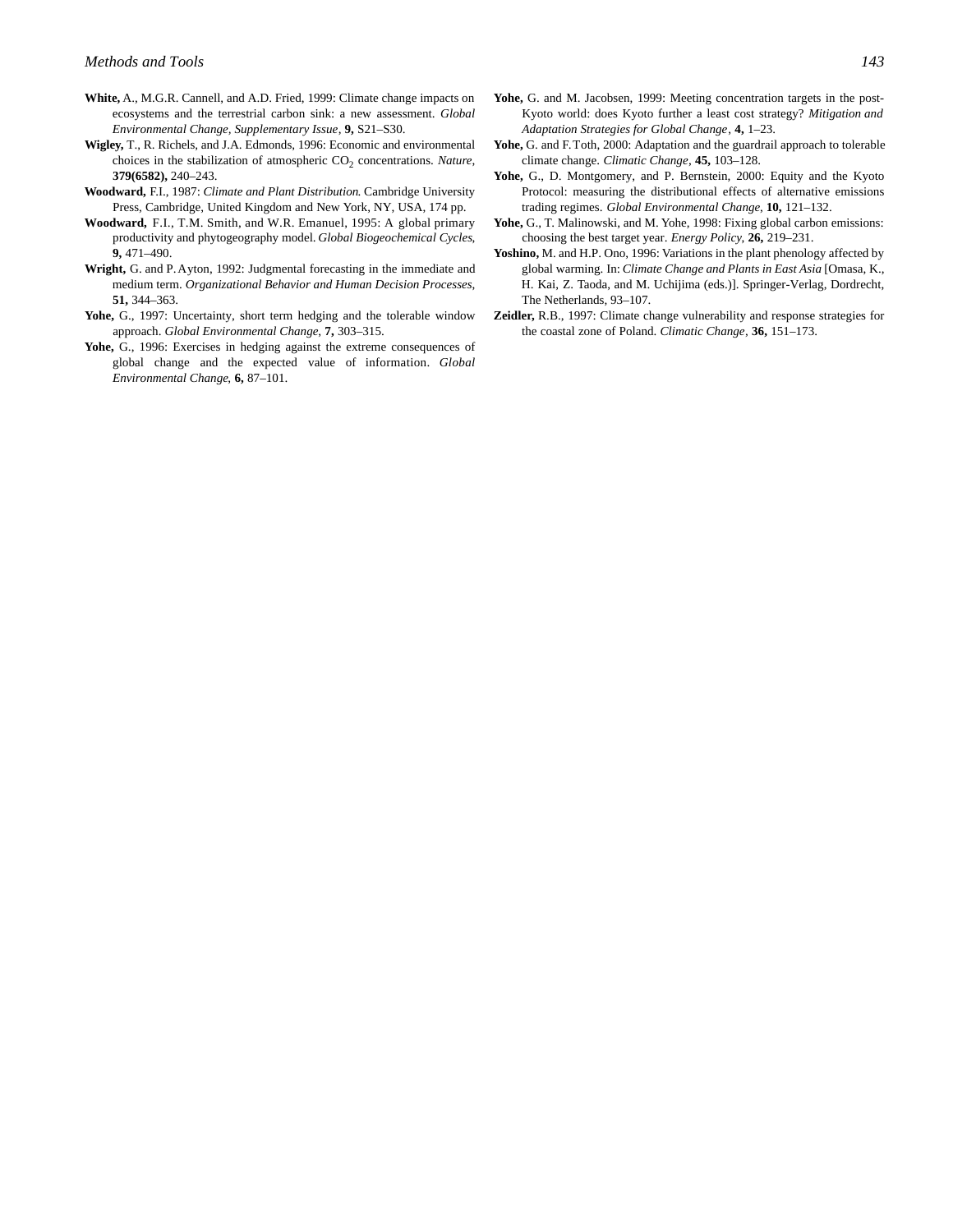**White,** A., M.G.R. Cannell, and A.D. Fried, 1999: Climate change impacts on ecosystems and the terrestrial carbon sink: a new assessment. *Global Environmental Change, Supplementary Issue*, **9,** S21–S30.

**Wigley,** T., R. Richels, and J.A. Edmonds, 1996: Economic and environmental choices in the stabilization of atmospheric $CO_2$ concentrations. *Nature*, **379(6582),** 240–243.

**Woodward,** F.I., 1987: *Climate and Plant Distribution*. Cambridge University Press, Cambridge, United Kingdom and New York, NY, USA, 174 pp.

**Woodward,** F.I., T.M. Smith, and W.R. Emanuel, 1995: A global primary productivity and phytogeography model. *Global Biogeochemical Cycles*, **9,** 471–490.

**Wright,** G. and P. Ayton, 1992: Judgmental forecasting in the immediate and medium term. *Organizational Behavior and Human Decision Processes*, **51,** 344–363.

**Yohe,** G., 1997: Uncertainty, short term hedging and the tolerable window approach. *Global Environmental Change*, **7,** 303–315.

**Yohe,** G., 1996: Exercises in hedging against the extreme consequences of global change and the expected value of information. *Global Environmental Change*, **6,** 87–101.

**Yohe,** G. and M. Jacobsen, 1999: Meeting concentration targets in the post-Kyoto world: does Kyoto further a least cost strategy? *Mitigation and Adaptation Strategies for Global Change*, **4,** 1–23.

**Yohe,** G. and F. Toth, 2000: Adaptation and the guardrail approach to tolerable climate change. *Climatic Change*, **45,** 103–128.

**Yohe,** G., D. Montgomery, and P. Bernstein, 2000: Equity and the Kyoto Protocol: measuring the distributional effects of alternative emissions trading regimes. *Global Environmental Change*, **10,** 121–132.

**Yohe,** G., T. Malinowski, and M. Yohe, 1998: Fixing global carbon emissions: choosing the best target year. *Energy Policy*, **26,** 219–231.

**Yoshino,** M. and H.P. Ono, 1996: Variations in the plant phenology affected by global warming. In: *Climate Change and Plants in East Asia* [Omasa, K., H. Kai, Z. Taoda, and M. Uchijima (eds.)]. Springer-Verlag, Dordrecht, The Netherlands, 93–107.

**Zeidler,** R.B., 1997: Climate change vulnerability and response strategies for the coastal zone of Poland. *Climatic Change*, **36,** 151–173.